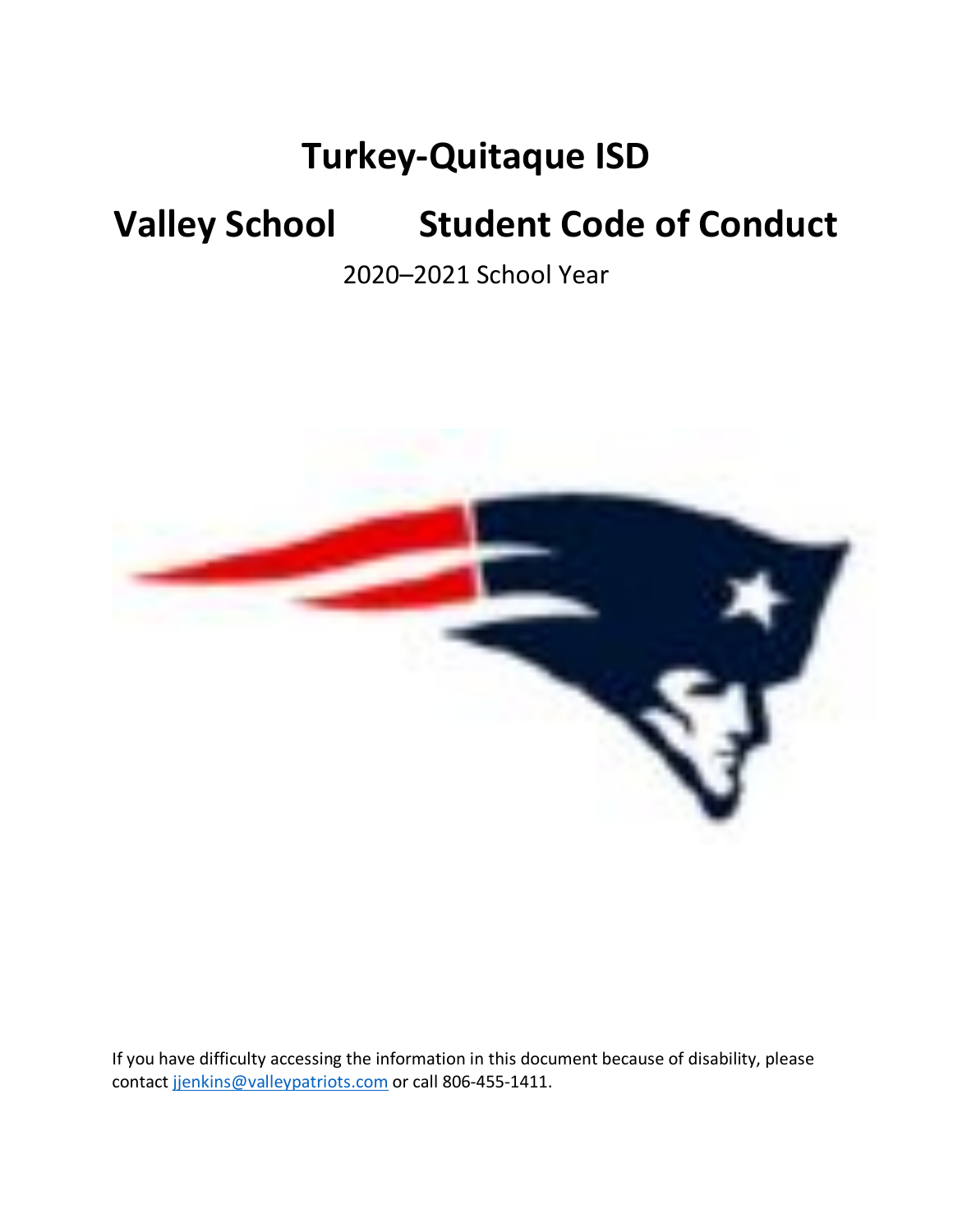# Turkey-Quitaque ISD

# Valley School Student Code of Conduct

2020–2021 School Year

If you have difficulty accessing the information in this document because of disability, please contact [jjenkins@valleypatriots.com](mailto:jjenkins@valleypatriots.com) or call 806-455-1411.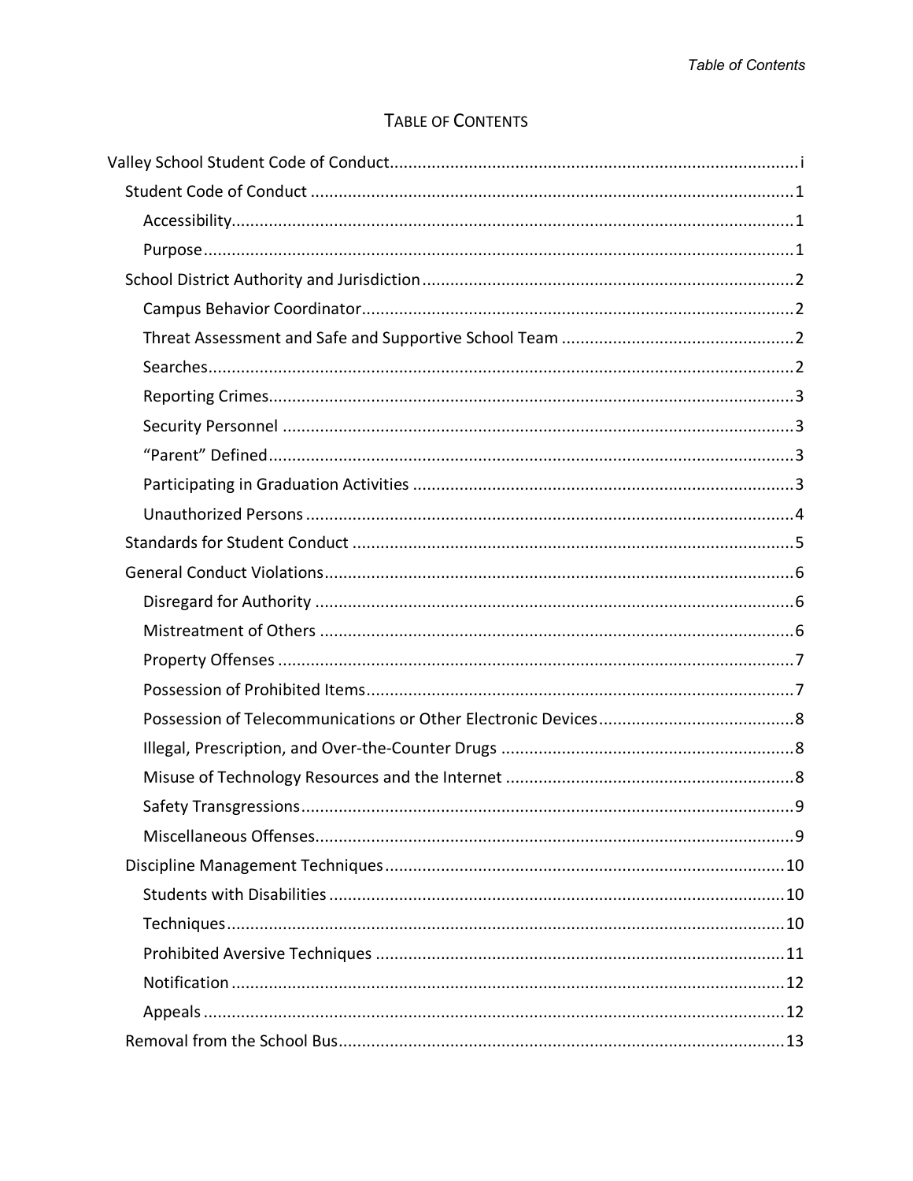# Table of Contents

Valley School Student Code of Conduct ........ i

- Student Code of Conduct ........ 1
  - Accessibility ........ 1
  - Purpose ........ 1
- School District Authority and Jurisdiction ........ 2
  - Campus Behavior Coordinator ........ 2
  - Threat Assessment and Safe and Supportive School Team ........ 2
  - Searches ........ 2
  - Reporting Crimes ........ 3
  - Security Personnel ........ 3
  - "Parent" Defined ........ 3
  - Participating in Graduation Activities ........ 3
  - Unauthorized Persons ........ 4
- Standards for Student Conduct ........ 5
- General Conduct Violations ........ 6
  - Disregard for Authority ........ 6
  - Mistreatment of Others ........ 6
  - Property Offenses ........ 7
  - Possession of Prohibited Items ........ 7
  - Possession of Telecommunications or Other Electronic Devices ........ 8
  - Illegal, Prescription, and Over-the-Counter Drugs ........ 8
  - Misuse of Technology Resources and the Internet ........ 8
  - Safety Transgressions ........ 9
  - Miscellaneous Offenses ........ 9
- Discipline Management Techniques ........ 10
  - Students with Disabilities ........ 10
  - Techniques ........ 10
  - Prohibited Aversive Techniques ........ 11
  - Notification ........ 12
  - Appeals ........ 12
- Removal from the School Bus ........ 13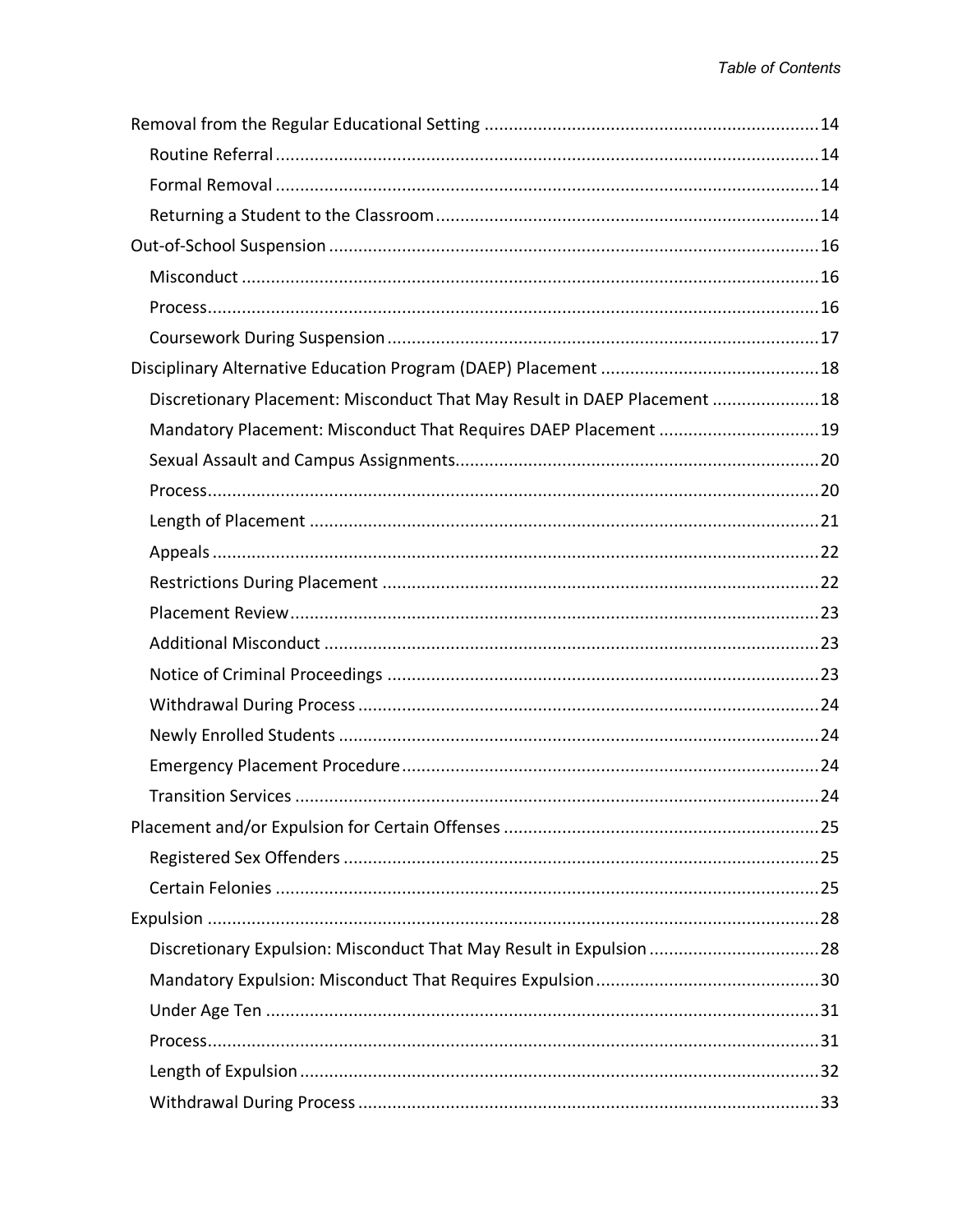Removal from the Regular Educational Setting ....................................................................14
- Routine Referral ...............................................................................................................14
- Formal Removal ...............................................................................................................14
- Returning a Student to the Classroom ..............................................................................14

Out-of-School Suspension ....................................................................................................16
- Misconduct .....................................................................................................................16
- Process.............................................................................................................................16
- Coursework During Suspension ........................................................................................17

Disciplinary Alternative Education Program (DAEP) Placement .............................................18
- Discretionary Placement: Misconduct That May Result in DAEP Placement ......................18
- Mandatory Placement: Misconduct That Requires DAEP Placement .................................19
- Sexual Assault and Campus Assignments..........................................................................20
- Process.............................................................................................................................20
- Length of Placement ........................................................................................................21
- Appeals ...........................................................................................................................22
- Restrictions During Placement .........................................................................................22
- Placement Review............................................................................................................23
- Additional Misconduct .....................................................................................................23
- Notice of Criminal Proceedings ........................................................................................23
- Withdrawal During Process ..............................................................................................24
- Newly Enrolled Students ..................................................................................................24
- Emergency Placement Procedure .....................................................................................24
- Transition Services ..........................................................................................................24

Placement and/or Expulsion for Certain Offenses ................................................................25
- Registered Sex Offenders .................................................................................................25
- Certain Felonies ...............................................................................................................25

Expulsion ............................................................................................................................28
- Discretionary Expulsion: Misconduct That May Result in Expulsion ...................................28
- Mandatory Expulsion: Misconduct That Requires Expulsion..............................................30
- Under Age Ten .................................................................................................................31
- Process.............................................................................................................................31
- Length of Expulsion .........................................................................................................32
- Withdrawal During Process ..............................................................................................33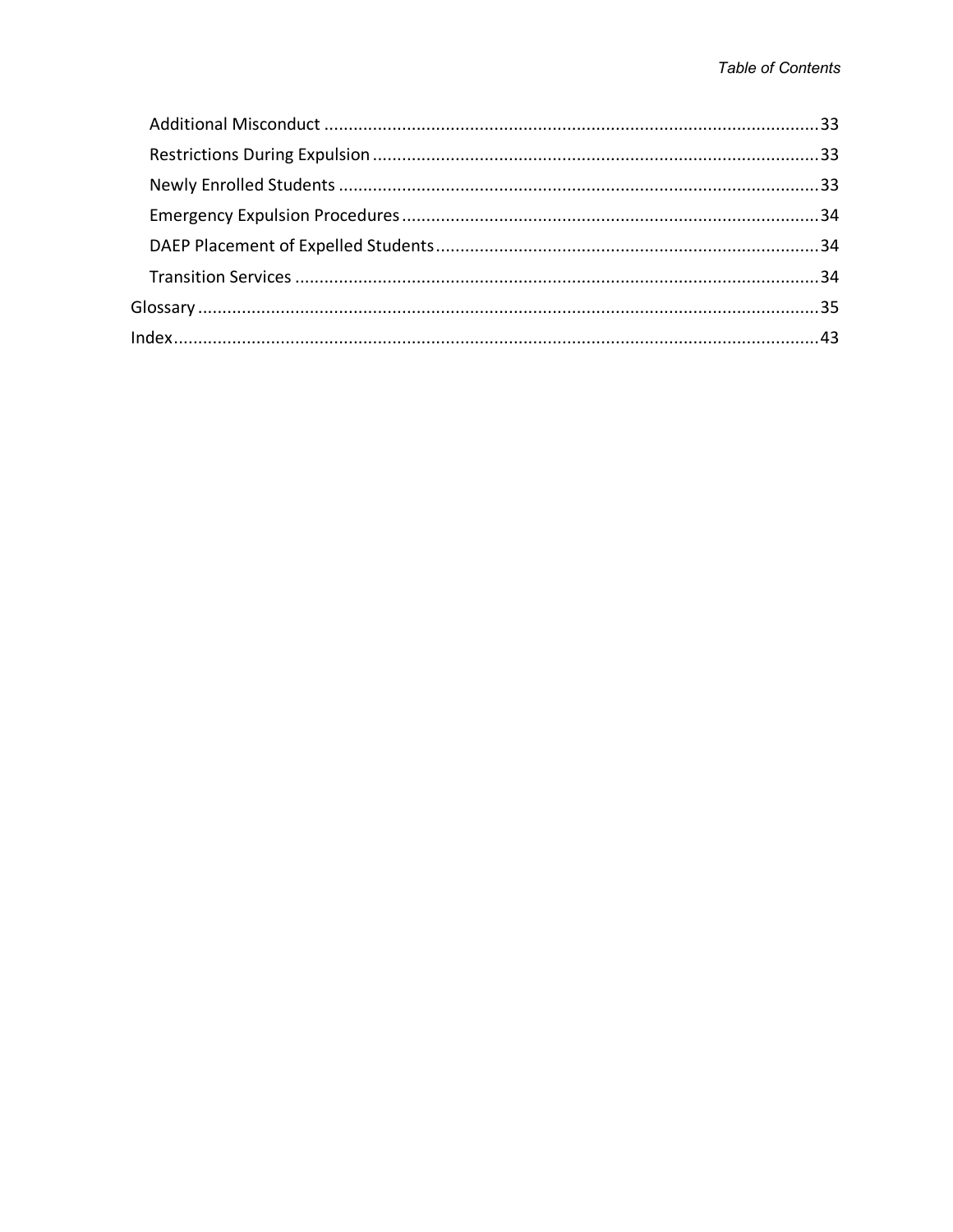- Additional Misconduct ... 33
- Restrictions During Expulsion ... 33
- Newly Enrolled Students ... 33
- Emergency Expulsion Procedures ... 34
- DAEP Placement of Expelled Students ... 34
- Transition Services ... 34

Glossary ... 35

Index ... 43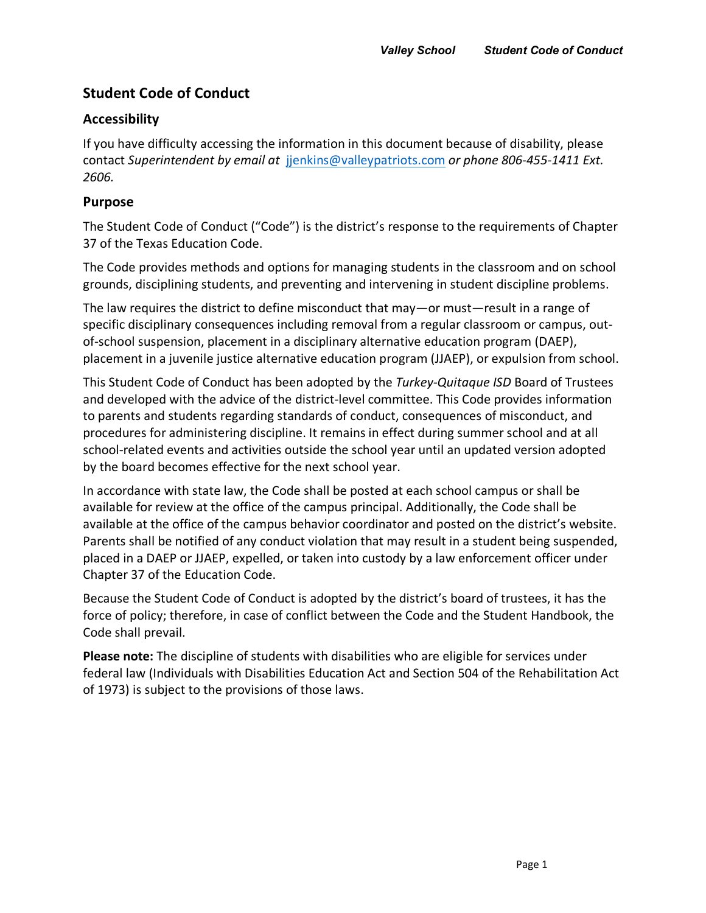## Student Code of Conduct

### Accessibility

If you have difficulty accessing the information in this document because of disability, please contact *Superintendent by email at* [jjenkins@valleypatriots.com](mailto:jjenkins@valleypatriots.com) *or phone 806-455-1411 Ext. 2606.*

### Purpose

The Student Code of Conduct ("Code") is the district's response to the requirements of Chapter 37 of the Texas Education Code.

The Code provides methods and options for managing students in the classroom and on school grounds, disciplining students, and preventing and intervening in student discipline problems.

The law requires the district to define misconduct that may—or must—result in a range of specific disciplinary consequences including removal from a regular classroom or campus, out-of-school suspension, placement in a disciplinary alternative education program (DAEP), placement in a juvenile justice alternative education program (JJAEP), or expulsion from school.

This Student Code of Conduct has been adopted by the *Turkey-Quitaque ISD* Board of Trustees and developed with the advice of the district-level committee. This Code provides information to parents and students regarding standards of conduct, consequences of misconduct, and procedures for administering discipline. It remains in effect during summer school and at all school-related events and activities outside the school year until an updated version adopted by the board becomes effective for the next school year.

In accordance with state law, the Code shall be posted at each school campus or shall be available for review at the office of the campus principal. Additionally, the Code shall be available at the office of the campus behavior coordinator and posted on the district's website. Parents shall be notified of any conduct violation that may result in a student being suspended, placed in a DAEP or JJAEP, expelled, or taken into custody by a law enforcement officer under Chapter 37 of the Education Code.

Because the Student Code of Conduct is adopted by the district's board of trustees, it has the force of policy; therefore, in case of conflict between the Code and the Student Handbook, the Code shall prevail.

**Please note:** The discipline of students with disabilities who are eligible for services under federal law (Individuals with Disabilities Education Act and Section 504 of the Rehabilitation Act of 1973) is subject to the provisions of those laws.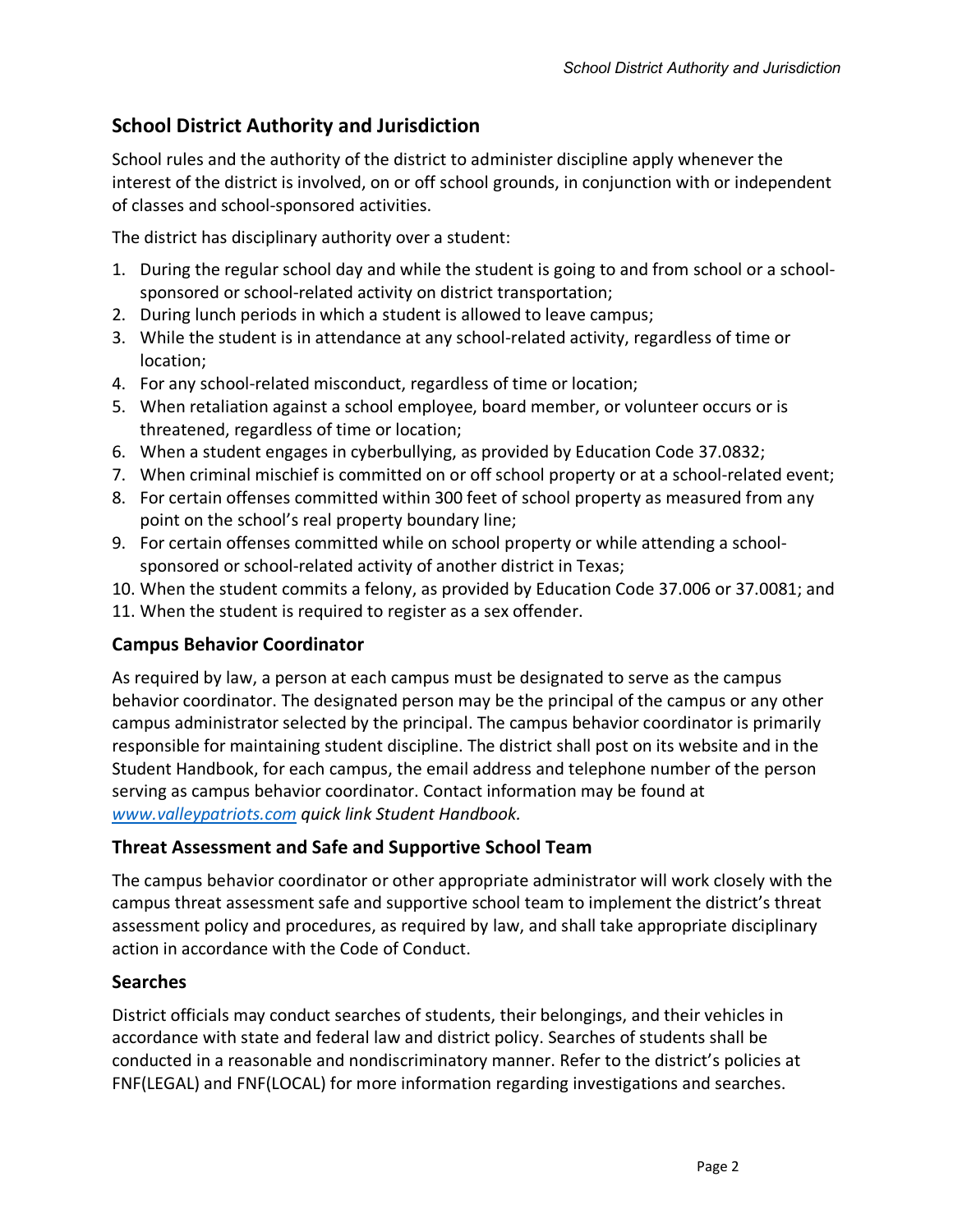## School District Authority and Jurisdiction

School rules and the authority of the district to administer discipline apply whenever the interest of the district is involved, on or off school grounds, in conjunction with or independent of classes and school-sponsored activities.

The district has disciplinary authority over a student:

1. During the regular school day and while the student is going to and from school or a school-sponsored or school-related activity on district transportation;
2. During lunch periods in which a student is allowed to leave campus;
3. While the student is in attendance at any school-related activity, regardless of time or location;
4. For any school-related misconduct, regardless of time or location;
5. When retaliation against a school employee, board member, or volunteer occurs or is threatened, regardless of time or location;
6. When a student engages in cyberbullying, as provided by Education Code 37.0832;
7. When criminal mischief is committed on or off school property or at a school-related event;
8. For certain offenses committed within 300 feet of school property as measured from any point on the school's real property boundary line;
9. For certain offenses committed while on school property or while attending a school-sponsored or school-related activity of another district in Texas;
10. When the student commits a felony, as provided by Education Code 37.006 or 37.0081; and
11. When the student is required to register as a sex offender.

### Campus Behavior Coordinator

As required by law, a person at each campus must be designated to serve as the campus behavior coordinator. The designated person may be the principal of the campus or any other campus administrator selected by the principal. The campus behavior coordinator is primarily responsible for maintaining student discipline. The district shall post on its website and in the Student Handbook, for each campus, the email address and telephone number of the person serving as campus behavior coordinator. Contact information may be found at *www.valleypatriots.com quick link Student Handbook.*

### Threat Assessment and Safe and Supportive School Team

The campus behavior coordinator or other appropriate administrator will work closely with the campus threat assessment safe and supportive school team to implement the district's threat assessment policy and procedures, as required by law, and shall take appropriate disciplinary action in accordance with the Code of Conduct.

### Searches

District officials may conduct searches of students, their belongings, and their vehicles in accordance with state and federal law and district policy. Searches of students shall be conducted in a reasonable and nondiscriminatory manner. Refer to the district's policies at FNF(LEGAL) and FNF(LOCAL) for more information regarding investigations and searches.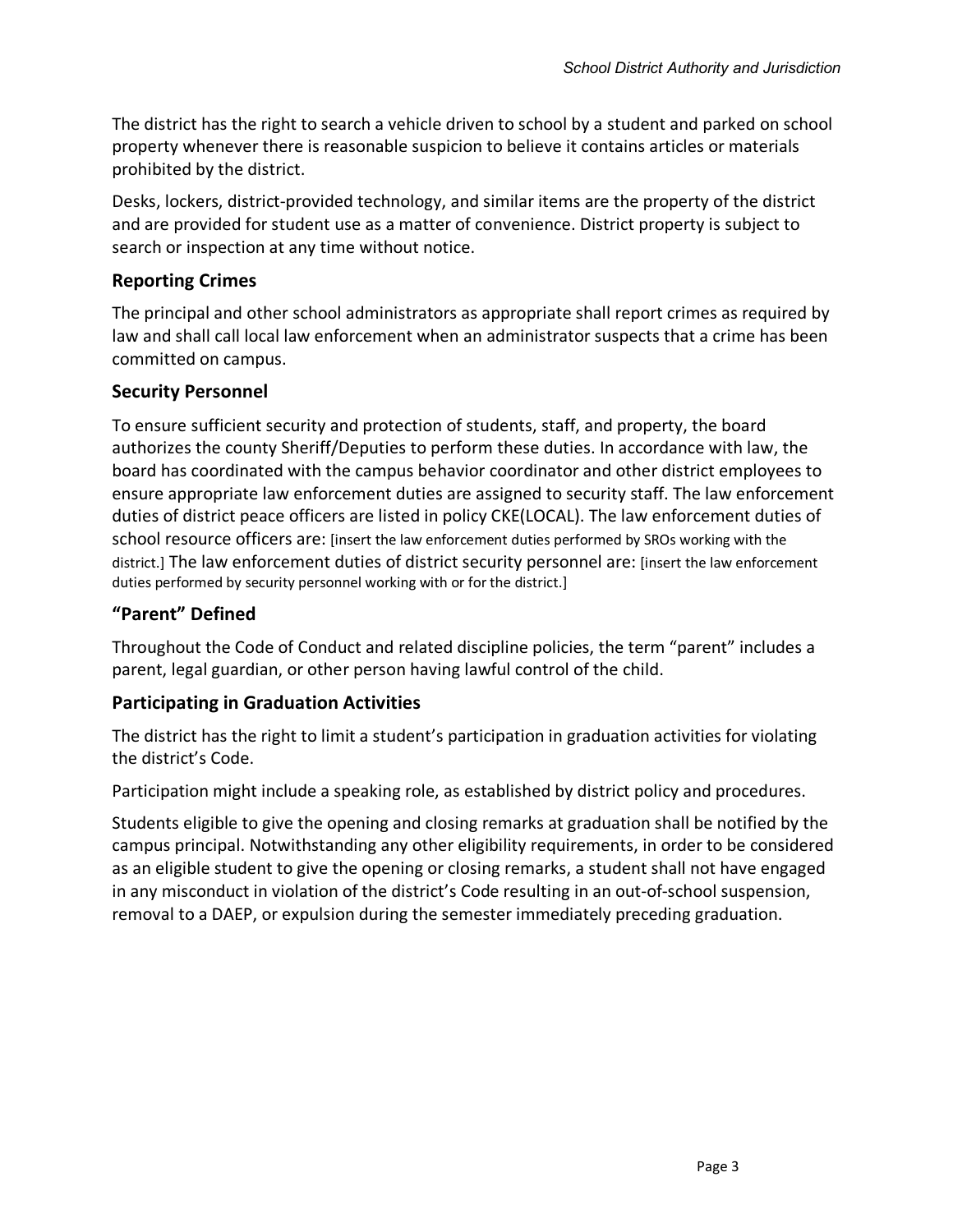The district has the right to search a vehicle driven to school by a student and parked on school property whenever there is reasonable suspicion to believe it contains articles or materials prohibited by the district.

Desks, lockers, district-provided technology, and similar items are the property of the district and are provided for student use as a matter of convenience. District property is subject to search or inspection at any time without notice.

### Reporting Crimes

The principal and other school administrators as appropriate shall report crimes as required by law and shall call local law enforcement when an administrator suspects that a crime has been committed on campus.

### Security Personnel

To ensure sufficient security and protection of students, staff, and property, the board authorizes the county Sheriff/Deputies to perform these duties. In accordance with law, the board has coordinated with the campus behavior coordinator and other district employees to ensure appropriate law enforcement duties are assigned to security staff. The law enforcement duties of district peace officers are listed in policy CKE(LOCAL). The law enforcement duties of school resource officers are: [insert the law enforcement duties performed by SROs working with the district.] The law enforcement duties of district security personnel are: [insert the law enforcement duties performed by security personnel working with or for the district.]

### "Parent" Defined

Throughout the Code of Conduct and related discipline policies, the term "parent" includes a parent, legal guardian, or other person having lawful control of the child.

### Participating in Graduation Activities

The district has the right to limit a student's participation in graduation activities for violating the district's Code.

Participation might include a speaking role, as established by district policy and procedures.

Students eligible to give the opening and closing remarks at graduation shall be notified by the campus principal. Notwithstanding any other eligibility requirements, in order to be considered as an eligible student to give the opening or closing remarks, a student shall not have engaged in any misconduct in violation of the district's Code resulting in an out-of-school suspension, removal to a DAEP, or expulsion during the semester immediately preceding graduation.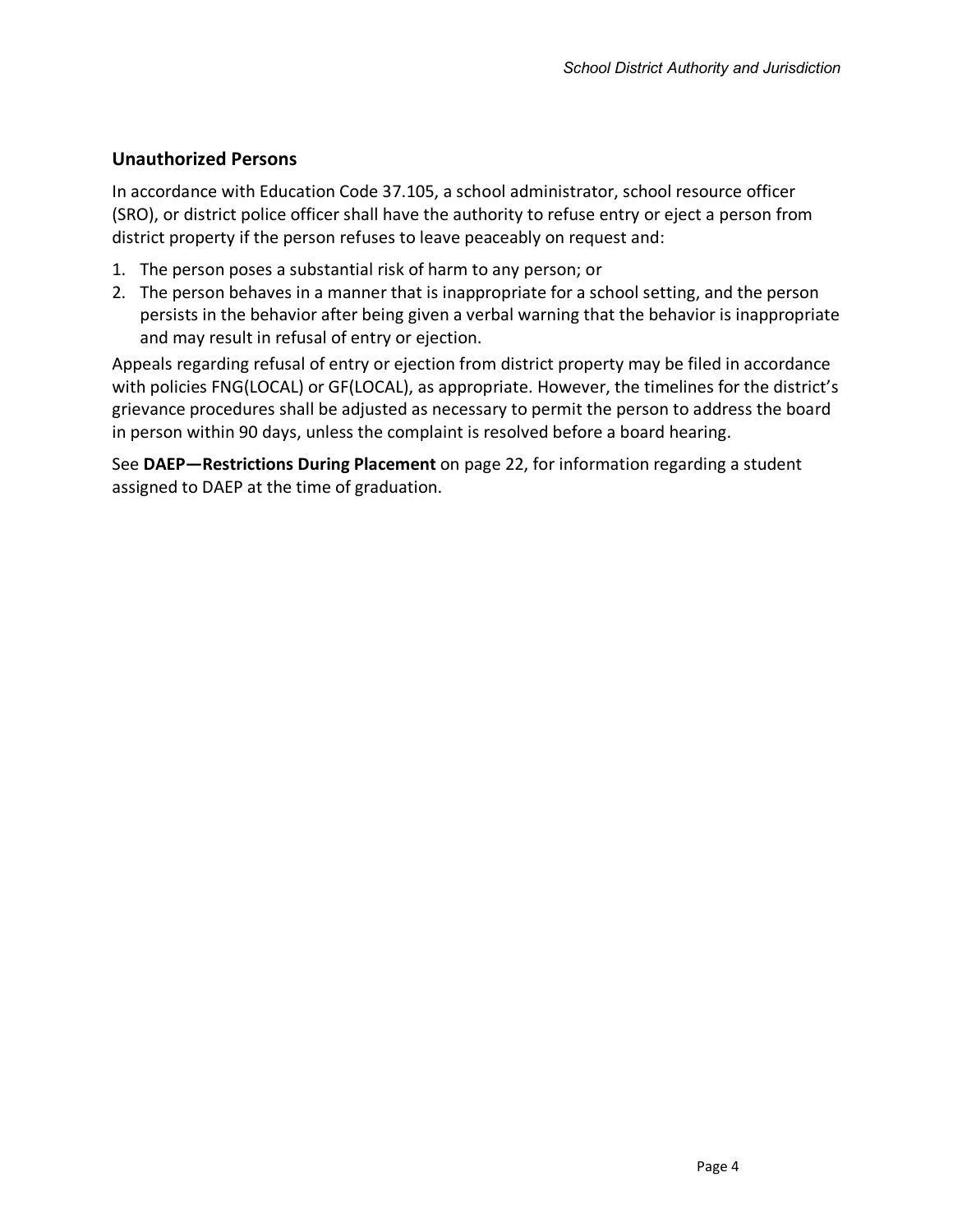## Unauthorized Persons

In accordance with Education Code 37.105, a school administrator, school resource officer (SRO), or district police officer shall have the authority to refuse entry or eject a person from district property if the person refuses to leave peaceably on request and:

1. The person poses a substantial risk of harm to any person; or
2. The person behaves in a manner that is inappropriate for a school setting, and the person persists in the behavior after being given a verbal warning that the behavior is inappropriate and may result in refusal of entry or ejection.

Appeals regarding refusal of entry or ejection from district property may be filed in accordance with policies FNG(LOCAL) or GF(LOCAL), as appropriate. However, the timelines for the district's grievance procedures shall be adjusted as necessary to permit the person to address the board in person within 90 days, unless the complaint is resolved before a board hearing.

See **DAEP—Restrictions During Placement** on page 22, for information regarding a student assigned to DAEP at the time of graduation.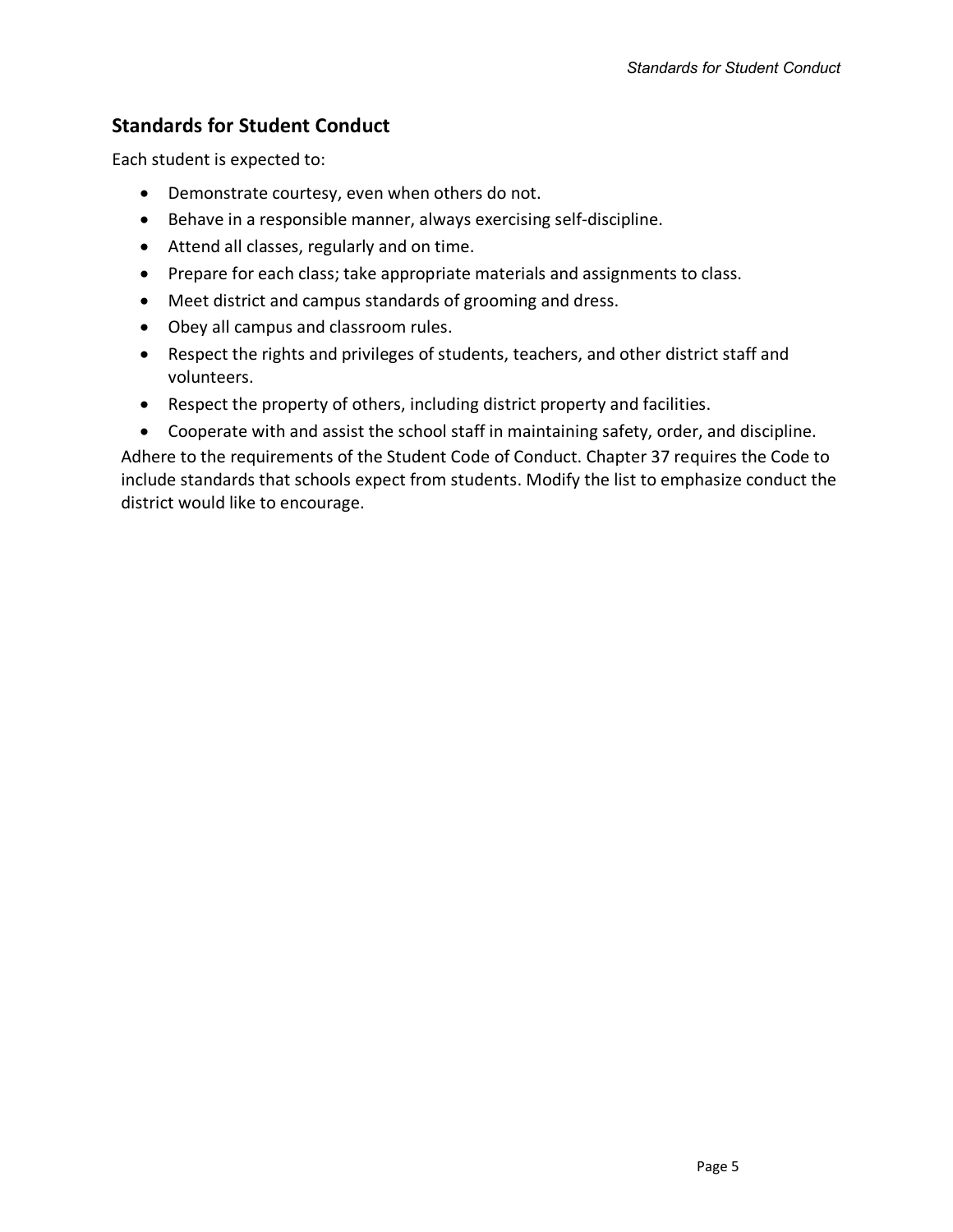## Standards for Student Conduct

Each student is expected to:

- Demonstrate courtesy, even when others do not.
- Behave in a responsible manner, always exercising self-discipline.
- Attend all classes, regularly and on time.
- Prepare for each class; take appropriate materials and assignments to class.
- Meet district and campus standards of grooming and dress.
- Obey all campus and classroom rules.
- Respect the rights and privileges of students, teachers, and other district staff and volunteers.
- Respect the property of others, including district property and facilities.
- Cooperate with and assist the school staff in maintaining safety, order, and discipline.

Adhere to the requirements of the Student Code of Conduct. Chapter 37 requires the Code to include standards that schools expect from students. Modify the list to emphasize conduct the district would like to encourage.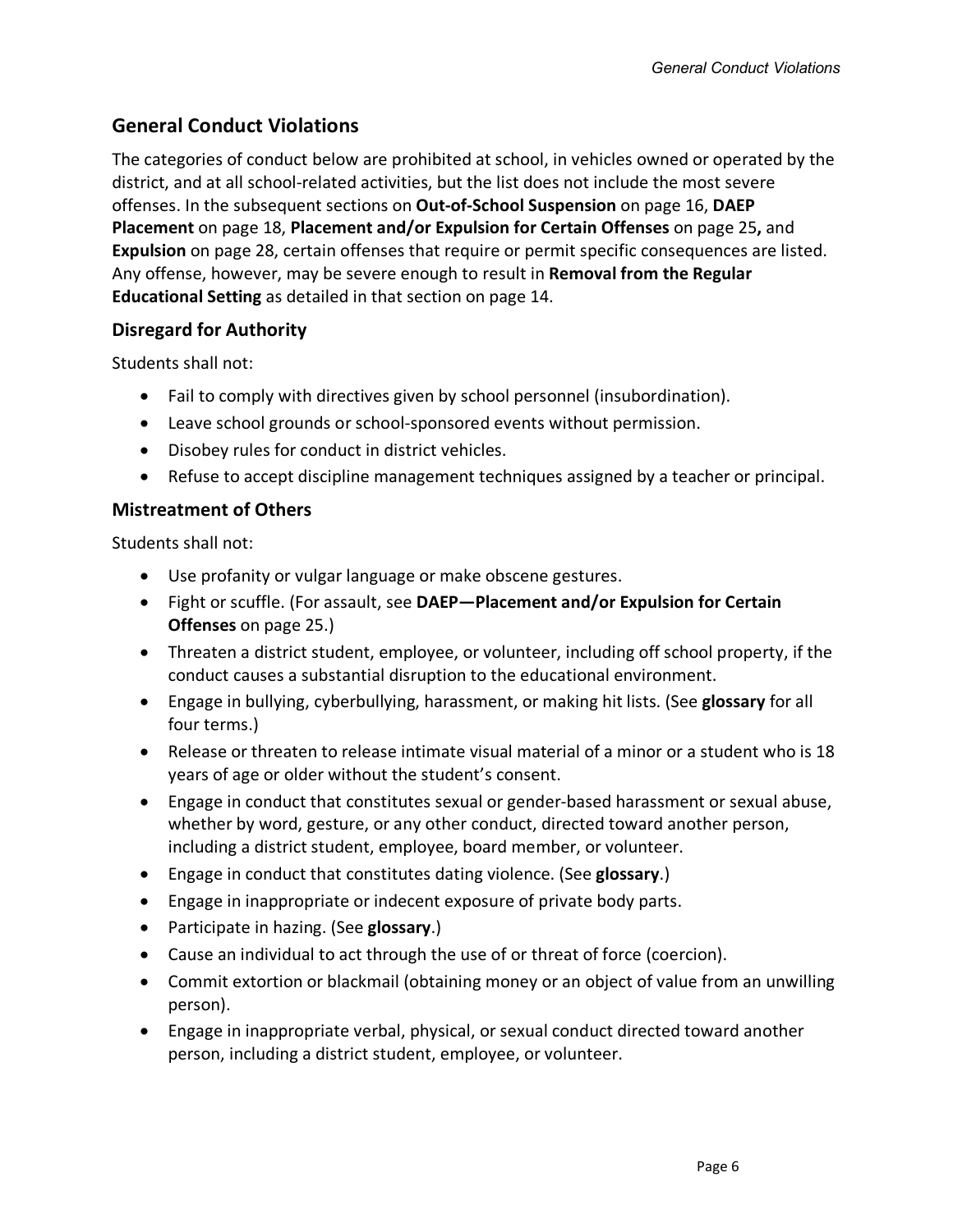## General Conduct Violations

The categories of conduct below are prohibited at school, in vehicles owned or operated by the district, and at all school-related activities, but the list does not include the most severe offenses. In the subsequent sections on **Out-of-School Suspension** on page 16, **DAEP Placement** on page 18, **Placement and/or Expulsion for Certain Offenses** on page 25**,** and **Expulsion** on page 28, certain offenses that require or permit specific consequences are listed. Any offense, however, may be severe enough to result in **Removal from the Regular Educational Setting** as detailed in that section on page 14.

### Disregard for Authority

Students shall not:

- Fail to comply with directives given by school personnel (insubordination).
- Leave school grounds or school-sponsored events without permission.
- Disobey rules for conduct in district vehicles.
- Refuse to accept discipline management techniques assigned by a teacher or principal.

### Mistreatment of Others

Students shall not:

- Use profanity or vulgar language or make obscene gestures.
- Fight or scuffle. (For assault, see **DAEP—Placement and/or Expulsion for Certain Offenses** on page 25.)
- Threaten a district student, employee, or volunteer, including off school property, if the conduct causes a substantial disruption to the educational environment.
- Engage in bullying, cyberbullying, harassment, or making hit lists. (See **glossary** for all four terms.)
- Release or threaten to release intimate visual material of a minor or a student who is 18 years of age or older without the student's consent.
- Engage in conduct that constitutes sexual or gender-based harassment or sexual abuse, whether by word, gesture, or any other conduct, directed toward another person, including a district student, employee, board member, or volunteer.
- Engage in conduct that constitutes dating violence. (See **glossary**.)
- Engage in inappropriate or indecent exposure of private body parts.
- Participate in hazing. (See **glossary**.)
- Cause an individual to act through the use of or threat of force (coercion).
- Commit extortion or blackmail (obtaining money or an object of value from an unwilling person).
- Engage in inappropriate verbal, physical, or sexual conduct directed toward another person, including a district student, employee, or volunteer.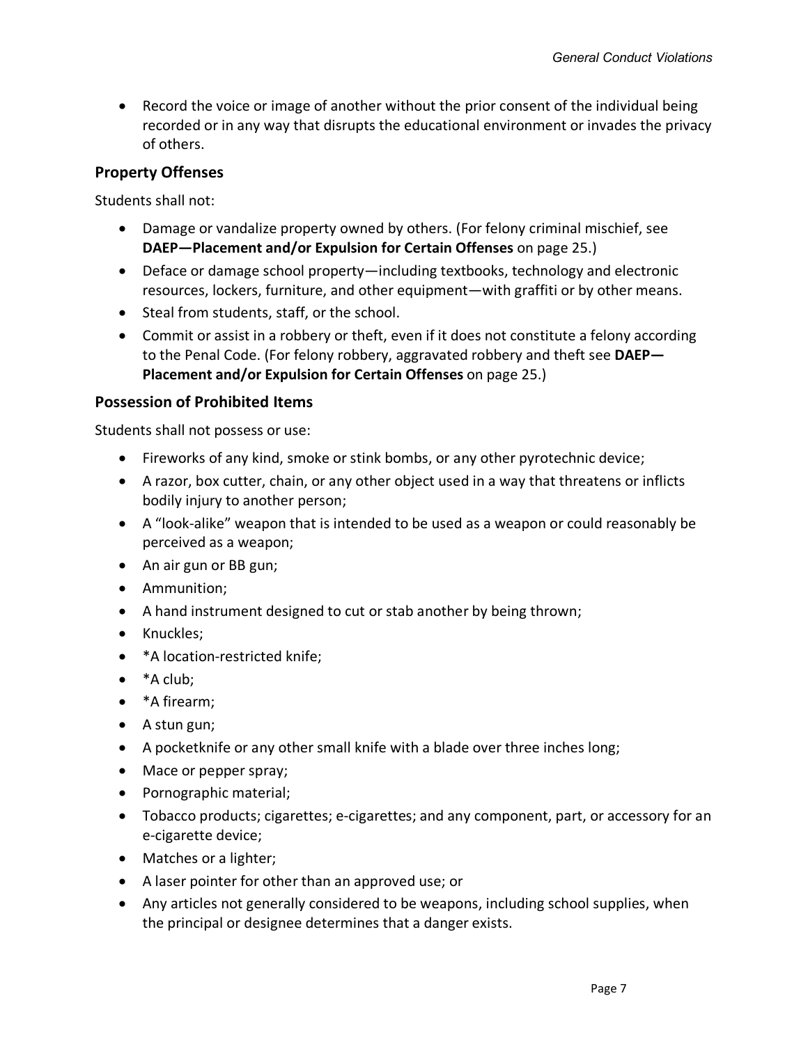- Record the voice or image of another without the prior consent of the individual being recorded or in any way that disrupts the educational environment or invades the privacy of others.

## Property Offenses

Students shall not:

- Damage or vandalize property owned by others. (For felony criminal mischief, see **DAEP—Placement and/or Expulsion for Certain Offenses** on page 25.)
- Deface or damage school property—including textbooks, technology and electronic resources, lockers, furniture, and other equipment—with graffiti or by other means.
- Steal from students, staff, or the school.
- Commit or assist in a robbery or theft, even if it does not constitute a felony according to the Penal Code. (For felony robbery, aggravated robbery and theft see **DAEP—Placement and/or Expulsion for Certain Offenses** on page 25.)

## Possession of Prohibited Items

Students shall not possess or use:

- Fireworks of any kind, smoke or stink bombs, or any other pyrotechnic device;
- A razor, box cutter, chain, or any other object used in a way that threatens or inflicts bodily injury to another person;
- A "look-alike" weapon that is intended to be used as a weapon or could reasonably be perceived as a weapon;
- An air gun or BB gun;
- Ammunition;
- A hand instrument designed to cut or stab another by being thrown;
- Knuckles;
- *A location-restricted knife;
- *A club;
- *A firearm;
- A stun gun;
- A pocketknife or any other small knife with a blade over three inches long;
- Mace or pepper spray;
- Pornographic material;
- Tobacco products; cigarettes; e-cigarettes; and any component, part, or accessory for an e-cigarette device;
- Matches or a lighter;
- A laser pointer for other than an approved use; or
- Any articles not generally considered to be weapons, including school supplies, when the principal or designee determines that a danger exists.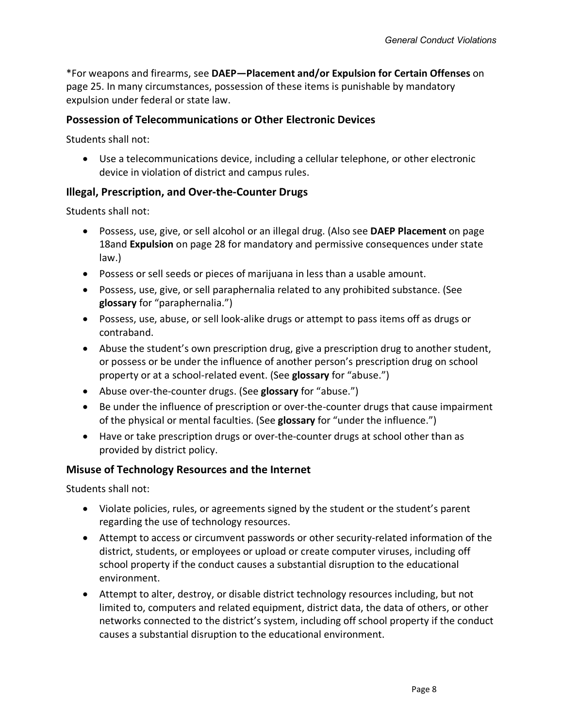*For weapons and firearms, see **DAEP—Placement and/or Expulsion for Certain Offenses** on page 25. In many circumstances, possession of these items is punishable by mandatory expulsion under federal or state law.

### Possession of Telecommunications or Other Electronic Devices

Students shall not:

- Use a telecommunications device, including a cellular telephone, or other electronic device in violation of district and campus rules.

### Illegal, Prescription, and Over-the-Counter Drugs

Students shall not:

- Possess, use, give, or sell alcohol or an illegal drug. (Also see **DAEP Placement** on page 18and **Expulsion** on page 28 for mandatory and permissive consequences under state law.)
- Possess or sell seeds or pieces of marijuana in less than a usable amount.
- Possess, use, give, or sell paraphernalia related to any prohibited substance. (See **glossary** for "paraphernalia.")
- Possess, use, abuse, or sell look-alike drugs or attempt to pass items off as drugs or contraband.
- Abuse the student's own prescription drug, give a prescription drug to another student, or possess or be under the influence of another person's prescription drug on school property or at a school-related event. (See **glossary** for "abuse.")
- Abuse over-the-counter drugs. (See **glossary** for "abuse.")
- Be under the influence of prescription or over-the-counter drugs that cause impairment of the physical or mental faculties. (See **glossary** for "under the influence.")
- Have or take prescription drugs or over-the-counter drugs at school other than as provided by district policy.

### Misuse of Technology Resources and the Internet

Students shall not:

- Violate policies, rules, or agreements signed by the student or the student's parent regarding the use of technology resources.
- Attempt to access or circumvent passwords or other security-related information of the district, students, or employees or upload or create computer viruses, including off school property if the conduct causes a substantial disruption to the educational environment.
- Attempt to alter, destroy, or disable district technology resources including, but not limited to, computers and related equipment, district data, the data of others, or other networks connected to the district's system, including off school property if the conduct causes a substantial disruption to the educational environment.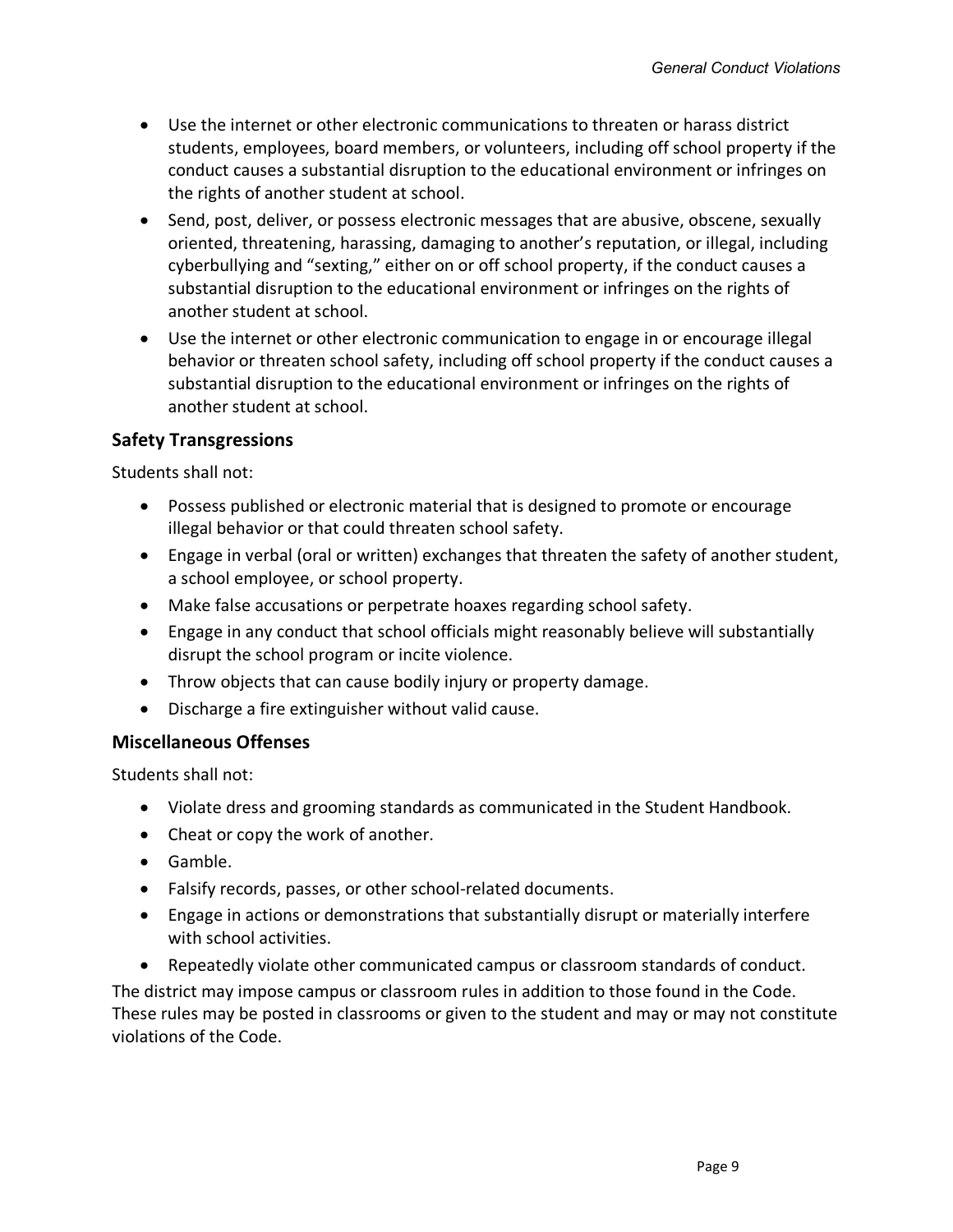- Use the internet or other electronic communications to threaten or harass district students, employees, board members, or volunteers, including off school property if the conduct causes a substantial disruption to the educational environment or infringes on the rights of another student at school.
- Send, post, deliver, or possess electronic messages that are abusive, obscene, sexually oriented, threatening, harassing, damaging to another's reputation, or illegal, including cyberbullying and "sexting," either on or off school property, if the conduct causes a substantial disruption to the educational environment or infringes on the rights of another student at school.
- Use the internet or other electronic communication to engage in or encourage illegal behavior or threaten school safety, including off school property if the conduct causes a substantial disruption to the educational environment or infringes on the rights of another student at school.

### Safety Transgressions

Students shall not:

- Possess published or electronic material that is designed to promote or encourage illegal behavior or that could threaten school safety.
- Engage in verbal (oral or written) exchanges that threaten the safety of another student, a school employee, or school property.
- Make false accusations or perpetrate hoaxes regarding school safety.
- Engage in any conduct that school officials might reasonably believe will substantially disrupt the school program or incite violence.
- Throw objects that can cause bodily injury or property damage.
- Discharge a fire extinguisher without valid cause.

### Miscellaneous Offenses

Students shall not:

- Violate dress and grooming standards as communicated in the Student Handbook.
- Cheat or copy the work of another.
- Gamble.
- Falsify records, passes, or other school-related documents.
- Engage in actions or demonstrations that substantially disrupt or materially interfere with school activities.
- Repeatedly violate other communicated campus or classroom standards of conduct.

The district may impose campus or classroom rules in addition to those found in the Code. These rules may be posted in classrooms or given to the student and may or may not constitute violations of the Code.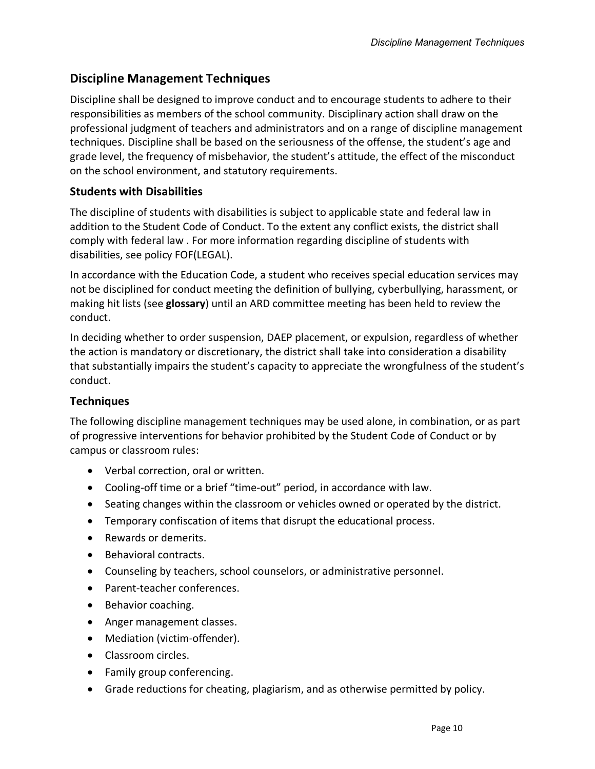## Discipline Management Techniques

Discipline shall be designed to improve conduct and to encourage students to adhere to their responsibilities as members of the school community. Disciplinary action shall draw on the professional judgment of teachers and administrators and on a range of discipline management techniques. Discipline shall be based on the seriousness of the offense, the student's age and grade level, the frequency of misbehavior, the student's attitude, the effect of the misconduct on the school environment, and statutory requirements.

### Students with Disabilities

The discipline of students with disabilities is subject to applicable state and federal law in addition to the Student Code of Conduct. To the extent any conflict exists, the district shall comply with federal law . For more information regarding discipline of students with disabilities, see policy FOF(LEGAL).

In accordance with the Education Code, a student who receives special education services may not be disciplined for conduct meeting the definition of bullying, cyberbullying, harassment, or making hit lists (see **glossary**) until an ARD committee meeting has been held to review the conduct.

In deciding whether to order suspension, DAEP placement, or expulsion, regardless of whether the action is mandatory or discretionary, the district shall take into consideration a disability that substantially impairs the student's capacity to appreciate the wrongfulness of the student's conduct.

### Techniques

The following discipline management techniques may be used alone, in combination, or as part of progressive interventions for behavior prohibited by the Student Code of Conduct or by campus or classroom rules:

- Verbal correction, oral or written.
- Cooling-off time or a brief "time-out" period, in accordance with law.
- Seating changes within the classroom or vehicles owned or operated by the district.
- Temporary confiscation of items that disrupt the educational process.
- Rewards or demerits.
- Behavioral contracts.
- Counseling by teachers, school counselors, or administrative personnel.
- Parent-teacher conferences.
- Behavior coaching.
- Anger management classes.
- Mediation (victim-offender).
- Classroom circles.
- Family group conferencing.
- Grade reductions for cheating, plagiarism, and as otherwise permitted by policy.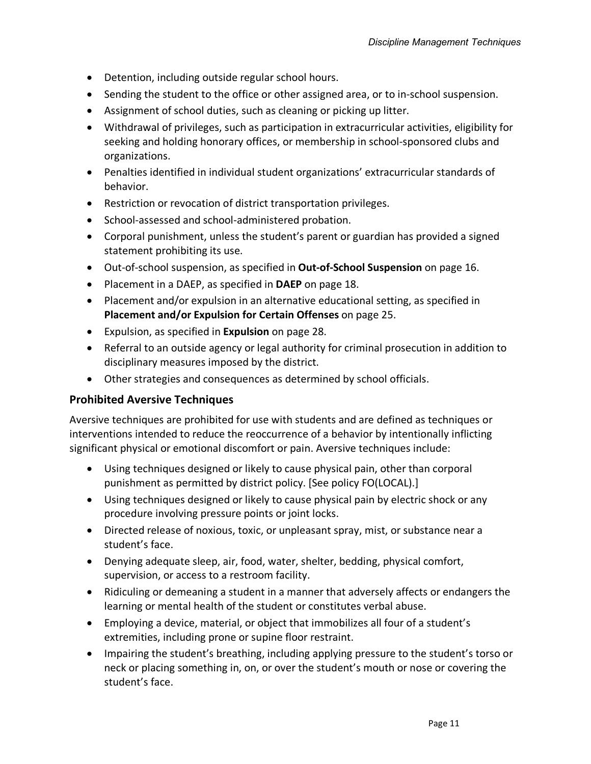- Detention, including outside regular school hours.
- Sending the student to the office or other assigned area, or to in-school suspension.
- Assignment of school duties, such as cleaning or picking up litter.
- Withdrawal of privileges, such as participation in extracurricular activities, eligibility for seeking and holding honorary offices, or membership in school-sponsored clubs and organizations.
- Penalties identified in individual student organizations' extracurricular standards of behavior.
- Restriction or revocation of district transportation privileges.
- School-assessed and school-administered probation.
- Corporal punishment, unless the student's parent or guardian has provided a signed statement prohibiting its use.
- Out-of-school suspension, as specified in **Out-of-School Suspension** on page 16.
- Placement in a DAEP, as specified in **DAEP** on page 18.
- Placement and/or expulsion in an alternative educational setting, as specified in **Placement and/or Expulsion for Certain Offenses** on page 25.
- Expulsion, as specified in **Expulsion** on page 28.
- Referral to an outside agency or legal authority for criminal prosecution in addition to disciplinary measures imposed by the district.
- Other strategies and consequences as determined by school officials.

## Prohibited Aversive Techniques

Aversive techniques are prohibited for use with students and are defined as techniques or interventions intended to reduce the reoccurrence of a behavior by intentionally inflicting significant physical or emotional discomfort or pain. Aversive techniques include:

- Using techniques designed or likely to cause physical pain, other than corporal punishment as permitted by district policy. [See policy FO(LOCAL).]
- Using techniques designed or likely to cause physical pain by electric shock or any procedure involving pressure points or joint locks.
- Directed release of noxious, toxic, or unpleasant spray, mist, or substance near a student's face.
- Denying adequate sleep, air, food, water, shelter, bedding, physical comfort, supervision, or access to a restroom facility.
- Ridiculing or demeaning a student in a manner that adversely affects or endangers the learning or mental health of the student or constitutes verbal abuse.
- Employing a device, material, or object that immobilizes all four of a student's extremities, including prone or supine floor restraint.
- Impairing the student's breathing, including applying pressure to the student's torso or neck or placing something in, on, or over the student's mouth or nose or covering the student's face.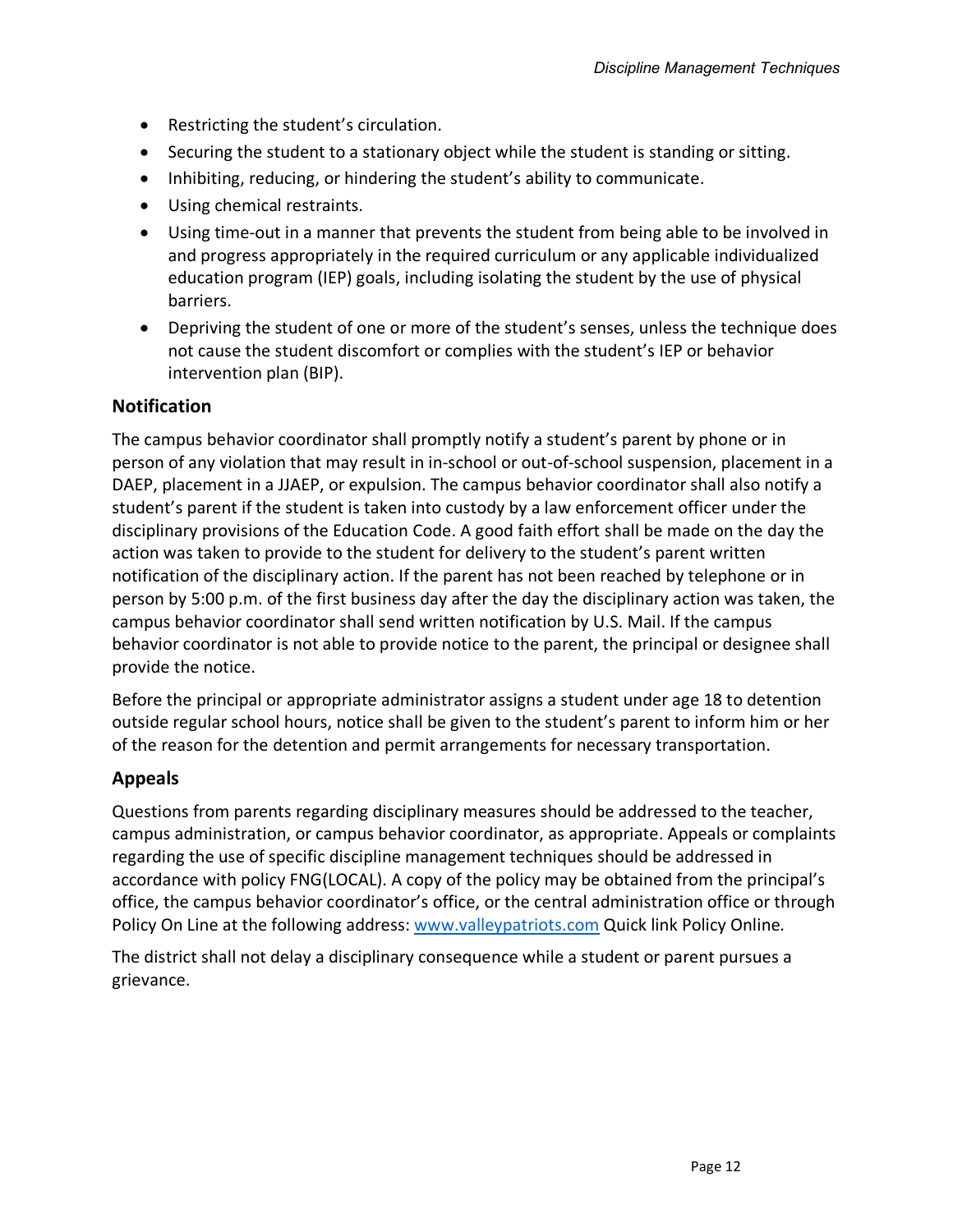- Restricting the student's circulation.
- Securing the student to a stationary object while the student is standing or sitting.
- Inhibiting, reducing, or hindering the student's ability to communicate.
- Using chemical restraints.
- Using time-out in a manner that prevents the student from being able to be involved in and progress appropriately in the required curriculum or any applicable individualized education program (IEP) goals, including isolating the student by the use of physical barriers.
- Depriving the student of one or more of the student's senses, unless the technique does not cause the student discomfort or complies with the student's IEP or behavior intervention plan (BIP).

## Notification

The campus behavior coordinator shall promptly notify a student's parent by phone or in person of any violation that may result in in-school or out-of-school suspension, placement in a DAEP, placement in a JJAEP, or expulsion. The campus behavior coordinator shall also notify a student's parent if the student is taken into custody by a law enforcement officer under the disciplinary provisions of the Education Code. A good faith effort shall be made on the day the action was taken to provide to the student for delivery to the student's parent written notification of the disciplinary action. If the parent has not been reached by telephone or in person by 5:00 p.m. of the first business day after the day the disciplinary action was taken, the campus behavior coordinator shall send written notification by U.S. Mail. If the campus behavior coordinator is not able to provide notice to the parent, the principal or designee shall provide the notice.

Before the principal or appropriate administrator assigns a student under age 18 to detention outside regular school hours, notice shall be given to the student's parent to inform him or her of the reason for the detention and permit arrangements for necessary transportation.

## Appeals

Questions from parents regarding disciplinary measures should be addressed to the teacher, campus administration, or campus behavior coordinator, as appropriate. Appeals or complaints regarding the use of specific discipline management techniques should be addressed in accordance with policy FNG(LOCAL). A copy of the policy may be obtained from the principal's office, the campus behavior coordinator's office, or the central administration office or through Policy On Line at the following address: [www.valleypatriots.com](www.valleypatriots.com) Quick link Policy Online.

The district shall not delay a disciplinary consequence while a student or parent pursues a grievance.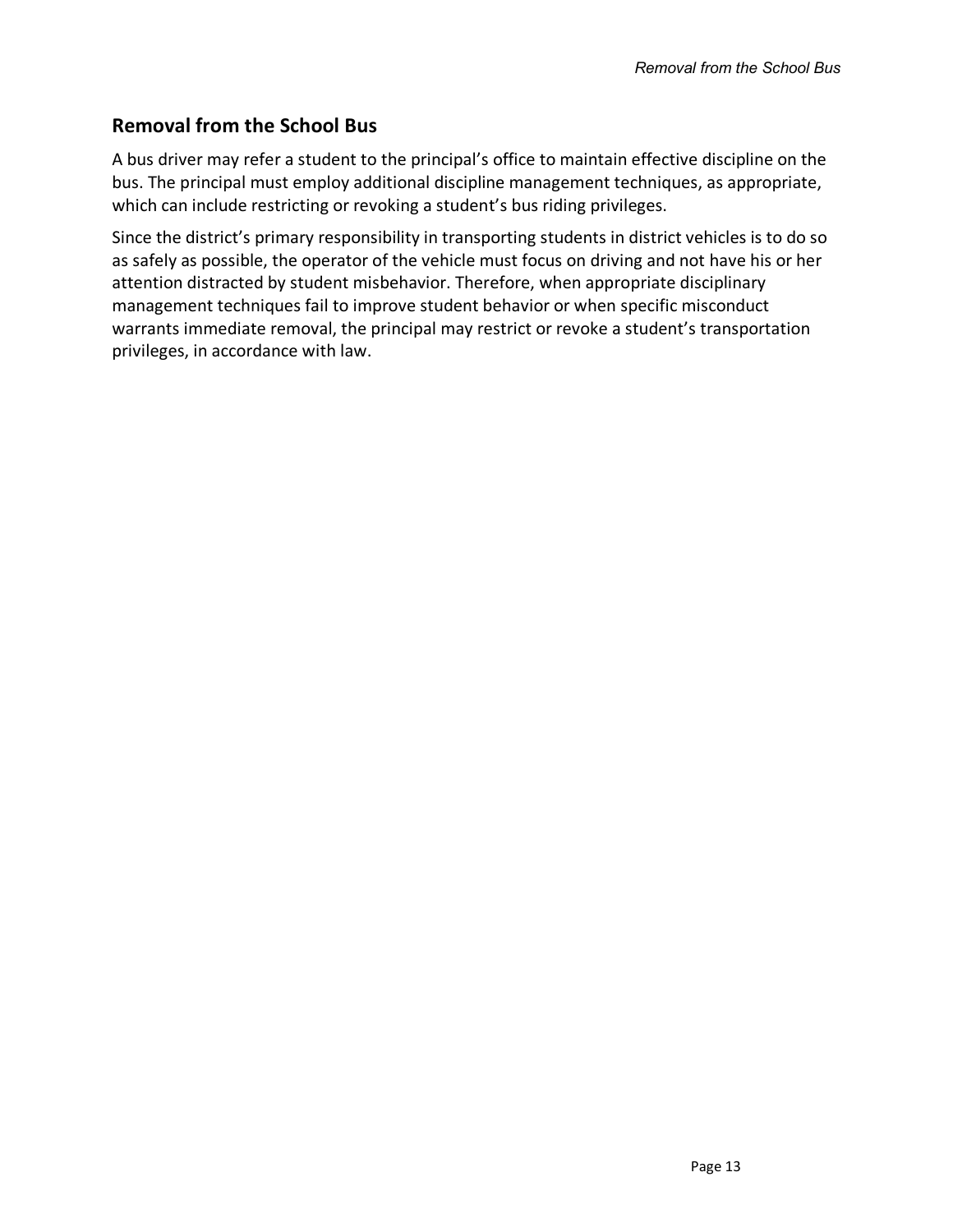## Removal from the School Bus

A bus driver may refer a student to the principal's office to maintain effective discipline on the bus. The principal must employ additional discipline management techniques, as appropriate, which can include restricting or revoking a student's bus riding privileges.

Since the district's primary responsibility in transporting students in district vehicles is to do so as safely as possible, the operator of the vehicle must focus on driving and not have his or her attention distracted by student misbehavior. Therefore, when appropriate disciplinary management techniques fail to improve student behavior or when specific misconduct warrants immediate removal, the principal may restrict or revoke a student's transportation privileges, in accordance with law.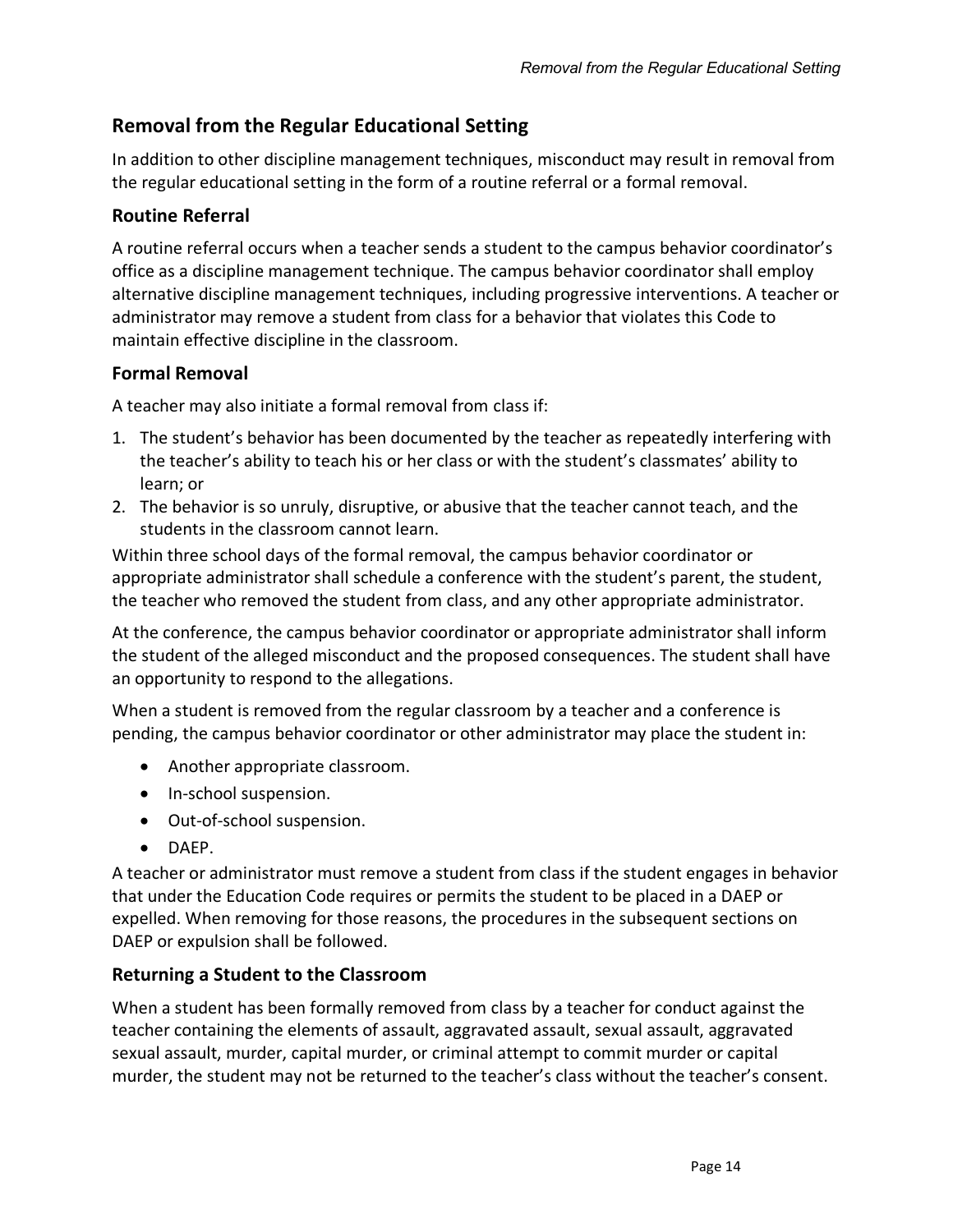## Removal from the Regular Educational Setting

In addition to other discipline management techniques, misconduct may result in removal from the regular educational setting in the form of a routine referral or a formal removal.

### Routine Referral

A routine referral occurs when a teacher sends a student to the campus behavior coordinator's office as a discipline management technique. The campus behavior coordinator shall employ alternative discipline management techniques, including progressive interventions. A teacher or administrator may remove a student from class for a behavior that violates this Code to maintain effective discipline in the classroom.

### Formal Removal

A teacher may also initiate a formal removal from class if:

1. The student's behavior has been documented by the teacher as repeatedly interfering with the teacher's ability to teach his or her class or with the student's classmates' ability to learn; or
2. The behavior is so unruly, disruptive, or abusive that the teacher cannot teach, and the students in the classroom cannot learn.

Within three school days of the formal removal, the campus behavior coordinator or appropriate administrator shall schedule a conference with the student's parent, the student, the teacher who removed the student from class, and any other appropriate administrator.

At the conference, the campus behavior coordinator or appropriate administrator shall inform the student of the alleged misconduct and the proposed consequences. The student shall have an opportunity to respond to the allegations.

When a student is removed from the regular classroom by a teacher and a conference is pending, the campus behavior coordinator or other administrator may place the student in:

- Another appropriate classroom.
- In-school suspension.
- Out-of-school suspension.
- DAEP.

A teacher or administrator must remove a student from class if the student engages in behavior that under the Education Code requires or permits the student to be placed in a DAEP or expelled. When removing for those reasons, the procedures in the subsequent sections on DAEP or expulsion shall be followed.

### Returning a Student to the Classroom

When a student has been formally removed from class by a teacher for conduct against the teacher containing the elements of assault, aggravated assault, sexual assault, aggravated sexual assault, murder, capital murder, or criminal attempt to commit murder or capital murder, the student may not be returned to the teacher's class without the teacher's consent.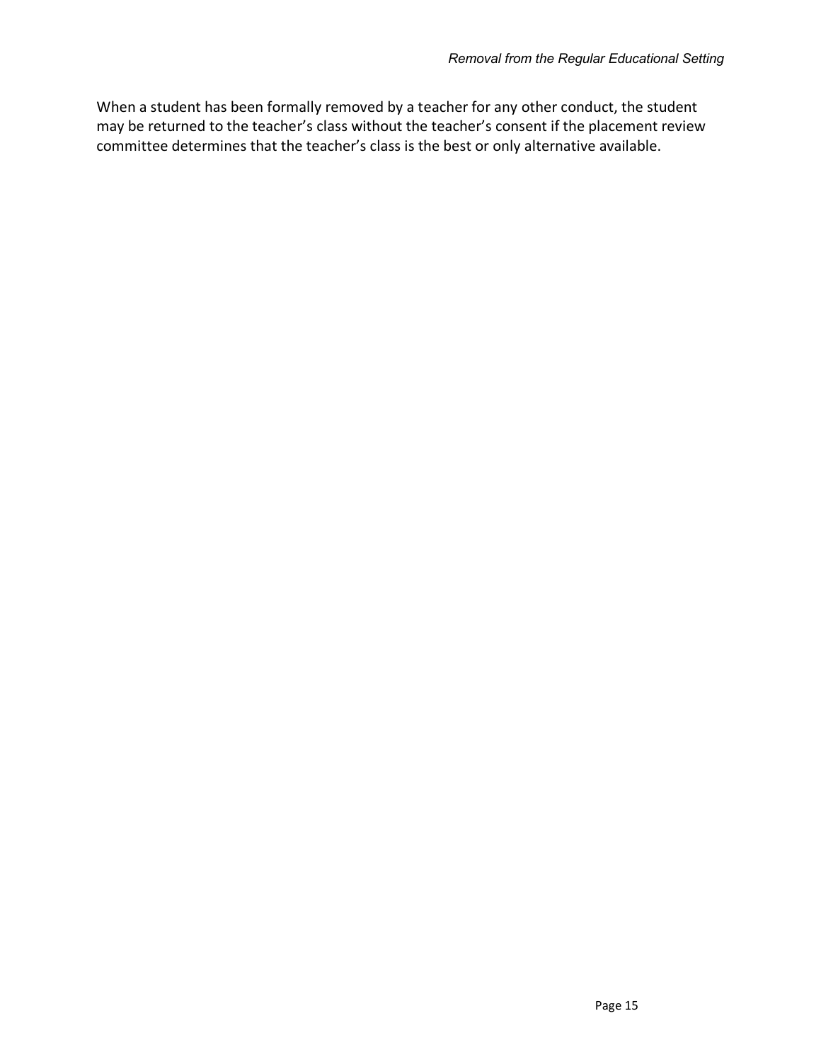When a student has been formally removed by a teacher for any other conduct, the student may be returned to the teacher's class without the teacher's consent if the placement review committee determines that the teacher's class is the best or only alternative available.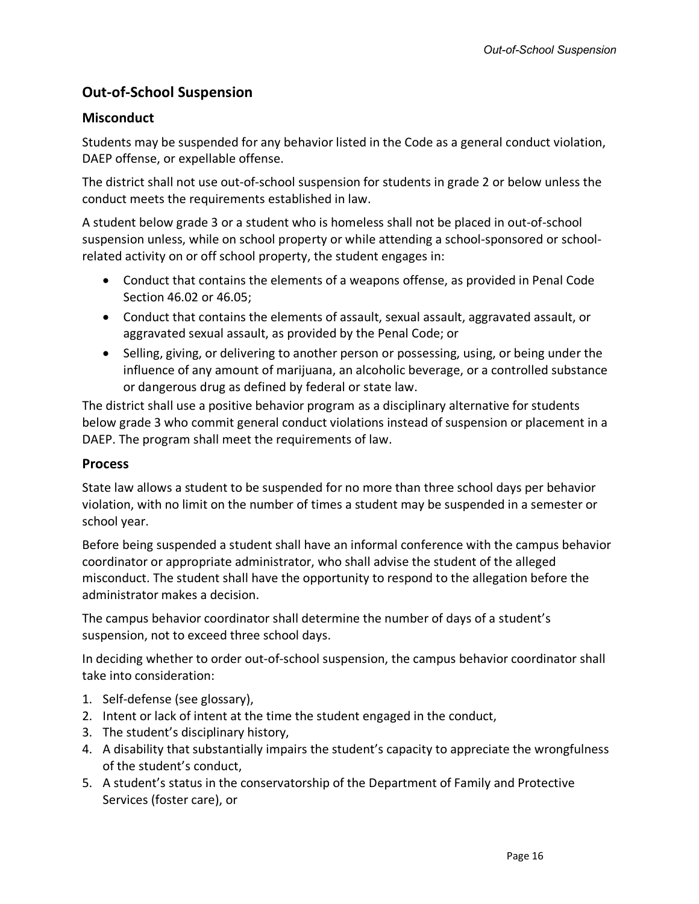## Out-of-School Suspension

### Misconduct

Students may be suspended for any behavior listed in the Code as a general conduct violation, DAEP offense, or expellable offense.

The district shall not use out-of-school suspension for students in grade 2 or below unless the conduct meets the requirements established in law.

A student below grade 3 or a student who is homeless shall not be placed in out-of-school suspension unless, while on school property or while attending a school-sponsored or school-related activity on or off school property, the student engages in:

- Conduct that contains the elements of a weapons offense, as provided in Penal Code Section 46.02 or 46.05;
- Conduct that contains the elements of assault, sexual assault, aggravated assault, or aggravated sexual assault, as provided by the Penal Code; or
- Selling, giving, or delivering to another person or possessing, using, or being under the influence of any amount of marijuana, an alcoholic beverage, or a controlled substance or dangerous drug as defined by federal or state law.

The district shall use a positive behavior program as a disciplinary alternative for students below grade 3 who commit general conduct violations instead of suspension or placement in a DAEP. The program shall meet the requirements of law.

### Process

State law allows a student to be suspended for no more than three school days per behavior violation, with no limit on the number of times a student may be suspended in a semester or school year.

Before being suspended a student shall have an informal conference with the campus behavior coordinator or appropriate administrator, who shall advise the student of the alleged misconduct. The student shall have the opportunity to respond to the allegation before the administrator makes a decision.

The campus behavior coordinator shall determine the number of days of a student's suspension, not to exceed three school days.

In deciding whether to order out-of-school suspension, the campus behavior coordinator shall take into consideration:

1. Self-defense (see glossary),
2. Intent or lack of intent at the time the student engaged in the conduct,
3. The student's disciplinary history,
4. A disability that substantially impairs the student's capacity to appreciate the wrongfulness of the student's conduct,
5. A student's status in the conservatorship of the Department of Family and Protective Services (foster care), or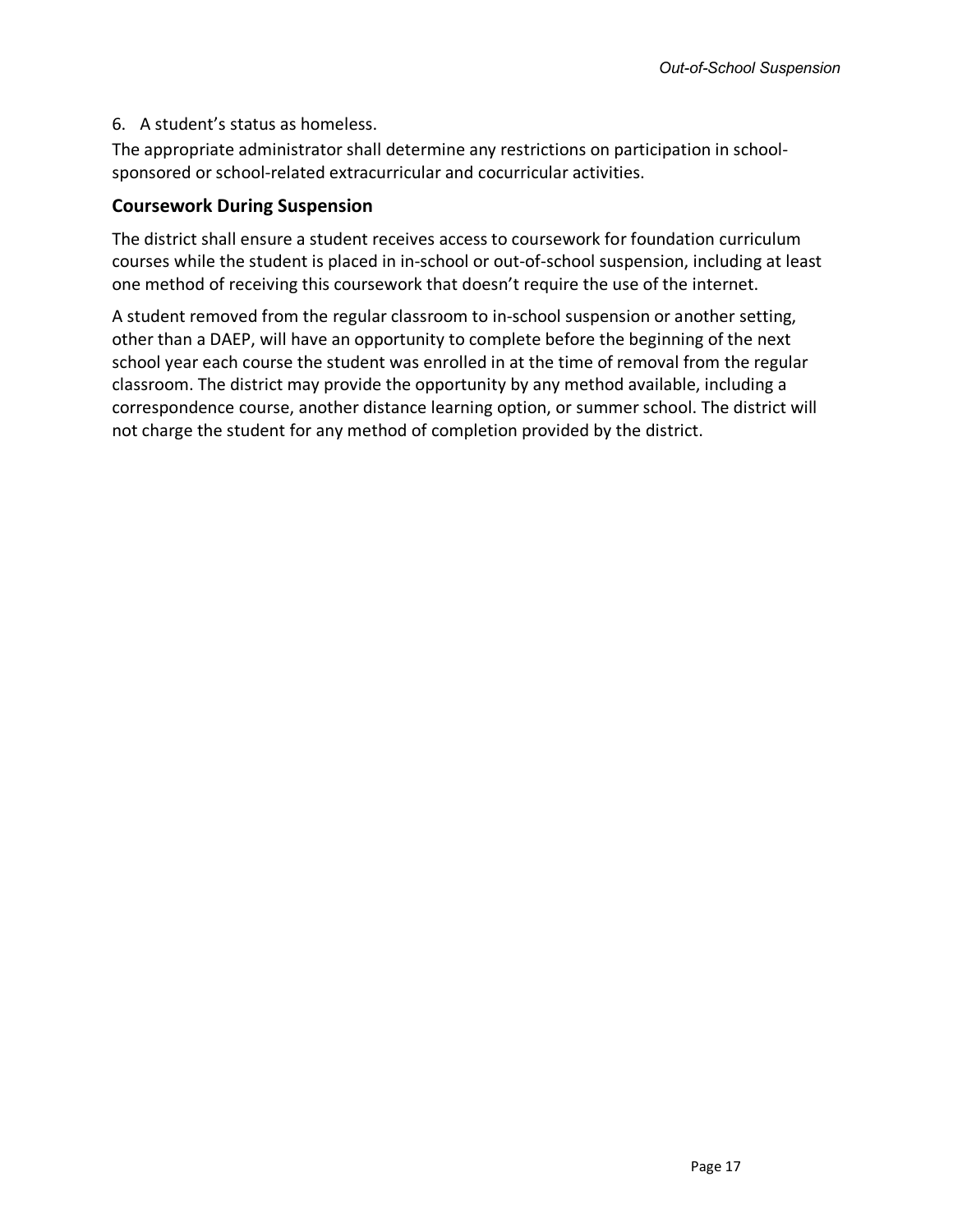6. A student's status as homeless.

The appropriate administrator shall determine any restrictions on participation in school-sponsored or school-related extracurricular and cocurricular activities.

## Coursework During Suspension

The district shall ensure a student receives access to coursework for foundation curriculum courses while the student is placed in in-school or out-of-school suspension, including at least one method of receiving this coursework that doesn't require the use of the internet.

A student removed from the regular classroom to in-school suspension or another setting, other than a DAEP, will have an opportunity to complete before the beginning of the next school year each course the student was enrolled in at the time of removal from the regular classroom. The district may provide the opportunity by any method available, including a correspondence course, another distance learning option, or summer school. The district will not charge the student for any method of completion provided by the district.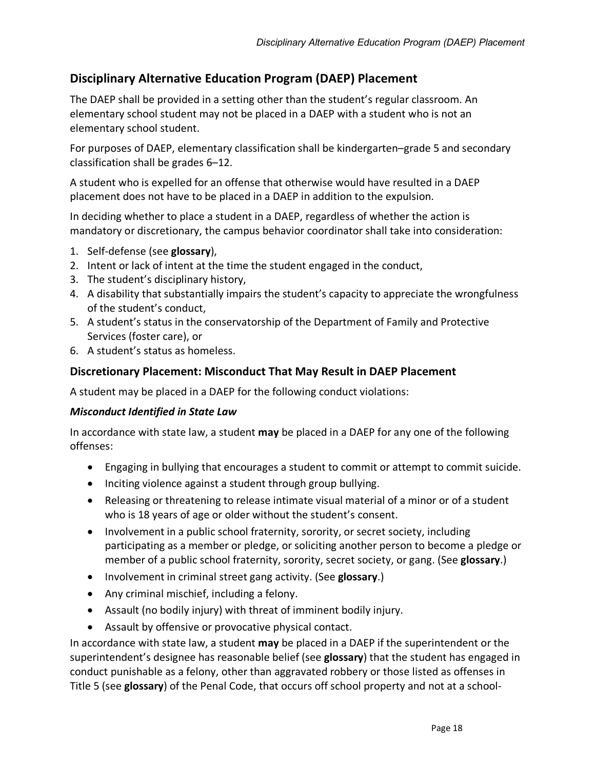## Disciplinary Alternative Education Program (DAEP) Placement

The DAEP shall be provided in a setting other than the student's regular classroom. An elementary school student may not be placed in a DAEP with a student who is not an elementary school student.

For purposes of DAEP, elementary classification shall be kindergarten–grade 5 and secondary classification shall be grades 6–12.

A student who is expelled for an offense that otherwise would have resulted in a DAEP placement does not have to be placed in a DAEP in addition to the expulsion.

In deciding whether to place a student in a DAEP, regardless of whether the action is mandatory or discretionary, the campus behavior coordinator shall take into consideration:

1. Self-defense (see **glossary**),
2. Intent or lack of intent at the time the student engaged in the conduct,
3. The student's disciplinary history,
4. A disability that substantially impairs the student's capacity to appreciate the wrongfulness of the student's conduct,
5. A student's status in the conservatorship of the Department of Family and Protective Services (foster care), or
6. A student's status as homeless.

### Discretionary Placement: Misconduct That May Result in DAEP Placement

A student may be placed in a DAEP for the following conduct violations:

#### *Misconduct Identified in State Law*

In accordance with state law, a student **may** be placed in a DAEP for any one of the following offenses:

- Engaging in bullying that encourages a student to commit or attempt to commit suicide.
- Inciting violence against a student through group bullying.
- Releasing or threatening to release intimate visual material of a minor or of a student who is 18 years of age or older without the student's consent.
- Involvement in a public school fraternity, sorority, or secret society, including participating as a member or pledge, or soliciting another person to become a pledge or member of a public school fraternity, sorority, secret society, or gang. (See **glossary**.)
- Involvement in criminal street gang activity. (See **glossary**.)
- Any criminal mischief, including a felony.
- Assault (no bodily injury) with threat of imminent bodily injury.
- Assault by offensive or provocative physical contact.

In accordance with state law, a student **may** be placed in a DAEP if the superintendent or the superintendent's designee has reasonable belief (see **glossary**) that the student has engaged in conduct punishable as a felony, other than aggravated robbery or those listed as offenses in Title 5 (see **glossary**) of the Penal Code, that occurs off school property and not at a school-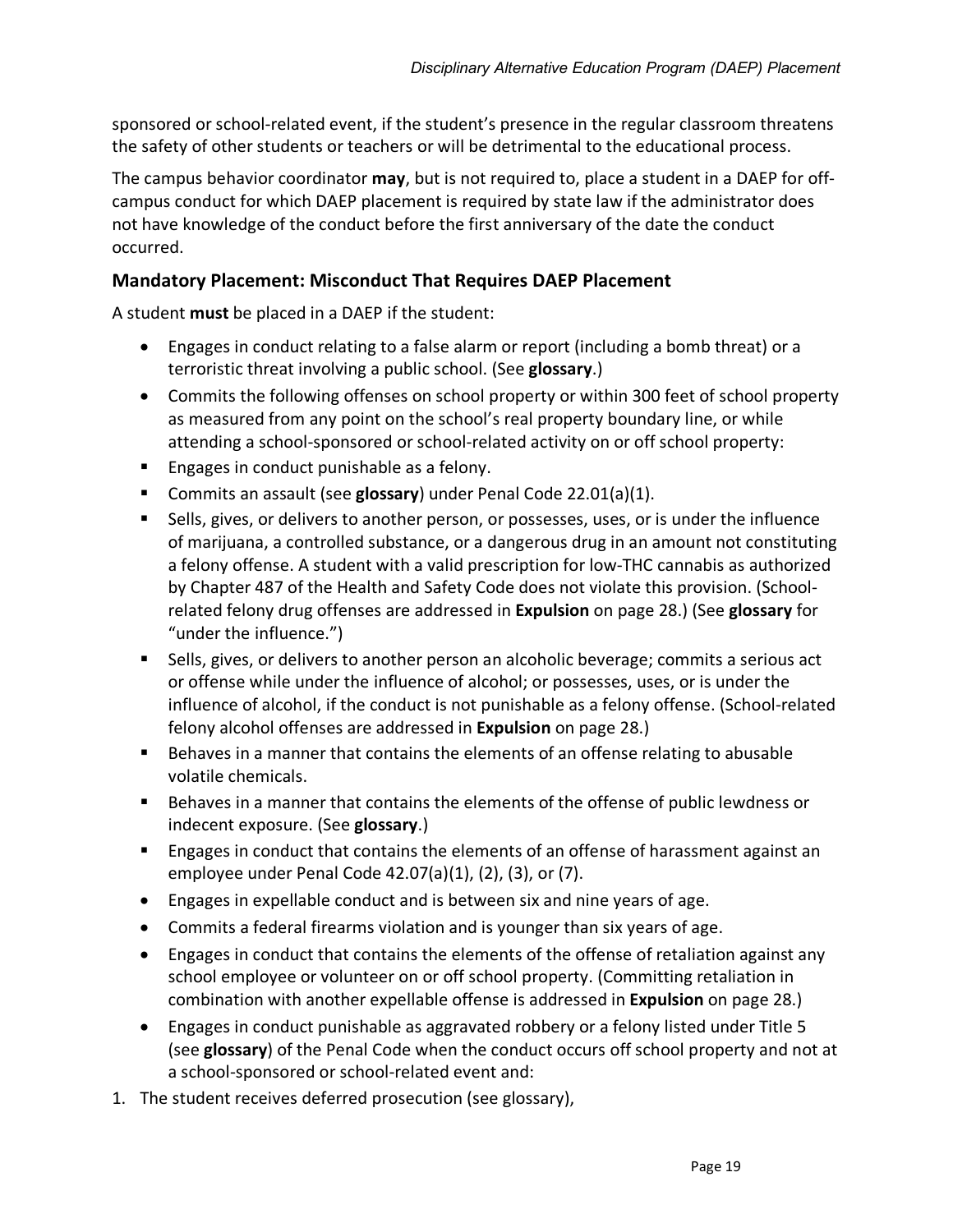sponsored or school-related event, if the student's presence in the regular classroom threatens the safety of other students or teachers or will be detrimental to the educational process.

The campus behavior coordinator **may**, but is not required to, place a student in a DAEP for off-campus conduct for which DAEP placement is required by state law if the administrator does not have knowledge of the conduct before the first anniversary of the date the conduct occurred.

### Mandatory Placement: Misconduct That Requires DAEP Placement

A student **must** be placed in a DAEP if the student:

- Engages in conduct relating to a false alarm or report (including a bomb threat) or a terroristic threat involving a public school. (See **glossary**.)
- Commits the following offenses on school property or within 300 feet of school property as measured from any point on the school's real property boundary line, or while attending a school-sponsored or school-related activity on or off school property:
  - Engages in conduct punishable as a felony.
  - Commits an assault (see **glossary**) under Penal Code 22.01(a)(1).
  - Sells, gives, or delivers to another person, or possesses, uses, or is under the influence of marijuana, a controlled substance, or a dangerous drug in an amount not constituting a felony offense. A student with a valid prescription for low-THC cannabis as authorized by Chapter 487 of the Health and Safety Code does not violate this provision. (School-related felony drug offenses are addressed in **Expulsion** on page 28.) (See **glossary** for "under the influence.")
  - Sells, gives, or delivers to another person an alcoholic beverage; commits a serious act or offense while under the influence of alcohol; or possesses, uses, or is under the influence of alcohol, if the conduct is not punishable as a felony offense. (School-related felony alcohol offenses are addressed in **Expulsion** on page 28.)
  - Behaves in a manner that contains the elements of an offense relating to abusable volatile chemicals.
  - Behaves in a manner that contains the elements of the offense of public lewdness or indecent exposure. (See **glossary**.)
  - Engages in conduct that contains the elements of an offense of harassment against an employee under Penal Code 42.07(a)(1), (2), (3), or (7).
- Engages in expellable conduct and is between six and nine years of age.
- Commits a federal firearms violation and is younger than six years of age.
- Engages in conduct that contains the elements of the offense of retaliation against any school employee or volunteer on or off school property. (Committing retaliation in combination with another expellable offense is addressed in **Expulsion** on page 28.)
- Engages in conduct punishable as aggravated robbery or a felony listed under Title 5 (see **glossary**) of the Penal Code when the conduct occurs off school property and not at a school-sponsored or school-related event and:

1. The student receives deferred prosecution (see glossary),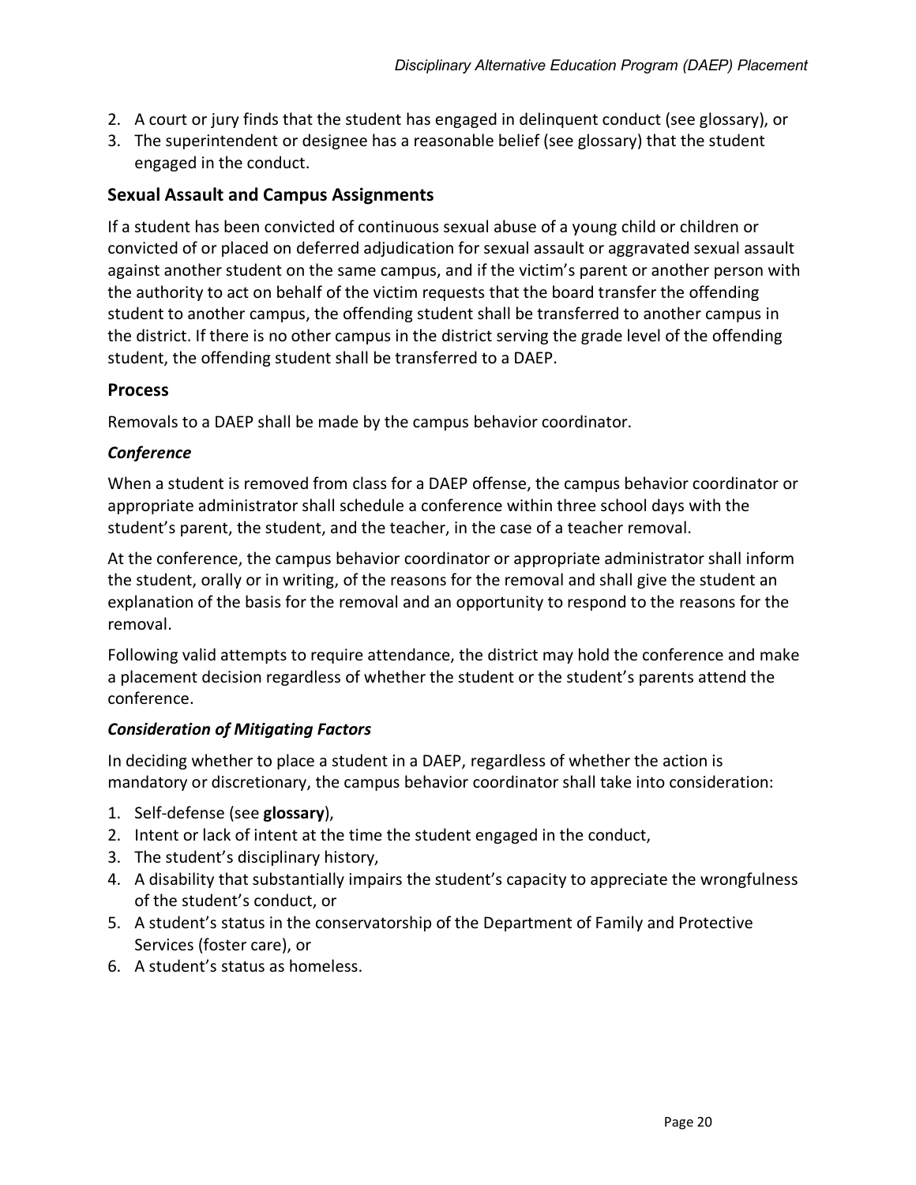2. A court or jury finds that the student has engaged in delinquent conduct (see glossary), or
3. The superintendent or designee has a reasonable belief (see glossary) that the student engaged in the conduct.

## Sexual Assault and Campus Assignments

If a student has been convicted of continuous sexual abuse of a young child or children or convicted of or placed on deferred adjudication for sexual assault or aggravated sexual assault against another student on the same campus, and if the victim's parent or another person with the authority to act on behalf of the victim requests that the board transfer the offending student to another campus, the offending student shall be transferred to another campus in the district. If there is no other campus in the district serving the grade level of the offending student, the offending student shall be transferred to a DAEP.

## Process

Removals to a DAEP shall be made by the campus behavior coordinator.

### *Conference*

When a student is removed from class for a DAEP offense, the campus behavior coordinator or appropriate administrator shall schedule a conference within three school days with the student's parent, the student, and the teacher, in the case of a teacher removal.

At the conference, the campus behavior coordinator or appropriate administrator shall inform the student, orally or in writing, of the reasons for the removal and shall give the student an explanation of the basis for the removal and an opportunity to respond to the reasons for the removal.

Following valid attempts to require attendance, the district may hold the conference and make a placement decision regardless of whether the student or the student's parents attend the conference.

### *Consideration of Mitigating Factors*

In deciding whether to place a student in a DAEP, regardless of whether the action is mandatory or discretionary, the campus behavior coordinator shall take into consideration:

1. Self-defense (see **glossary**),
2. Intent or lack of intent at the time the student engaged in the conduct,
3. The student's disciplinary history,
4. A disability that substantially impairs the student's capacity to appreciate the wrongfulness of the student's conduct, or
5. A student's status in the conservatorship of the Department of Family and Protective Services (foster care), or
6. A student's status as homeless.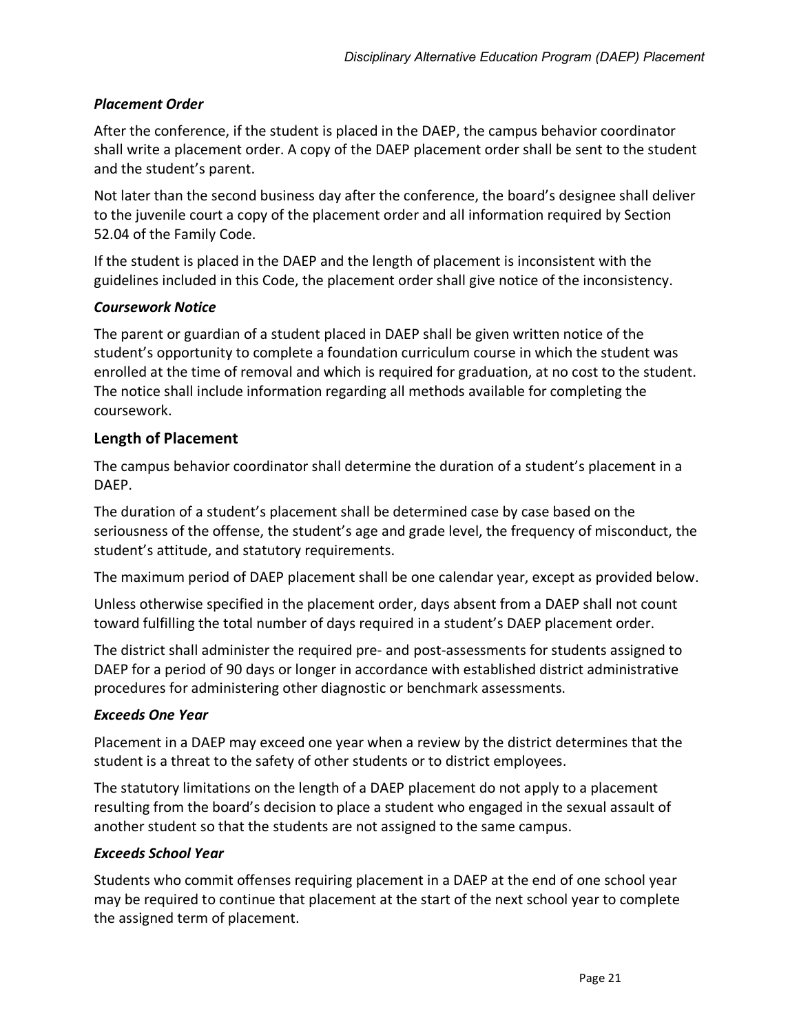### *Placement Order*

After the conference, if the student is placed in the DAEP, the campus behavior coordinator shall write a placement order. A copy of the DAEP placement order shall be sent to the student and the student's parent.

Not later than the second business day after the conference, the board's designee shall deliver to the juvenile court a copy of the placement order and all information required by Section 52.04 of the Family Code.

If the student is placed in the DAEP and the length of placement is inconsistent with the guidelines included in this Code, the placement order shall give notice of the inconsistency.

### *Coursework Notice*

The parent or guardian of a student placed in DAEP shall be given written notice of the student's opportunity to complete a foundation curriculum course in which the student was enrolled at the time of removal and which is required for graduation, at no cost to the student. The notice shall include information regarding all methods available for completing the coursework.

## Length of Placement

The campus behavior coordinator shall determine the duration of a student's placement in a DAEP.

The duration of a student's placement shall be determined case by case based on the seriousness of the offense, the student's age and grade level, the frequency of misconduct, the student's attitude, and statutory requirements.

The maximum period of DAEP placement shall be one calendar year, except as provided below.

Unless otherwise specified in the placement order, days absent from a DAEP shall not count toward fulfilling the total number of days required in a student's DAEP placement order.

The district shall administer the required pre- and post-assessments for students assigned to DAEP for a period of 90 days or longer in accordance with established district administrative procedures for administering other diagnostic or benchmark assessments.

### *Exceeds One Year*

Placement in a DAEP may exceed one year when a review by the district determines that the student is a threat to the safety of other students or to district employees.

The statutory limitations on the length of a DAEP placement do not apply to a placement resulting from the board's decision to place a student who engaged in the sexual assault of another student so that the students are not assigned to the same campus.

### *Exceeds School Year*

Students who commit offenses requiring placement in a DAEP at the end of one school year may be required to continue that placement at the start of the next school year to complete the assigned term of placement.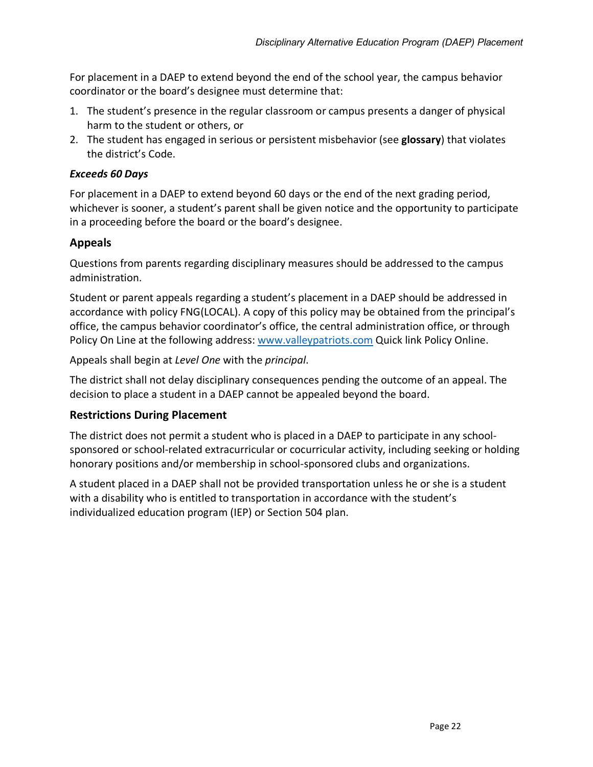For placement in a DAEP to extend beyond the end of the school year, the campus behavior coordinator or the board's designee must determine that:

1. The student's presence in the regular classroom or campus presents a danger of physical harm to the student or others, or
2. The student has engaged in serious or persistent misbehavior (see **glossary**) that violates the district's Code.

### *Exceeds 60 Days*

For placement in a DAEP to extend beyond 60 days or the end of the next grading period, whichever is sooner, a student's parent shall be given notice and the opportunity to participate in a proceeding before the board or the board's designee.

## Appeals

Questions from parents regarding disciplinary measures should be addressed to the campus administration.

Student or parent appeals regarding a student's placement in a DAEP should be addressed in accordance with policy FNG(LOCAL). A copy of this policy may be obtained from the principal's office, the campus behavior coordinator's office, the central administration office, or through Policy On Line at the following address: [www.valleypatriots.com](http://www.valleypatriots.com) Quick link Policy Online.

Appeals shall begin at *Level One* with the *principal*.

The district shall not delay disciplinary consequences pending the outcome of an appeal. The decision to place a student in a DAEP cannot be appealed beyond the board.

## Restrictions During Placement

The district does not permit a student who is placed in a DAEP to participate in any school-sponsored or school-related extracurricular or cocurricular activity, including seeking or holding honorary positions and/or membership in school-sponsored clubs and organizations.

A student placed in a DAEP shall not be provided transportation unless he or she is a student with a disability who is entitled to transportation in accordance with the student's individualized education program (IEP) or Section 504 plan.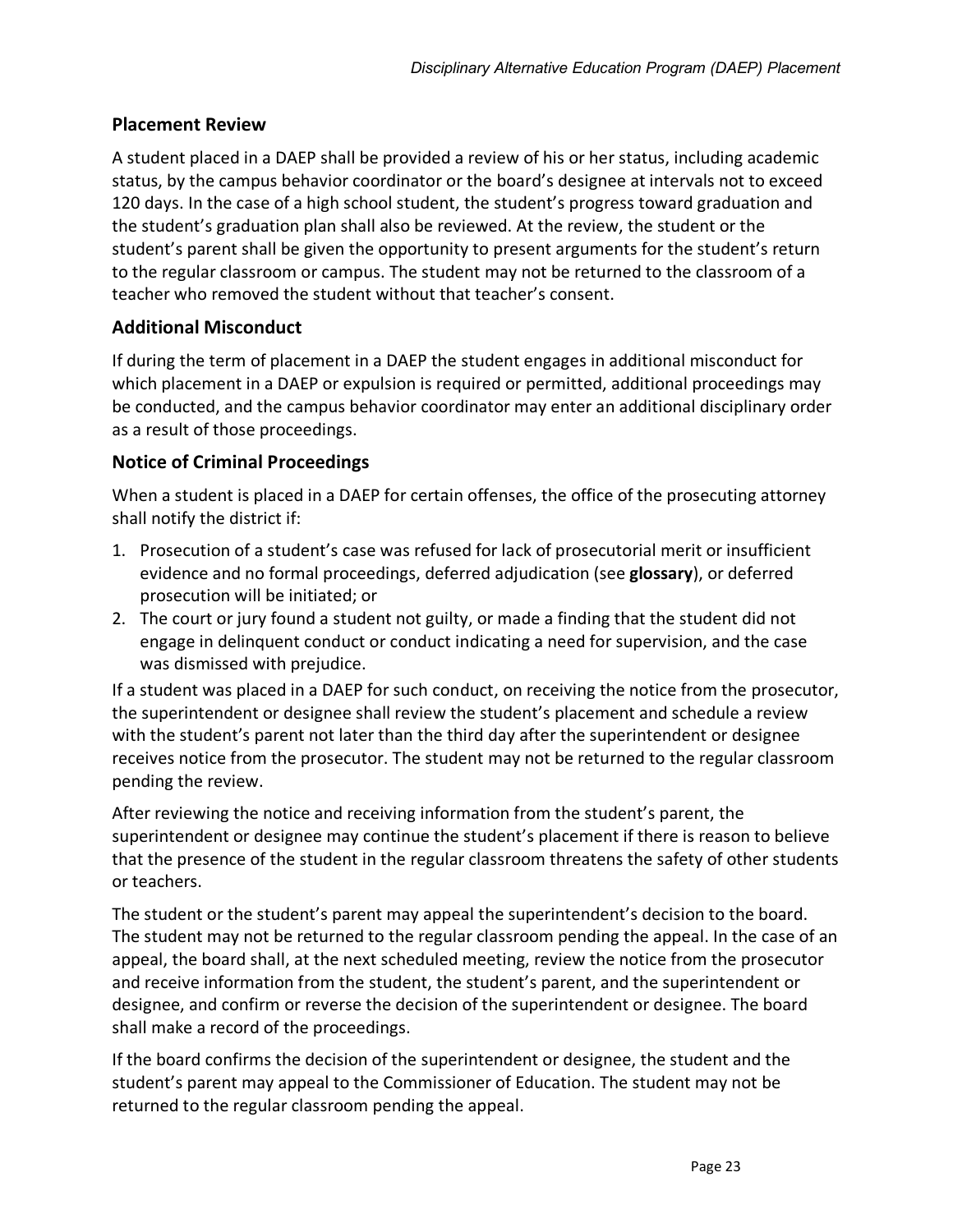## Placement Review

A student placed in a DAEP shall be provided a review of his or her status, including academic status, by the campus behavior coordinator or the board's designee at intervals not to exceed 120 days. In the case of a high school student, the student's progress toward graduation and the student's graduation plan shall also be reviewed. At the review, the student or the student's parent shall be given the opportunity to present arguments for the student's return to the regular classroom or campus. The student may not be returned to the classroom of a teacher who removed the student without that teacher's consent.

## Additional Misconduct

If during the term of placement in a DAEP the student engages in additional misconduct for which placement in a DAEP or expulsion is required or permitted, additional proceedings may be conducted, and the campus behavior coordinator may enter an additional disciplinary order as a result of those proceedings.

## Notice of Criminal Proceedings

When a student is placed in a DAEP for certain offenses, the office of the prosecuting attorney shall notify the district if:

1. Prosecution of a student's case was refused for lack of prosecutorial merit or insufficient evidence and no formal proceedings, deferred adjudication (see **glossary**), or deferred prosecution will be initiated; or
2. The court or jury found a student not guilty, or made a finding that the student did not engage in delinquent conduct or conduct indicating a need for supervision, and the case was dismissed with prejudice.

If a student was placed in a DAEP for such conduct, on receiving the notice from the prosecutor, the superintendent or designee shall review the student's placement and schedule a review with the student's parent not later than the third day after the superintendent or designee receives notice from the prosecutor. The student may not be returned to the regular classroom pending the review.

After reviewing the notice and receiving information from the student's parent, the superintendent or designee may continue the student's placement if there is reason to believe that the presence of the student in the regular classroom threatens the safety of other students or teachers.

The student or the student's parent may appeal the superintendent's decision to the board. The student may not be returned to the regular classroom pending the appeal. In the case of an appeal, the board shall, at the next scheduled meeting, review the notice from the prosecutor and receive information from the student, the student's parent, and the superintendent or designee, and confirm or reverse the decision of the superintendent or designee. The board shall make a record of the proceedings.

If the board confirms the decision of the superintendent or designee, the student and the student's parent may appeal to the Commissioner of Education. The student may not be returned to the regular classroom pending the appeal.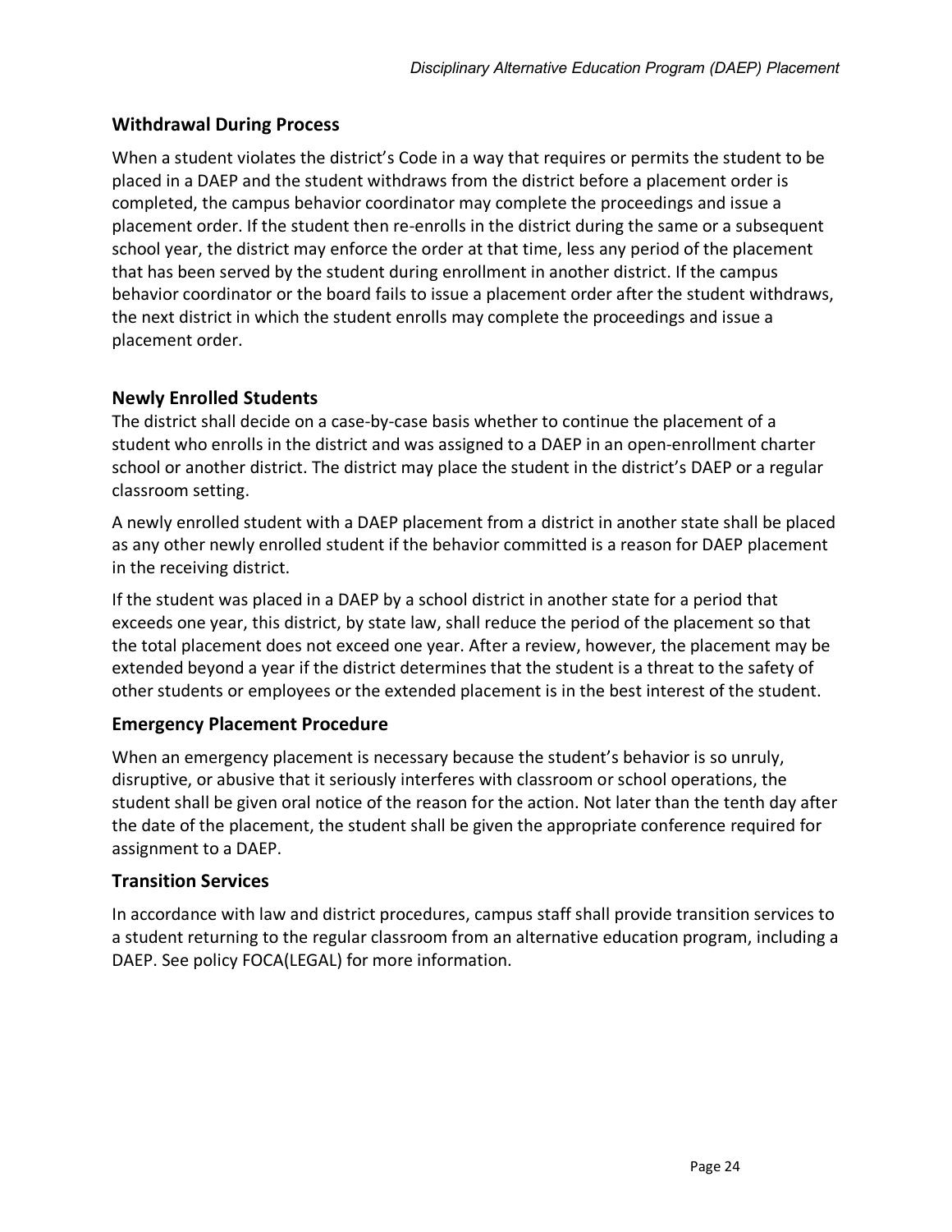### Withdrawal During Process

When a student violates the district's Code in a way that requires or permits the student to be placed in a DAEP and the student withdraws from the district before a placement order is completed, the campus behavior coordinator may complete the proceedings and issue a placement order. If the student then re-enrolls in the district during the same or a subsequent school year, the district may enforce the order at that time, less any period of the placement that has been served by the student during enrollment in another district. If the campus behavior coordinator or the board fails to issue a placement order after the student withdraws, the next district in which the student enrolls may complete the proceedings and issue a placement order.

### Newly Enrolled Students

The district shall decide on a case-by-case basis whether to continue the placement of a student who enrolls in the district and was assigned to a DAEP in an open-enrollment charter school or another district. The district may place the student in the district's DAEP or a regular classroom setting.

A newly enrolled student with a DAEP placement from a district in another state shall be placed as any other newly enrolled student if the behavior committed is a reason for DAEP placement in the receiving district.

If the student was placed in a DAEP by a school district in another state for a period that exceeds one year, this district, by state law, shall reduce the period of the placement so that the total placement does not exceed one year. After a review, however, the placement may be extended beyond a year if the district determines that the student is a threat to the safety of other students or employees or the extended placement is in the best interest of the student.

### Emergency Placement Procedure

When an emergency placement is necessary because the student's behavior is so unruly, disruptive, or abusive that it seriously interferes with classroom or school operations, the student shall be given oral notice of the reason for the action. Not later than the tenth day after the date of the placement, the student shall be given the appropriate conference required for assignment to a DAEP.

### Transition Services

In accordance with law and district procedures, campus staff shall provide transition services to a student returning to the regular classroom from an alternative education program, including a DAEP. See policy FOCA(LEGAL) for more information.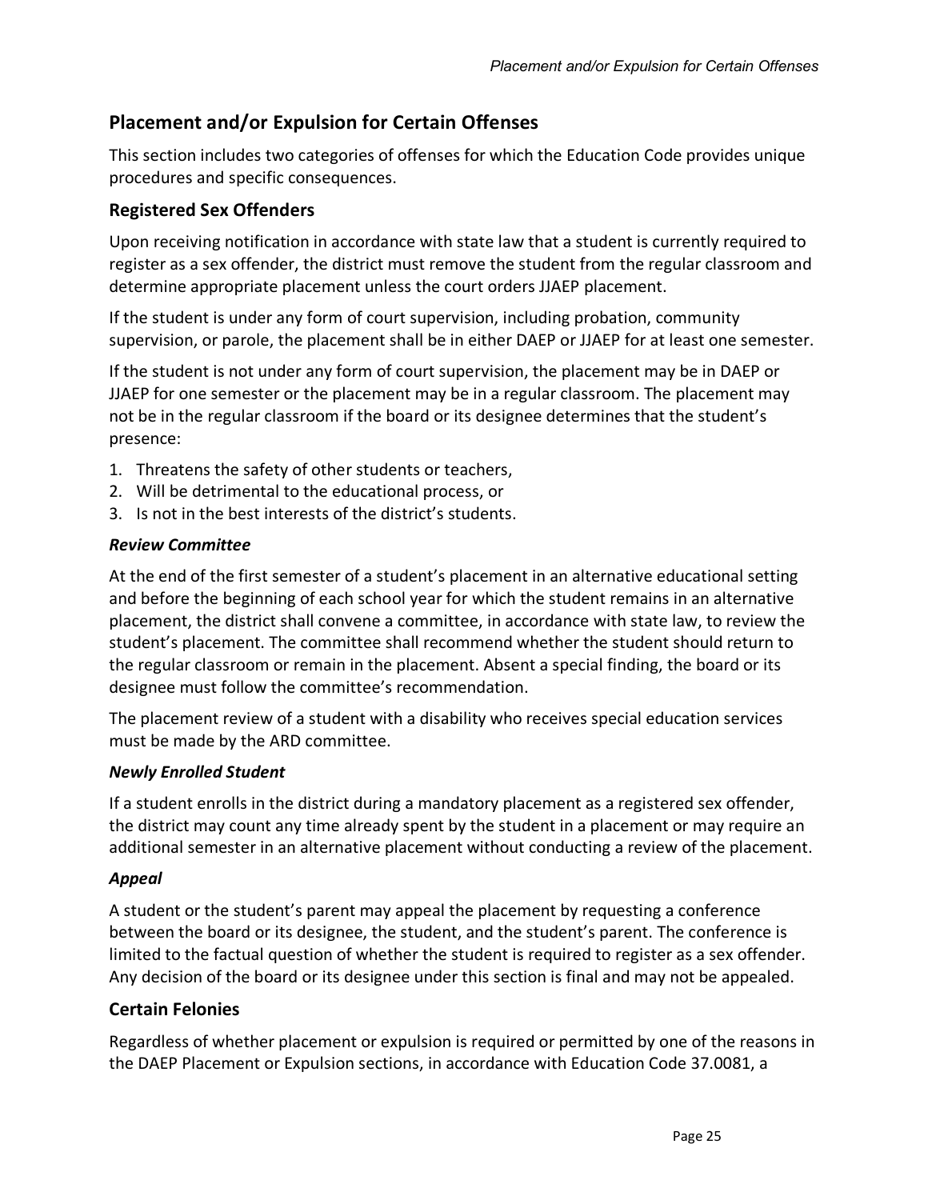## Placement and/or Expulsion for Certain Offenses

This section includes two categories of offenses for which the Education Code provides unique procedures and specific consequences.

### Registered Sex Offenders

Upon receiving notification in accordance with state law that a student is currently required to register as a sex offender, the district must remove the student from the regular classroom and determine appropriate placement unless the court orders JJAEP placement.

If the student is under any form of court supervision, including probation, community supervision, or parole, the placement shall be in either DAEP or JJAEP for at least one semester.

If the student is not under any form of court supervision, the placement may be in DAEP or JJAEP for one semester or the placement may be in a regular classroom. The placement may not be in the regular classroom if the board or its designee determines that the student's presence:

1. Threatens the safety of other students or teachers,
2. Will be detrimental to the educational process, or
3. Is not in the best interests of the district's students.

#### *Review Committee*

At the end of the first semester of a student's placement in an alternative educational setting and before the beginning of each school year for which the student remains in an alternative placement, the district shall convene a committee, in accordance with state law, to review the student's placement. The committee shall recommend whether the student should return to the regular classroom or remain in the placement. Absent a special finding, the board or its designee must follow the committee's recommendation.

The placement review of a student with a disability who receives special education services must be made by the ARD committee.

#### *Newly Enrolled Student*

If a student enrolls in the district during a mandatory placement as a registered sex offender, the district may count any time already spent by the student in a placement or may require an additional semester in an alternative placement without conducting a review of the placement.

#### *Appeal*

A student or the student's parent may appeal the placement by requesting a conference between the board or its designee, the student, and the student's parent. The conference is limited to the factual question of whether the student is required to register as a sex offender. Any decision of the board or its designee under this section is final and may not be appealed.

### Certain Felonies

Regardless of whether placement or expulsion is required or permitted by one of the reasons in the DAEP Placement or Expulsion sections, in accordance with Education Code 37.0081, a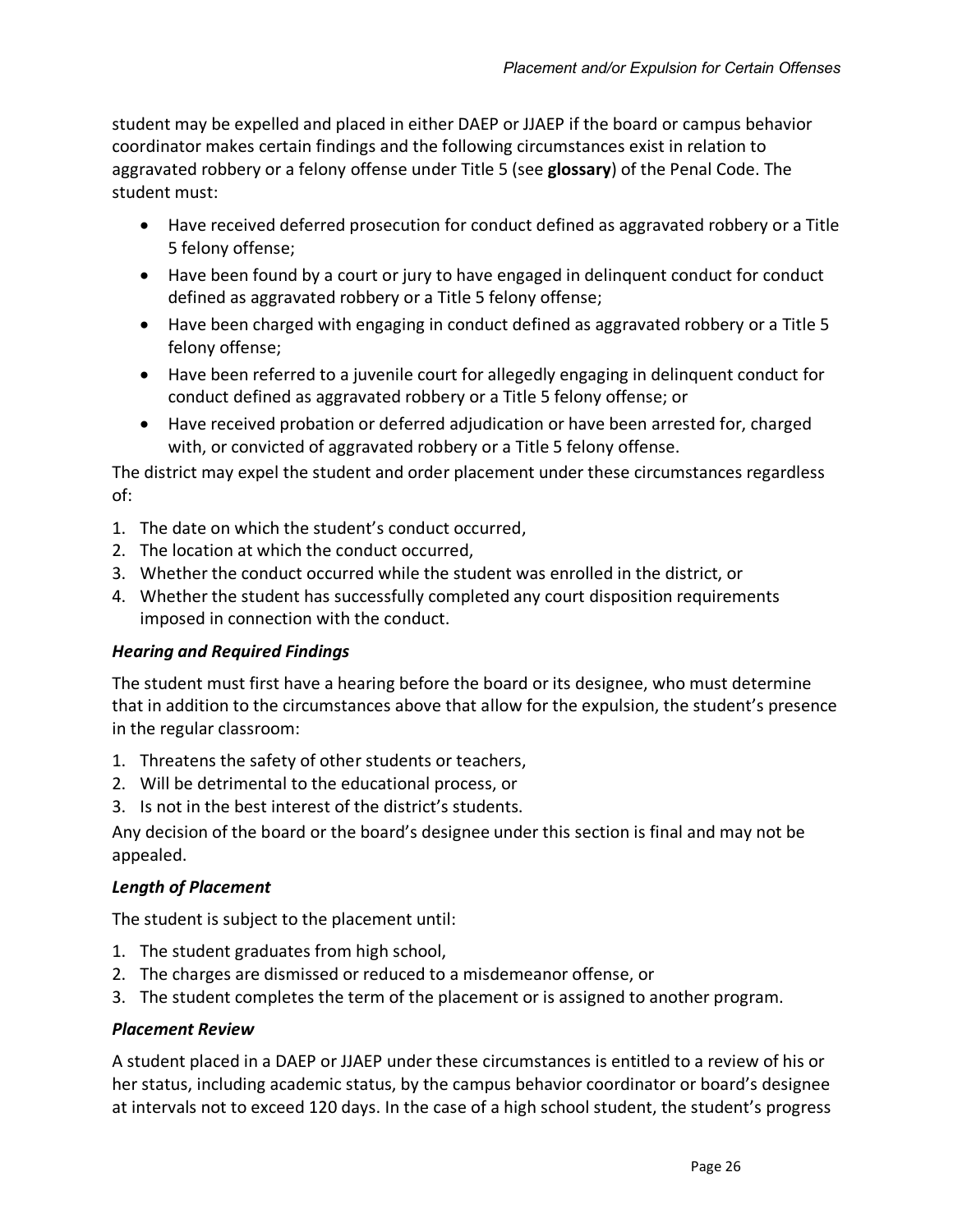student may be expelled and placed in either DAEP or JJAEP if the board or campus behavior coordinator makes certain findings and the following circumstances exist in relation to aggravated robbery or a felony offense under Title 5 (see **glossary**) of the Penal Code. The student must:

- Have received deferred prosecution for conduct defined as aggravated robbery or a Title 5 felony offense;
- Have been found by a court or jury to have engaged in delinquent conduct for conduct defined as aggravated robbery or a Title 5 felony offense;
- Have been charged with engaging in conduct defined as aggravated robbery or a Title 5 felony offense;
- Have been referred to a juvenile court for allegedly engaging in delinquent conduct for conduct defined as aggravated robbery or a Title 5 felony offense; or
- Have received probation or deferred adjudication or have been arrested for, charged with, or convicted of aggravated robbery or a Title 5 felony offense.

The district may expel the student and order placement under these circumstances regardless of:

1. The date on which the student's conduct occurred,
2. The location at which the conduct occurred,
3. Whether the conduct occurred while the student was enrolled in the district, or
4. Whether the student has successfully completed any court disposition requirements imposed in connection with the conduct.

### *Hearing and Required Findings*

The student must first have a hearing before the board or its designee, who must determine that in addition to the circumstances above that allow for the expulsion, the student's presence in the regular classroom:

1. Threatens the safety of other students or teachers,
2. Will be detrimental to the educational process, or
3. Is not in the best interest of the district's students.

Any decision of the board or the board's designee under this section is final and may not be appealed.

### *Length of Placement*

The student is subject to the placement until:

1. The student graduates from high school,
2. The charges are dismissed or reduced to a misdemeanor offense, or
3. The student completes the term of the placement or is assigned to another program.

### *Placement Review*

A student placed in a DAEP or JJAEP under these circumstances is entitled to a review of his or her status, including academic status, by the campus behavior coordinator or board's designee at intervals not to exceed 120 days. In the case of a high school student, the student's progress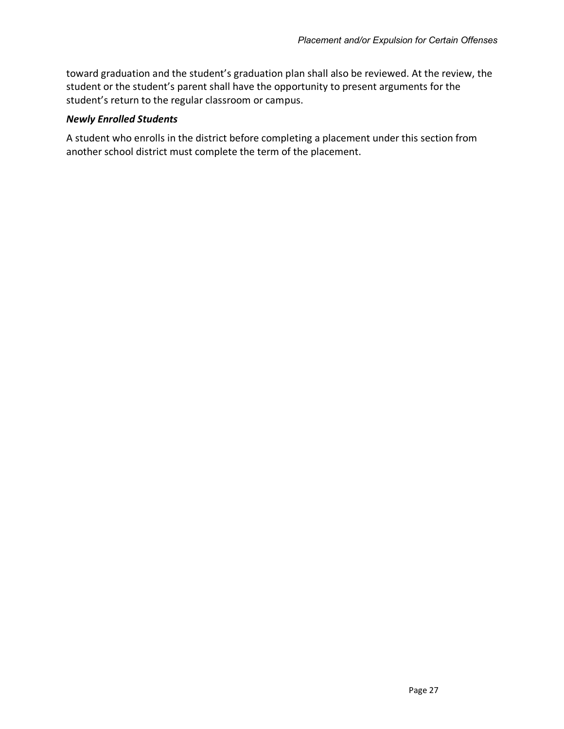toward graduation and the student's graduation plan shall also be reviewed. At the review, the student or the student's parent shall have the opportunity to present arguments for the student's return to the regular classroom or campus.

### *Newly Enrolled Students*

A student who enrolls in the district before completing a placement under this section from another school district must complete the term of the placement.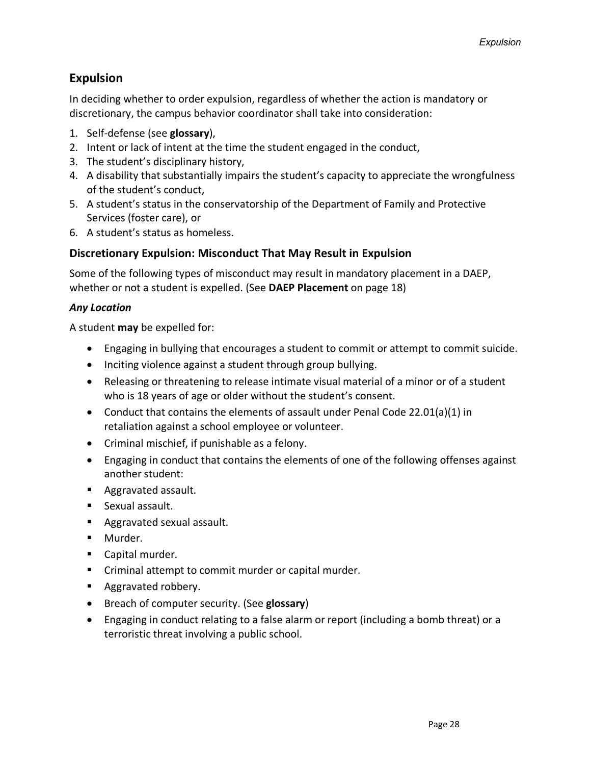## Expulsion

In deciding whether to order expulsion, regardless of whether the action is mandatory or discretionary, the campus behavior coordinator shall take into consideration:

1. Self-defense (see **glossary**),
2. Intent or lack of intent at the time the student engaged in the conduct,
3. The student's disciplinary history,
4. A disability that substantially impairs the student's capacity to appreciate the wrongfulness of the student's conduct,
5. A student's status in the conservatorship of the Department of Family and Protective Services (foster care), or
6. A student's status as homeless.

### Discretionary Expulsion: Misconduct That May Result in Expulsion

Some of the following types of misconduct may result in mandatory placement in a DAEP, whether or not a student is expelled. (See **DAEP Placement** on page 18)

***Any Location***

A student **may** be expelled for:

- Engaging in bullying that encourages a student to commit or attempt to commit suicide.
- Inciting violence against a student through group bullying.
- Releasing or threatening to release intimate visual material of a minor or of a student who is 18 years of age or older without the student's consent.
- Conduct that contains the elements of assault under Penal Code 22.01(a)(1) in retaliation against a school employee or volunteer.
- Criminal mischief, if punishable as a felony.
- Engaging in conduct that contains the elements of one of the following offenses against another student:
  - Aggravated assault.
  - Sexual assault.
  - Aggravated sexual assault.
  - Murder.
  - Capital murder.
  - Criminal attempt to commit murder or capital murder.
  - Aggravated robbery.
- Breach of computer security. (See **glossary**)
- Engaging in conduct relating to a false alarm or report (including a bomb threat) or a terroristic threat involving a public school.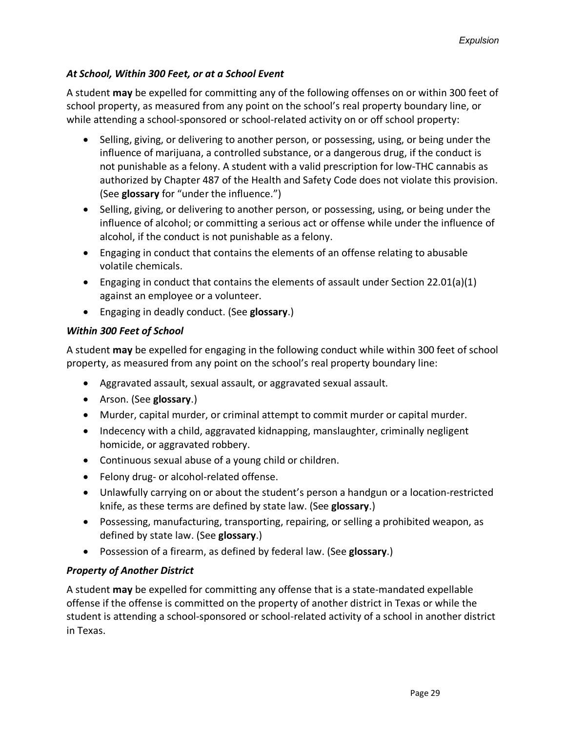### *At School, Within 300 Feet, or at a School Event*

A student **may** be expelled for committing any of the following offenses on or within 300 feet of school property, as measured from any point on the school's real property boundary line, or while attending a school-sponsored or school-related activity on or off school property:

- Selling, giving, or delivering to another person, or possessing, using, or being under the influence of marijuana, a controlled substance, or a dangerous drug, if the conduct is not punishable as a felony. A student with a valid prescription for low-THC cannabis as authorized by Chapter 487 of the Health and Safety Code does not violate this provision. (See **glossary** for "under the influence.")
- Selling, giving, or delivering to another person, or possessing, using, or being under the influence of alcohol; or committing a serious act or offense while under the influence of alcohol, if the conduct is not punishable as a felony.
- Engaging in conduct that contains the elements of an offense relating to abusable volatile chemicals.
- Engaging in conduct that contains the elements of assault under Section 22.01(a)(1) against an employee or a volunteer.
- Engaging in deadly conduct. (See **glossary**.)

### *Within 300 Feet of School*

A student **may** be expelled for engaging in the following conduct while within 300 feet of school property, as measured from any point on the school's real property boundary line:

- Aggravated assault, sexual assault, or aggravated sexual assault.
- Arson. (See **glossary**.)
- Murder, capital murder, or criminal attempt to commit murder or capital murder.
- Indecency with a child, aggravated kidnapping, manslaughter, criminally negligent homicide, or aggravated robbery.
- Continuous sexual abuse of a young child or children.
- Felony drug- or alcohol-related offense.
- Unlawfully carrying on or about the student's person a handgun or a location-restricted knife, as these terms are defined by state law. (See **glossary**.)
- Possessing, manufacturing, transporting, repairing, or selling a prohibited weapon, as defined by state law. (See **glossary**.)
- Possession of a firearm, as defined by federal law. (See **glossary**.)

### *Property of Another District*

A student **may** be expelled for committing any offense that is a state-mandated expellable offense if the offense is committed on the property of another district in Texas or while the student is attending a school-sponsored or school-related activity of a school in another district in Texas.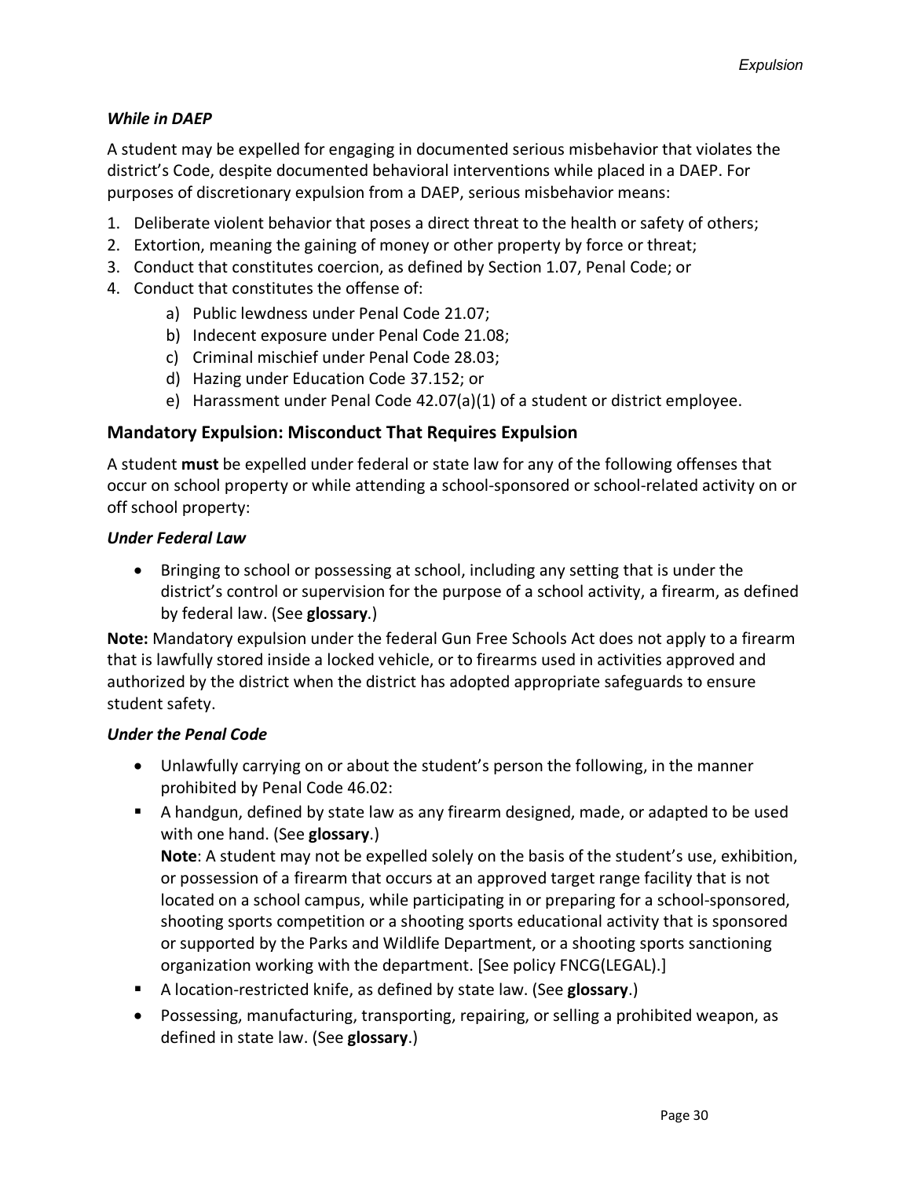### *While in DAEP*

A student may be expelled for engaging in documented serious misbehavior that violates the district's Code, despite documented behavioral interventions while placed in a DAEP. For purposes of discretionary expulsion from a DAEP, serious misbehavior means:

1. Deliberate violent behavior that poses a direct threat to the health or safety of others;
2. Extortion, meaning the gaining of money or other property by force or threat;
3. Conduct that constitutes coercion, as defined by Section 1.07, Penal Code; or
4. Conduct that constitutes the offense of:
    a) Public lewdness under Penal Code 21.07;
    b) Indecent exposure under Penal Code 21.08;
    c) Criminal mischief under Penal Code 28.03;
    d) Hazing under Education Code 37.152; or
    e) Harassment under Penal Code 42.07(a)(1) of a student or district employee.

## Mandatory Expulsion: Misconduct That Requires Expulsion

A student **must** be expelled under federal or state law for any of the following offenses that occur on school property or while attending a school-sponsored or school-related activity on or off school property:

### *Under Federal Law*

- Bringing to school or possessing at school, including any setting that is under the district's control or supervision for the purpose of a school activity, a firearm, as defined by federal law. (See **glossary**.)

**Note:** Mandatory expulsion under the federal Gun Free Schools Act does not apply to a firearm that is lawfully stored inside a locked vehicle, or to firearms used in activities approved and authorized by the district when the district has adopted appropriate safeguards to ensure student safety.

### *Under the Penal Code*

- Unlawfully carrying on or about the student's person the following, in the manner prohibited by Penal Code 46.02:
    - A handgun, defined by state law as any firearm designed, made, or adapted to be used with one hand. (See **glossary**.)
      **Note**: A student may not be expelled solely on the basis of the student's use, exhibition, or possession of a firearm that occurs at an approved target range facility that is not located on a school campus, while participating in or preparing for a school-sponsored, shooting sports competition or a shooting sports educational activity that is sponsored or supported by the Parks and Wildlife Department, or a shooting sports sanctioning organization working with the department. [See policy FNCG(LEGAL).]
    - A location-restricted knife, as defined by state law. (See **glossary**.)
- Possessing, manufacturing, transporting, repairing, or selling a prohibited weapon, as defined in state law. (See **glossary**.)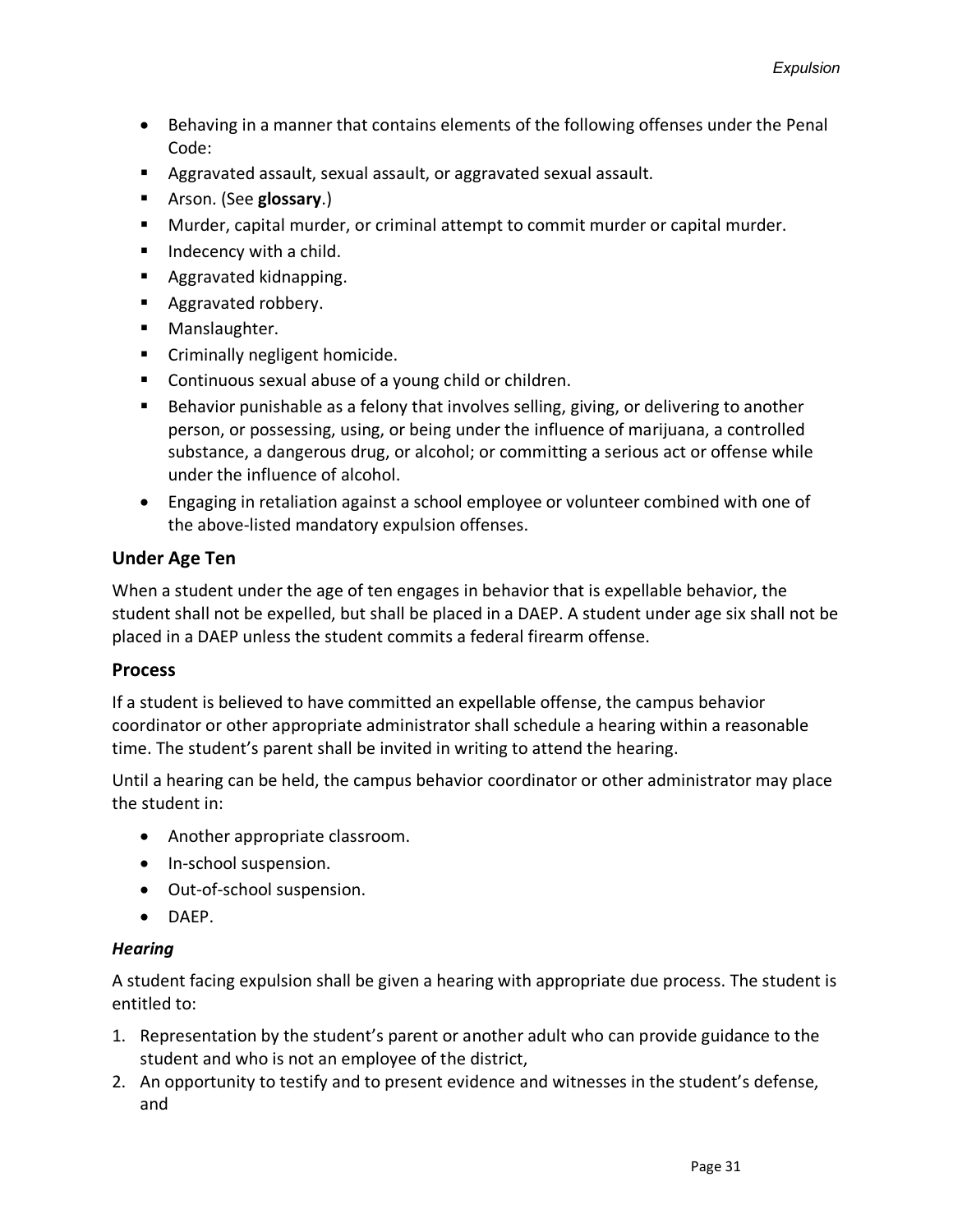- Behaving in a manner that contains elements of the following offenses under the Penal Code:
  - Aggravated assault, sexual assault, or aggravated sexual assault.
  - Arson. (See **glossary**.)
  - Murder, capital murder, or criminal attempt to commit murder or capital murder.
  - Indecency with a child.
  - Aggravated kidnapping.
  - Aggravated robbery.
  - Manslaughter.
  - Criminally negligent homicide.
  - Continuous sexual abuse of a young child or children.
  - Behavior punishable as a felony that involves selling, giving, or delivering to another person, or possessing, using, or being under the influence of marijuana, a controlled substance, a dangerous drug, or alcohol; or committing a serious act or offense while under the influence of alcohol.
- Engaging in retaliation against a school employee or volunteer combined with one of the above-listed mandatory expulsion offenses.

### Under Age Ten

When a student under the age of ten engages in behavior that is expellable behavior, the student shall not be expelled, but shall be placed in a DAEP. A student under age six shall not be placed in a DAEP unless the student commits a federal firearm offense.

### Process

If a student is believed to have committed an expellable offense, the campus behavior coordinator or other appropriate administrator shall schedule a hearing within a reasonable time. The student's parent shall be invited in writing to attend the hearing.

Until a hearing can be held, the campus behavior coordinator or other administrator may place the student in:

- Another appropriate classroom.
- In-school suspension.
- Out-of-school suspension.
- DAEP.

#### *Hearing*

A student facing expulsion shall be given a hearing with appropriate due process. The student is entitled to:

1. Representation by the student's parent or another adult who can provide guidance to the student and who is not an employee of the district,
2. An opportunity to testify and to present evidence and witnesses in the student's defense, and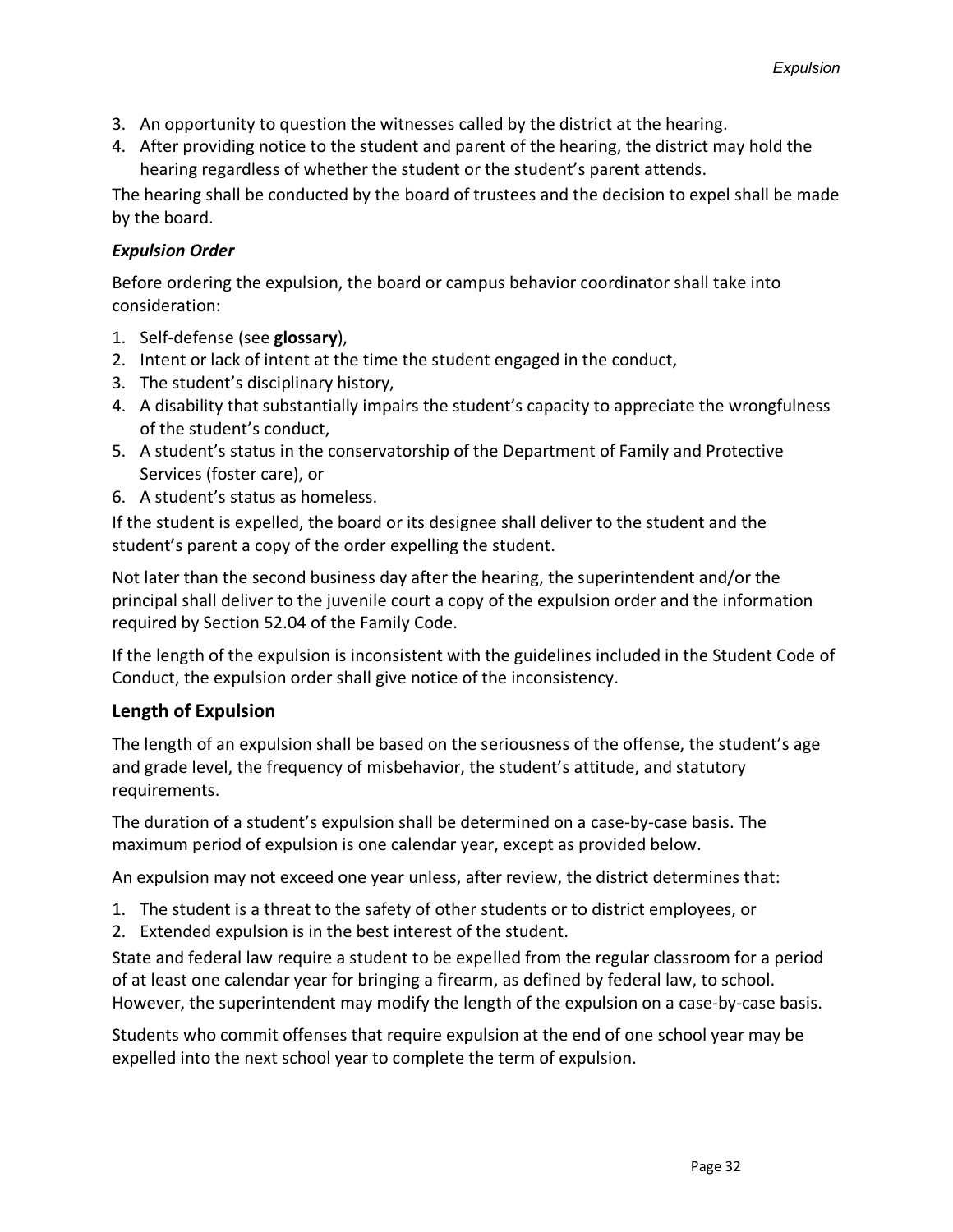3. An opportunity to question the witnesses called by the district at the hearing.
4. After providing notice to the student and parent of the hearing, the district may hold the hearing regardless of whether the student or the student's parent attends.

The hearing shall be conducted by the board of trustees and the decision to expel shall be made by the board.

### *Expulsion Order*

Before ordering the expulsion, the board or campus behavior coordinator shall take into consideration:

1. Self-defense (see **glossary**),
2. Intent or lack of intent at the time the student engaged in the conduct,
3. The student's disciplinary history,
4. A disability that substantially impairs the student's capacity to appreciate the wrongfulness of the student's conduct,
5. A student's status in the conservatorship of the Department of Family and Protective Services (foster care), or
6. A student's status as homeless.

If the student is expelled, the board or its designee shall deliver to the student and the student's parent a copy of the order expelling the student.

Not later than the second business day after the hearing, the superintendent and/or the principal shall deliver to the juvenile court a copy of the expulsion order and the information required by Section 52.04 of the Family Code.

If the length of the expulsion is inconsistent with the guidelines included in the Student Code of Conduct, the expulsion order shall give notice of the inconsistency.

## Length of Expulsion

The length of an expulsion shall be based on the seriousness of the offense, the student's age and grade level, the frequency of misbehavior, the student's attitude, and statutory requirements.

The duration of a student's expulsion shall be determined on a case-by-case basis. The maximum period of expulsion is one calendar year, except as provided below.

An expulsion may not exceed one year unless, after review, the district determines that:

1. The student is a threat to the safety of other students or to district employees, or
2. Extended expulsion is in the best interest of the student.

State and federal law require a student to be expelled from the regular classroom for a period of at least one calendar year for bringing a firearm, as defined by federal law, to school. However, the superintendent may modify the length of the expulsion on a case-by-case basis.

Students who commit offenses that require expulsion at the end of one school year may be expelled into the next school year to complete the term of expulsion.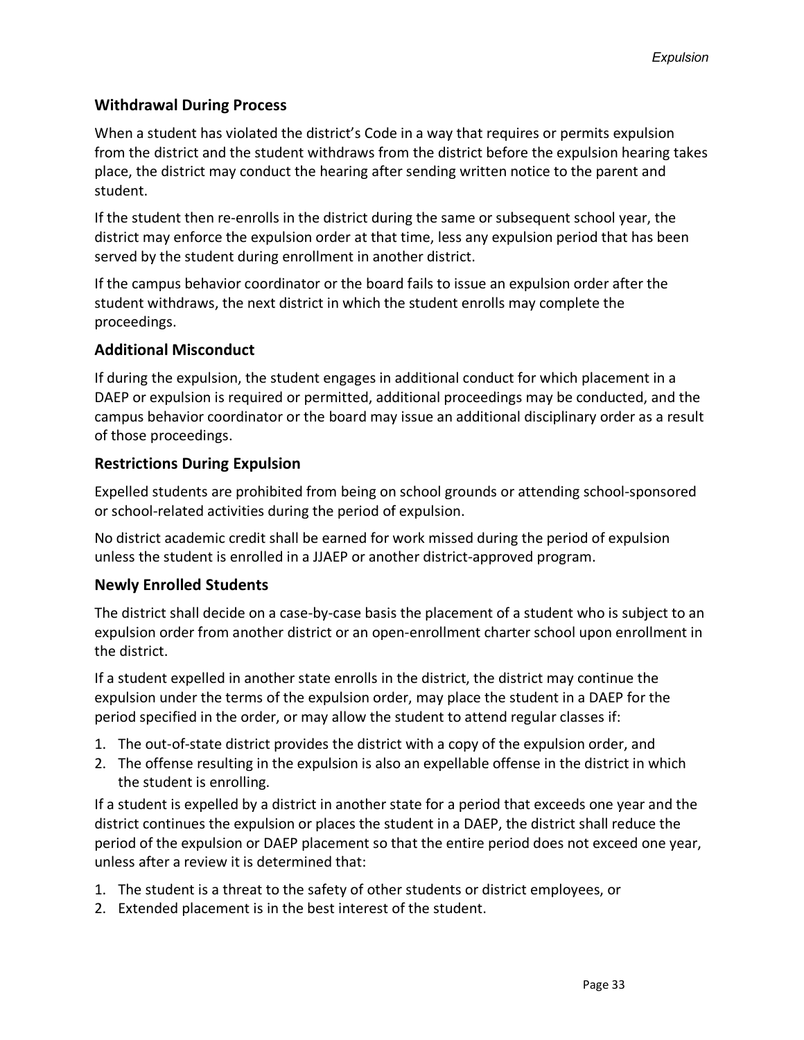## Withdrawal During Process

When a student has violated the district's Code in a way that requires or permits expulsion from the district and the student withdraws from the district before the expulsion hearing takes place, the district may conduct the hearing after sending written notice to the parent and student.

If the student then re-enrolls in the district during the same or subsequent school year, the district may enforce the expulsion order at that time, less any expulsion period that has been served by the student during enrollment in another district.

If the campus behavior coordinator or the board fails to issue an expulsion order after the student withdraws, the next district in which the student enrolls may complete the proceedings.

## Additional Misconduct

If during the expulsion, the student engages in additional conduct for which placement in a DAEP or expulsion is required or permitted, additional proceedings may be conducted, and the campus behavior coordinator or the board may issue an additional disciplinary order as a result of those proceedings.

## Restrictions During Expulsion

Expelled students are prohibited from being on school grounds or attending school-sponsored or school-related activities during the period of expulsion.

No district academic credit shall be earned for work missed during the period of expulsion unless the student is enrolled in a JJAEP or another district-approved program.

## Newly Enrolled Students

The district shall decide on a case-by-case basis the placement of a student who is subject to an expulsion order from another district or an open-enrollment charter school upon enrollment in the district.

If a student expelled in another state enrolls in the district, the district may continue the expulsion under the terms of the expulsion order, may place the student in a DAEP for the period specified in the order, or may allow the student to attend regular classes if:

1. The out-of-state district provides the district with a copy of the expulsion order, and
2. The offense resulting in the expulsion is also an expellable offense in the district in which the student is enrolling.

If a student is expelled by a district in another state for a period that exceeds one year and the district continues the expulsion or places the student in a DAEP, the district shall reduce the period of the expulsion or DAEP placement so that the entire period does not exceed one year, unless after a review it is determined that:

1. The student is a threat to the safety of other students or district employees, or
2. Extended placement is in the best interest of the student.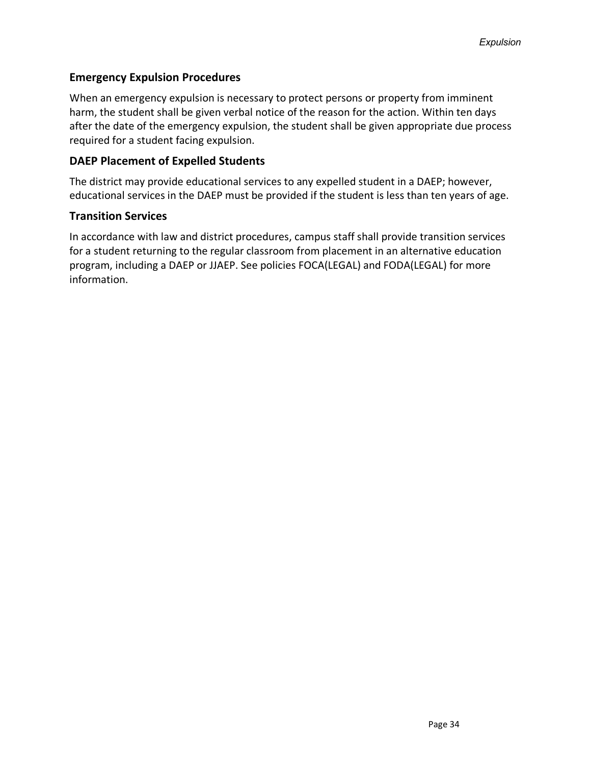## Emergency Expulsion Procedures

When an emergency expulsion is necessary to protect persons or property from imminent harm, the student shall be given verbal notice of the reason for the action. Within ten days after the date of the emergency expulsion, the student shall be given appropriate due process required for a student facing expulsion.

## DAEP Placement of Expelled Students

The district may provide educational services to any expelled student in a DAEP; however, educational services in the DAEP must be provided if the student is less than ten years of age.

## Transition Services

In accordance with law and district procedures, campus staff shall provide transition services for a student returning to the regular classroom from placement in an alternative education program, including a DAEP or JJAEP. See policies FOCA(LEGAL) and FODA(LEGAL) for more information.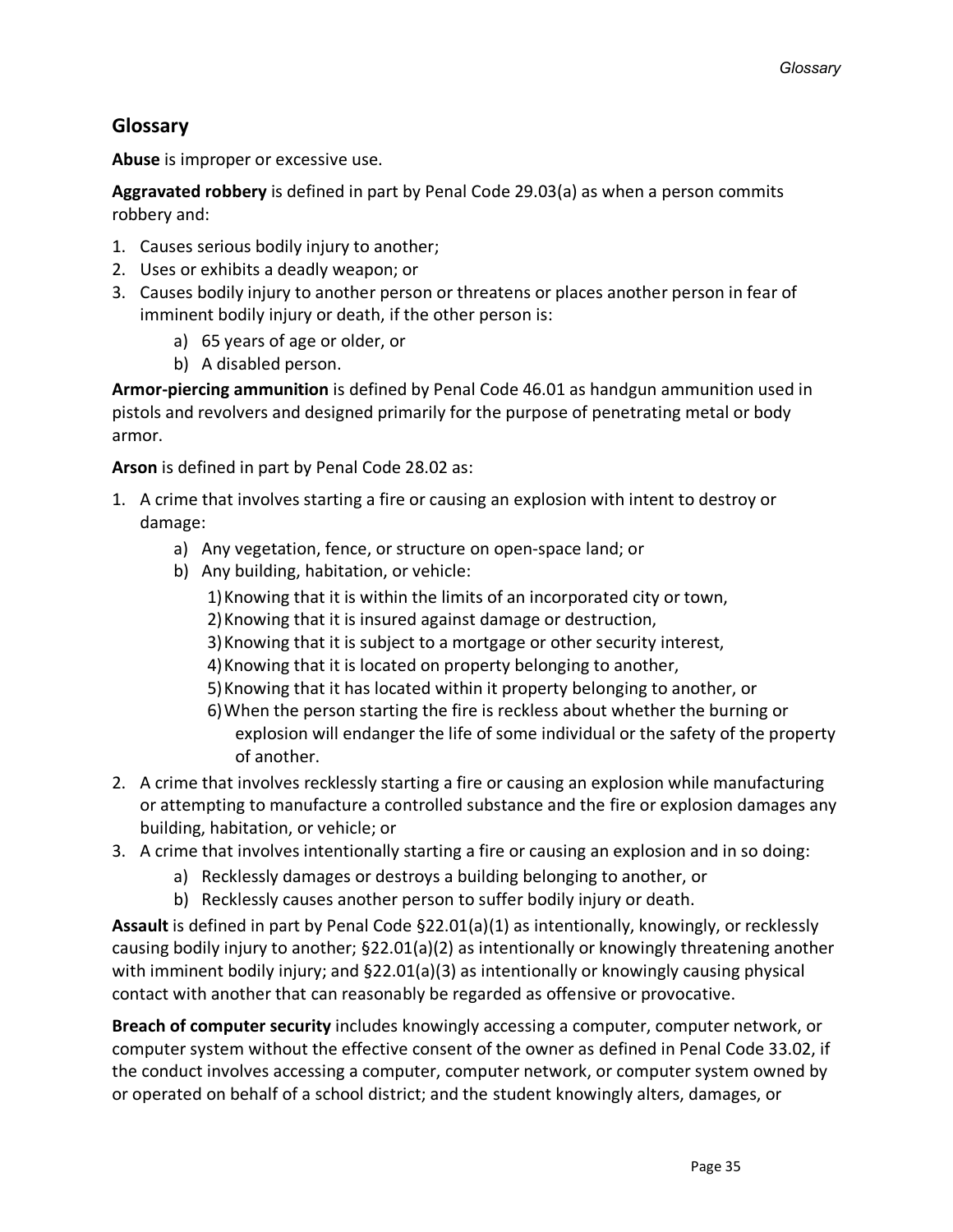## Glossary

**Abuse** is improper or excessive use.

**Aggravated robbery** is defined in part by Penal Code 29.03(a) as when a person commits robbery and:

1. Causes serious bodily injury to another;
2. Uses or exhibits a deadly weapon; or
3. Causes bodily injury to another person or threatens or places another person in fear of imminent bodily injury or death, if the other person is:
    a) 65 years of age or older, or
    b) A disabled person.

**Armor-piercing ammunition** is defined by Penal Code 46.01 as handgun ammunition used in pistols and revolvers and designed primarily for the purpose of penetrating metal or body armor.

**Arson** is defined in part by Penal Code 28.02 as:

1. A crime that involves starting a fire or causing an explosion with intent to destroy or damage:
    a) Any vegetation, fence, or structure on open-space land; or
    b) Any building, habitation, or vehicle:
        1) Knowing that it is within the limits of an incorporated city or town,
        2) Knowing that it is insured against damage or destruction,
        3) Knowing that it is subject to a mortgage or other security interest,
        4) Knowing that it is located on property belonging to another,
        5) Knowing that it has located within it property belonging to another, or
        6) When the person starting the fire is reckless about whether the burning or explosion will endanger the life of some individual or the safety of the property of another.
2. A crime that involves recklessly starting a fire or causing an explosion while manufacturing or attempting to manufacture a controlled substance and the fire or explosion damages any building, habitation, or vehicle; or
3. A crime that involves intentionally starting a fire or causing an explosion and in so doing:
    a) Recklessly damages or destroys a building belonging to another, or
    b) Recklessly causes another person to suffer bodily injury or death.

**Assault** is defined in part by Penal Code §22.01(a)(1) as intentionally, knowingly, or recklessly causing bodily injury to another; §22.01(a)(2) as intentionally or knowingly threatening another with imminent bodily injury; and §22.01(a)(3) as intentionally or knowingly causing physical contact with another that can reasonably be regarded as offensive or provocative.

**Breach of computer security** includes knowingly accessing a computer, computer network, or computer system without the effective consent of the owner as defined in Penal Code 33.02, if the conduct involves accessing a computer, computer network, or computer system owned by or operated on behalf of a school district; and the student knowingly alters, damages, or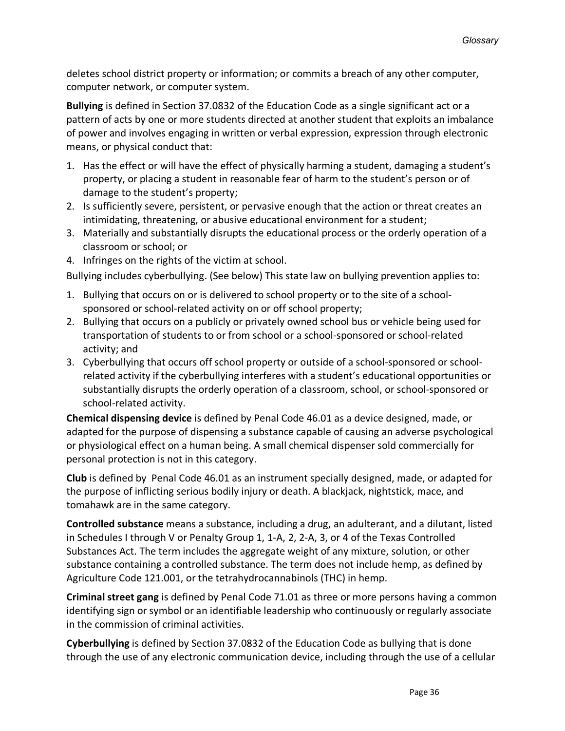deletes school district property or information; or commits a breach of any other computer, computer network, or computer system.

**Bullying** is defined in Section 37.0832 of the Education Code as a single significant act or a pattern of acts by one or more students directed at another student that exploits an imbalance of power and involves engaging in written or verbal expression, expression through electronic means, or physical conduct that:

1. Has the effect or will have the effect of physically harming a student, damaging a student's property, or placing a student in reasonable fear of harm to the student's person or of damage to the student's property;
2. Is sufficiently severe, persistent, or pervasive enough that the action or threat creates an intimidating, threatening, or abusive educational environment for a student;
3. Materially and substantially disrupts the educational process or the orderly operation of a classroom or school; or
4. Infringes on the rights of the victim at school.

Bullying includes cyberbullying. (See below) This state law on bullying prevention applies to:

1. Bullying that occurs on or is delivered to school property or to the site of a school-sponsored or school-related activity on or off school property;
2. Bullying that occurs on a publicly or privately owned school bus or vehicle being used for transportation of students to or from school or a school-sponsored or school-related activity; and
3. Cyberbullying that occurs off school property or outside of a school-sponsored or school-related activity if the cyberbullying interferes with a student's educational opportunities or substantially disrupts the orderly operation of a classroom, school, or school-sponsored or school-related activity.

**Chemical dispensing device** is defined by Penal Code 46.01 as a device designed, made, or adapted for the purpose of dispensing a substance capable of causing an adverse psychological or physiological effect on a human being. A small chemical dispenser sold commercially for personal protection is not in this category.

**Club** is defined by Penal Code 46.01 as an instrument specially designed, made, or adapted for the purpose of inflicting serious bodily injury or death. A blackjack, nightstick, mace, and tomahawk are in the same category.

**Controlled substance** means a substance, including a drug, an adulterant, and a dilutant, listed in Schedules I through V or Penalty Group 1, 1-A, 2, 2-A, 3, or 4 of the Texas Controlled Substances Act. The term includes the aggregate weight of any mixture, solution, or other substance containing a controlled substance. The term does not include hemp, as defined by Agriculture Code 121.001, or the tetrahydrocannabinols (THC) in hemp.

**Criminal street gang** is defined by Penal Code 71.01 as three or more persons having a common identifying sign or symbol or an identifiable leadership who continuously or regularly associate in the commission of criminal activities.

**Cyberbullying** is defined by Section 37.0832 of the Education Code as bullying that is done through the use of any electronic communication device, including through the use of a cellular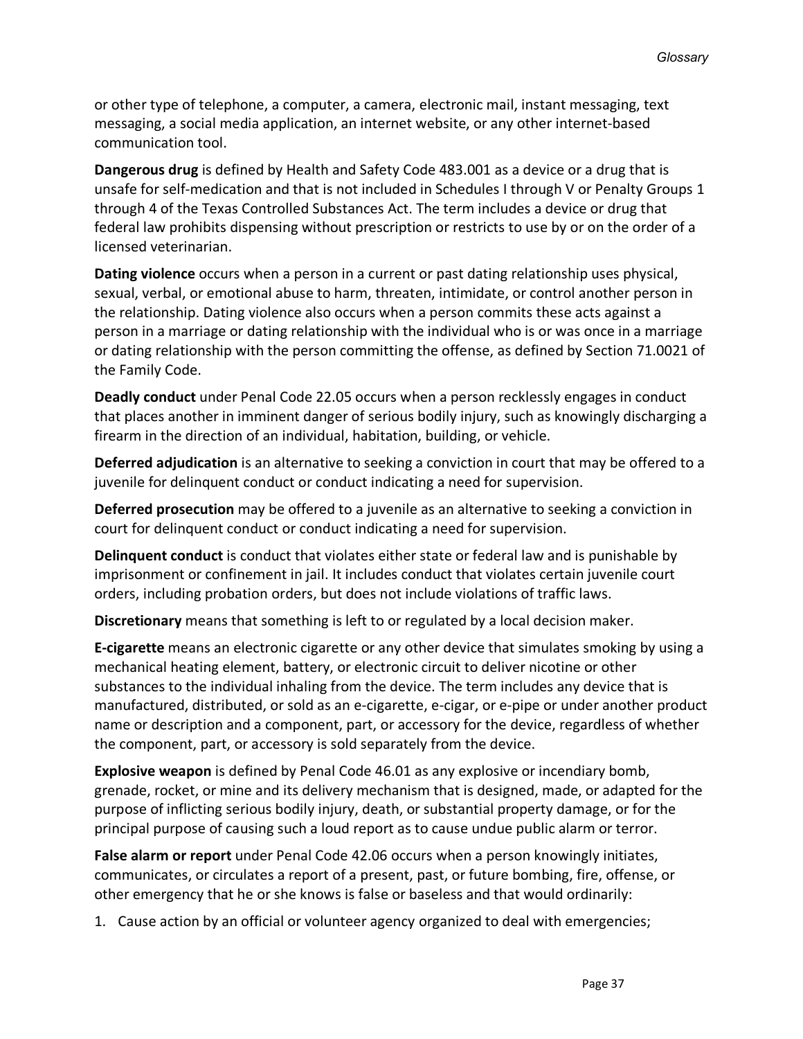or other type of telephone, a computer, a camera, electronic mail, instant messaging, text messaging, a social media application, an internet website, or any other internet-based communication tool.

**Dangerous drug** is defined by Health and Safety Code 483.001 as a device or a drug that is unsafe for self-medication and that is not included in Schedules I through V or Penalty Groups 1 through 4 of the Texas Controlled Substances Act. The term includes a device or drug that federal law prohibits dispensing without prescription or restricts to use by or on the order of a licensed veterinarian.

**Dating violence** occurs when a person in a current or past dating relationship uses physical, sexual, verbal, or emotional abuse to harm, threaten, intimidate, or control another person in the relationship. Dating violence also occurs when a person commits these acts against a person in a marriage or dating relationship with the individual who is or was once in a marriage or dating relationship with the person committing the offense, as defined by Section 71.0021 of the Family Code.

**Deadly conduct** under Penal Code 22.05 occurs when a person recklessly engages in conduct that places another in imminent danger of serious bodily injury, such as knowingly discharging a firearm in the direction of an individual, habitation, building, or vehicle.

**Deferred adjudication** is an alternative to seeking a conviction in court that may be offered to a juvenile for delinquent conduct or conduct indicating a need for supervision.

**Deferred prosecution** may be offered to a juvenile as an alternative to seeking a conviction in court for delinquent conduct or conduct indicating a need for supervision.

**Delinquent conduct** is conduct that violates either state or federal law and is punishable by imprisonment or confinement in jail. It includes conduct that violates certain juvenile court orders, including probation orders, but does not include violations of traffic laws.

**Discretionary** means that something is left to or regulated by a local decision maker.

**E-cigarette** means an electronic cigarette or any other device that simulates smoking by using a mechanical heating element, battery, or electronic circuit to deliver nicotine or other substances to the individual inhaling from the device. The term includes any device that is manufactured, distributed, or sold as an e-cigarette, e-cigar, or e-pipe or under another product name or description and a component, part, or accessory for the device, regardless of whether the component, part, or accessory is sold separately from the device.

**Explosive weapon** is defined by Penal Code 46.01 as any explosive or incendiary bomb, grenade, rocket, or mine and its delivery mechanism that is designed, made, or adapted for the purpose of inflicting serious bodily injury, death, or substantial property damage, or for the principal purpose of causing such a loud report as to cause undue public alarm or terror.

**False alarm or report** under Penal Code 42.06 occurs when a person knowingly initiates, communicates, or circulates a report of a present, past, or future bombing, fire, offense, or other emergency that he or she knows is false or baseless and that would ordinarily:

1. Cause action by an official or volunteer agency organized to deal with emergencies;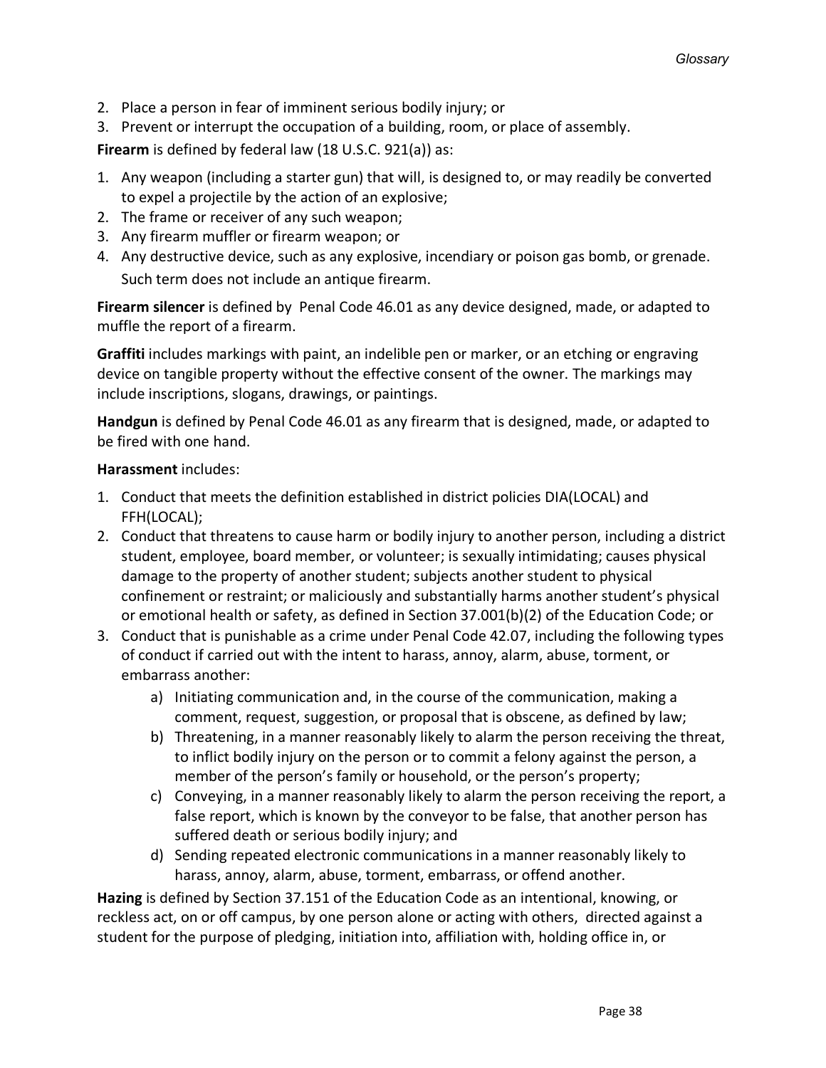2. Place a person in fear of imminent serious bodily injury; or
3. Prevent or interrupt the occupation of a building, room, or place of assembly.

**Firearm** is defined by federal law (18 U.S.C. 921(a)) as:

1. Any weapon (including a starter gun) that will, is designed to, or may readily be converted to expel a projectile by the action of an explosive;
2. The frame or receiver of any such weapon;
3. Any firearm muffler or firearm weapon; or
4. Any destructive device, such as any explosive, incendiary or poison gas bomb, or grenade.

   Such term does not include an antique firearm.

**Firearm silencer** is defined by Penal Code 46.01 as any device designed, made, or adapted to muffle the report of a firearm.

**Graffiti** includes markings with paint, an indelible pen or marker, or an etching or engraving device on tangible property without the effective consent of the owner. The markings may include inscriptions, slogans, drawings, or paintings.

**Handgun** is defined by Penal Code 46.01 as any firearm that is designed, made, or adapted to be fired with one hand.

**Harassment** includes:

1. Conduct that meets the definition established in district policies DIA(LOCAL) and FFH(LOCAL);
2. Conduct that threatens to cause harm or bodily injury to another person, including a district student, employee, board member, or volunteer; is sexually intimidating; causes physical damage to the property of another student; subjects another student to physical confinement or restraint; or maliciously and substantially harms another student's physical or emotional health or safety, as defined in Section 37.001(b)(2) of the Education Code; or
3. Conduct that is punishable as a crime under Penal Code 42.07, including the following types of conduct if carried out with the intent to harass, annoy, alarm, abuse, torment, or embarrass another:
   a) Initiating communication and, in the course of the communication, making a comment, request, suggestion, or proposal that is obscene, as defined by law;
   b) Threatening, in a manner reasonably likely to alarm the person receiving the threat, to inflict bodily injury on the person or to commit a felony against the person, a member of the person's family or household, or the person's property;
   c) Conveying, in a manner reasonably likely to alarm the person receiving the report, a false report, which is known by the conveyor to be false, that another person has suffered death or serious bodily injury; and
   d) Sending repeated electronic communications in a manner reasonably likely to harass, annoy, alarm, abuse, torment, embarrass, or offend another.

**Hazing** is defined by Section 37.151 of the Education Code as an intentional, knowing, or reckless act, on or off campus, by one person alone or acting with others, directed against a student for the purpose of pledging, initiation into, affiliation with, holding office in, or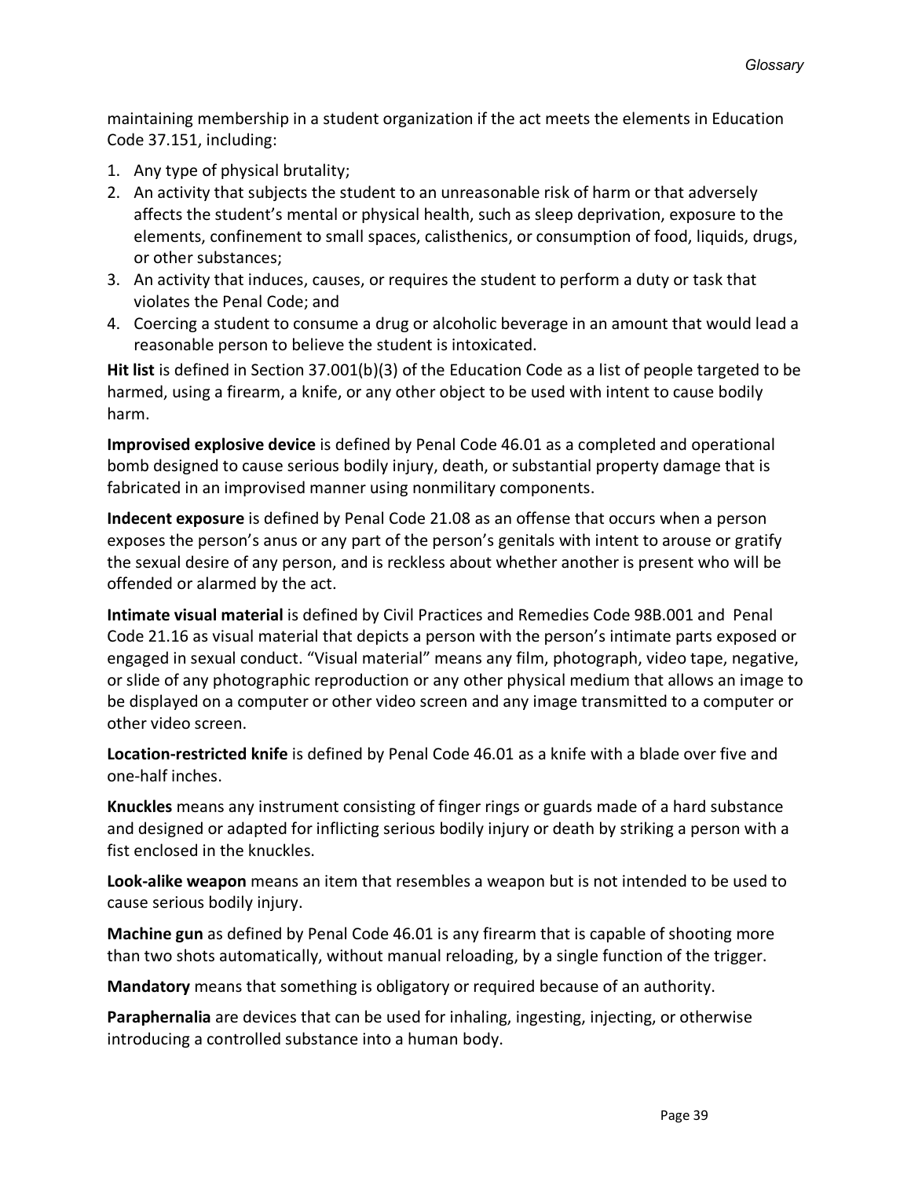maintaining membership in a student organization if the act meets the elements in Education Code 37.151, including:

1. Any type of physical brutality;
2. An activity that subjects the student to an unreasonable risk of harm or that adversely affects the student's mental or physical health, such as sleep deprivation, exposure to the elements, confinement to small spaces, calisthenics, or consumption of food, liquids, drugs, or other substances;
3. An activity that induces, causes, or requires the student to perform a duty or task that violates the Penal Code; and
4. Coercing a student to consume a drug or alcoholic beverage in an amount that would lead a reasonable person to believe the student is intoxicated.

**Hit list** is defined in Section 37.001(b)(3) of the Education Code as a list of people targeted to be harmed, using a firearm, a knife, or any other object to be used with intent to cause bodily harm.

**Improvised explosive device** is defined by Penal Code 46.01 as a completed and operational bomb designed to cause serious bodily injury, death, or substantial property damage that is fabricated in an improvised manner using nonmilitary components.

**Indecent exposure** is defined by Penal Code 21.08 as an offense that occurs when a person exposes the person's anus or any part of the person's genitals with intent to arouse or gratify the sexual desire of any person, and is reckless about whether another is present who will be offended or alarmed by the act.

**Intimate visual material** is defined by Civil Practices and Remedies Code 98B.001 and Penal Code 21.16 as visual material that depicts a person with the person's intimate parts exposed or engaged in sexual conduct. "Visual material" means any film, photograph, video tape, negative, or slide of any photographic reproduction or any other physical medium that allows an image to be displayed on a computer or other video screen and any image transmitted to a computer or other video screen.

**Location-restricted knife** is defined by Penal Code 46.01 as a knife with a blade over five and one-half inches.

**Knuckles** means any instrument consisting of finger rings or guards made of a hard substance and designed or adapted for inflicting serious bodily injury or death by striking a person with a fist enclosed in the knuckles.

**Look-alike weapon** means an item that resembles a weapon but is not intended to be used to cause serious bodily injury.

**Machine gun** as defined by Penal Code 46.01 is any firearm that is capable of shooting more than two shots automatically, without manual reloading, by a single function of the trigger.

**Mandatory** means that something is obligatory or required because of an authority.

**Paraphernalia** are devices that can be used for inhaling, ingesting, injecting, or otherwise introducing a controlled substance into a human body.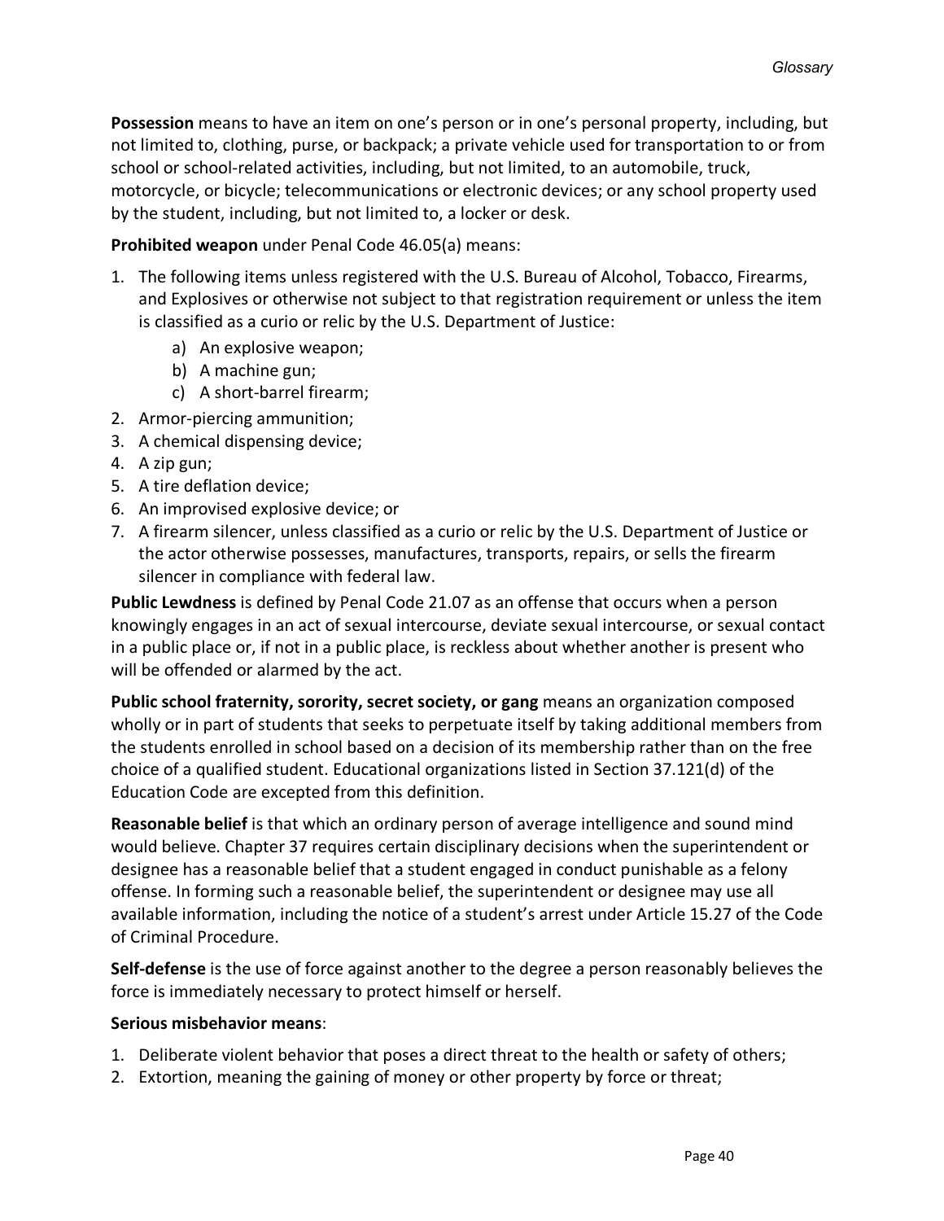**Possession** means to have an item on one's person or in one's personal property, including, but not limited to, clothing, purse, or backpack; a private vehicle used for transportation to or from school or school-related activities, including, but not limited, to an automobile, truck, motorcycle, or bicycle; telecommunications or electronic devices; or any school property used by the student, including, but not limited to, a locker or desk.

**Prohibited weapon** under Penal Code 46.05(a) means:

1. The following items unless registered with the U.S. Bureau of Alcohol, Tobacco, Firearms, and Explosives or otherwise not subject to that registration requirement or unless the item is classified as a curio or relic by the U.S. Department of Justice:
    a) An explosive weapon;
    b) A machine gun;
    c) A short-barrel firearm;
2. Armor-piercing ammunition;
3. A chemical dispensing device;
4. A zip gun;
5. A tire deflation device;
6. An improvised explosive device; or
7. A firearm silencer, unless classified as a curio or relic by the U.S. Department of Justice or the actor otherwise possesses, manufactures, transports, repairs, or sells the firearm silencer in compliance with federal law.

**Public Lewdness** is defined by Penal Code 21.07 as an offense that occurs when a person knowingly engages in an act of sexual intercourse, deviate sexual intercourse, or sexual contact in a public place or, if not in a public place, is reckless about whether another is present who will be offended or alarmed by the act.

**Public school fraternity, sorority, secret society, or gang** means an organization composed wholly or in part of students that seeks to perpetuate itself by taking additional members from the students enrolled in school based on a decision of its membership rather than on the free choice of a qualified student. Educational organizations listed in Section 37.121(d) of the Education Code are excepted from this definition.

**Reasonable belief** is that which an ordinary person of average intelligence and sound mind would believe. Chapter 37 requires certain disciplinary decisions when the superintendent or designee has a reasonable belief that a student engaged in conduct punishable as a felony offense. In forming such a reasonable belief, the superintendent or designee may use all available information, including the notice of a student's arrest under Article 15.27 of the Code of Criminal Procedure.

**Self-defense** is the use of force against another to the degree a person reasonably believes the force is immediately necessary to protect himself or herself.

**Serious misbehavior means**:

1. Deliberate violent behavior that poses a direct threat to the health or safety of others;
2. Extortion, meaning the gaining of money or other property by force or threat;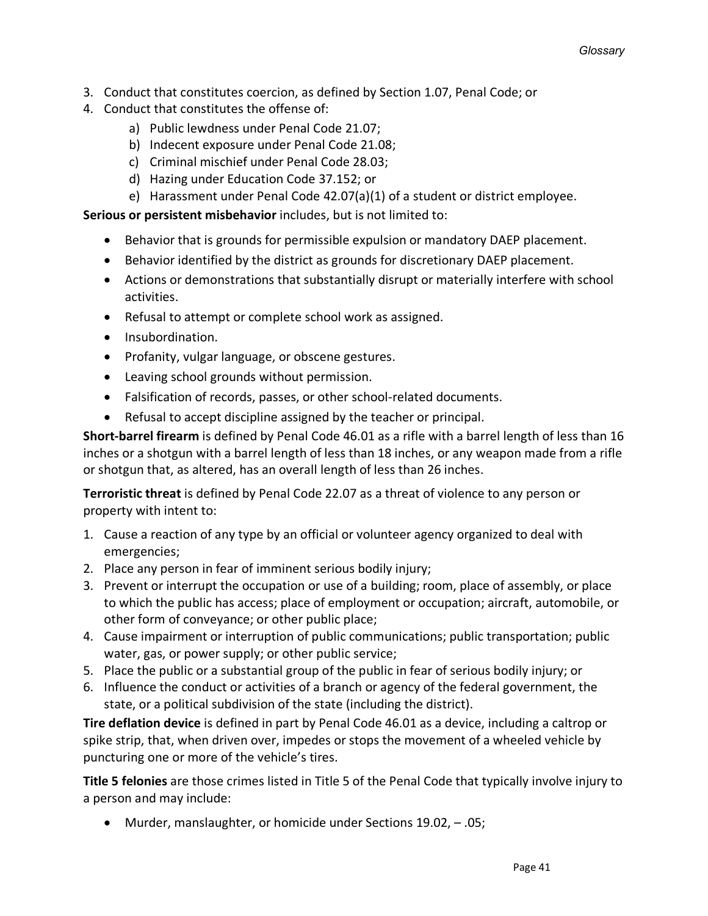3. Conduct that constitutes coercion, as defined by Section 1.07, Penal Code; or
4. Conduct that constitutes the offense of:
   a) Public lewdness under Penal Code 21.07;
   b) Indecent exposure under Penal Code 21.08;
   c) Criminal mischief under Penal Code 28.03;
   d) Hazing under Education Code 37.152; or
   e) Harassment under Penal Code 42.07(a)(1) of a student or district employee.

**Serious or persistent misbehavior** includes, but is not limited to:

- Behavior that is grounds for permissible expulsion or mandatory DAEP placement.
- Behavior identified by the district as grounds for discretionary DAEP placement.
- Actions or demonstrations that substantially disrupt or materially interfere with school activities.
- Refusal to attempt or complete school work as assigned.
- Insubordination.
- Profanity, vulgar language, or obscene gestures.
- Leaving school grounds without permission.
- Falsification of records, passes, or other school-related documents.
- Refusal to accept discipline assigned by the teacher or principal.

**Short-barrel firearm** is defined by Penal Code 46.01 as a rifle with a barrel length of less than 16 inches or a shotgun with a barrel length of less than 18 inches, or any weapon made from a rifle or shotgun that, as altered, has an overall length of less than 26 inches.

**Terroristic threat** is defined by Penal Code 22.07 as a threat of violence to any person or property with intent to:

1. Cause a reaction of any type by an official or volunteer agency organized to deal with emergencies;
2. Place any person in fear of imminent serious bodily injury;
3. Prevent or interrupt the occupation or use of a building; room, place of assembly, or place to which the public has access; place of employment or occupation; aircraft, automobile, or other form of conveyance; or other public place;
4. Cause impairment or interruption of public communications; public transportation; public water, gas, or power supply; or other public service;
5. Place the public or a substantial group of the public in fear of serious bodily injury; or
6. Influence the conduct or activities of a branch or agency of the federal government, the state, or a political subdivision of the state (including the district).

**Tire deflation device** is defined in part by Penal Code 46.01 as a device, including a caltrop or spike strip, that, when driven over, impedes or stops the movement of a wheeled vehicle by puncturing one or more of the vehicle's tires.

**Title 5 felonies** are those crimes listed in Title 5 of the Penal Code that typically involve injury to a person and may include:

- Murder, manslaughter, or homicide under Sections 19.02, – .05;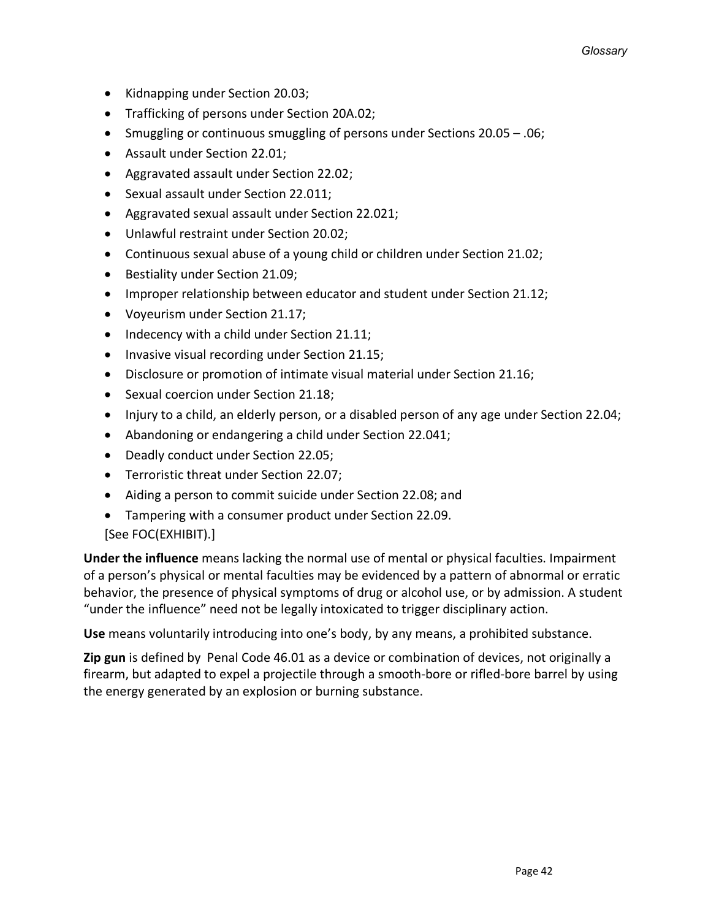- Kidnapping under Section 20.03;
- Trafficking of persons under Section 20A.02;
- Smuggling or continuous smuggling of persons under Sections 20.05 – .06;
- Assault under Section 22.01;
- Aggravated assault under Section 22.02;
- Sexual assault under Section 22.011;
- Aggravated sexual assault under Section 22.021;
- Unlawful restraint under Section 20.02;
- Continuous sexual abuse of a young child or children under Section 21.02;
- Bestiality under Section 21.09;
- Improper relationship between educator and student under Section 21.12;
- Voyeurism under Section 21.17;
- Indecency with a child under Section 21.11;
- Invasive visual recording under Section 21.15;
- Disclosure or promotion of intimate visual material under Section 21.16;
- Sexual coercion under Section 21.18;
- Injury to a child, an elderly person, or a disabled person of any age under Section 22.04;
- Abandoning or endangering a child under Section 22.041;
- Deadly conduct under Section 22.05;
- Terroristic threat under Section 22.07;
- Aiding a person to commit suicide under Section 22.08; and
- Tampering with a consumer product under Section 22.09.

[See FOC(EXHIBIT).]

**Under the influence** means lacking the normal use of mental or physical faculties. Impairment of a person's physical or mental faculties may be evidenced by a pattern of abnormal or erratic behavior, the presence of physical symptoms of drug or alcohol use, or by admission. A student "under the influence" need not be legally intoxicated to trigger disciplinary action.

**Use** means voluntarily introducing into one's body, by any means, a prohibited substance.

**Zip gun** is defined by Penal Code 46.01 as a device or combination of devices, not originally a firearm, but adapted to expel a projectile through a smooth-bore or rifled-bore barrel by using the energy generated by an explosion or burning substance.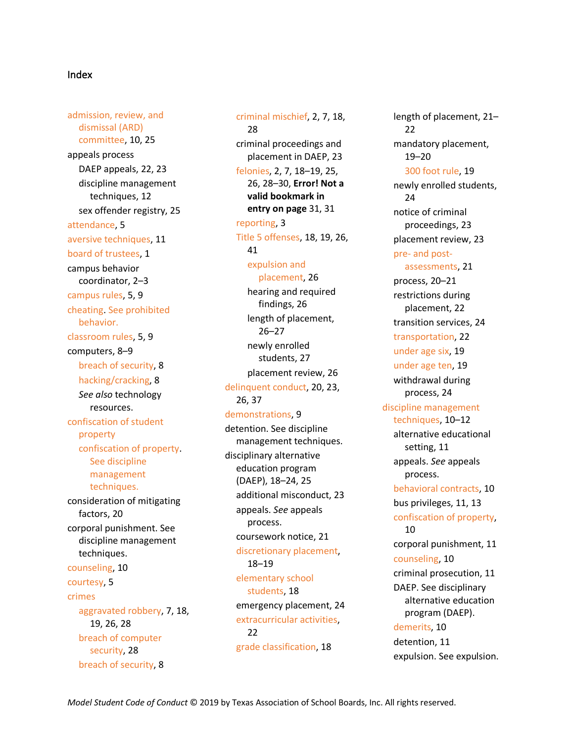# Index

admission, review, and dismissal (ARD) committee, 10, 25
appeals process
- DAEP appeals, 22, 23
- discipline management techniques, 12
- sex offender registry, 25

attendance, 5
aversive techniques, 11
board of trustees, 1
campus behavior coordinator, 2–3
campus rules, 5, 9
cheating. See prohibited behavior.
classroom rules, 5, 9
computers, 8–9
- breach of security, 8
- hacking/cracking, 8
- *See also* technology resources.

confiscation of student property
- confiscation of property. See discipline management techniques.

consideration of mitigating factors, 20
corporal punishment. See discipline management techniques.
counseling, 10
courtesy, 5
crimes
- aggravated robbery, 7, 18, 19, 26, 28
- breach of computer security, 28
- breach of security, 8
- criminal mischief, 2, 7, 18, 28
- criminal proceedings and placement in DAEP, 23
- felonies, 2, 7, 18–19, 25, 26, 28–30, **Error! Not a valid bookmark in entry on page** 31, 31
- reporting, 3
- Title 5 offenses, 18, 19, 26, 41
  - expulsion and placement, 26
  - hearing and required findings, 26
  - length of placement, 26–27
  - newly enrolled students, 27
  - placement review, 26

delinquent conduct, 20, 23, 26, 37
demonstrations, 9
detention. See discipline management techniques.
disciplinary alternative education program (DAEP), 18–24, 25
- additional misconduct, 23
- appeals. *See* appeals process.
- coursework notice, 21
- discretionary placement, 18–19
- elementary school students, 18
- emergency placement, 24
- extracurricular activities, 22
- grade classification, 18
- length of placement, 21–22
- mandatory placement, 19–20
  - 300 foot rule, 19
- newly enrolled students, 24
- notice of criminal proceedings, 23
- placement review, 23
- pre- and post-assessments, 21
- process, 20–21
- restrictions during placement, 22
- transition services, 24
- transportation, 22
- under age six, 19
- under age ten, 19
- withdrawal during process, 24

discipline management techniques, 10–12
- alternative educational setting, 11
- appeals. *See* appeals process.
- behavioral contracts, 10
- bus privileges, 11, 13
- confiscation of property, 10
- corporal punishment, 11
- counseling, 10
- criminal prosecution, 11
- DAEP. See disciplinary alternative education program (DAEP).
- demerits, 10
- detention, 11
- expulsion. See expulsion.

*Model Student Code of Conduct* © 2019 by Texas Association of School Boards, Inc. All rights reserved.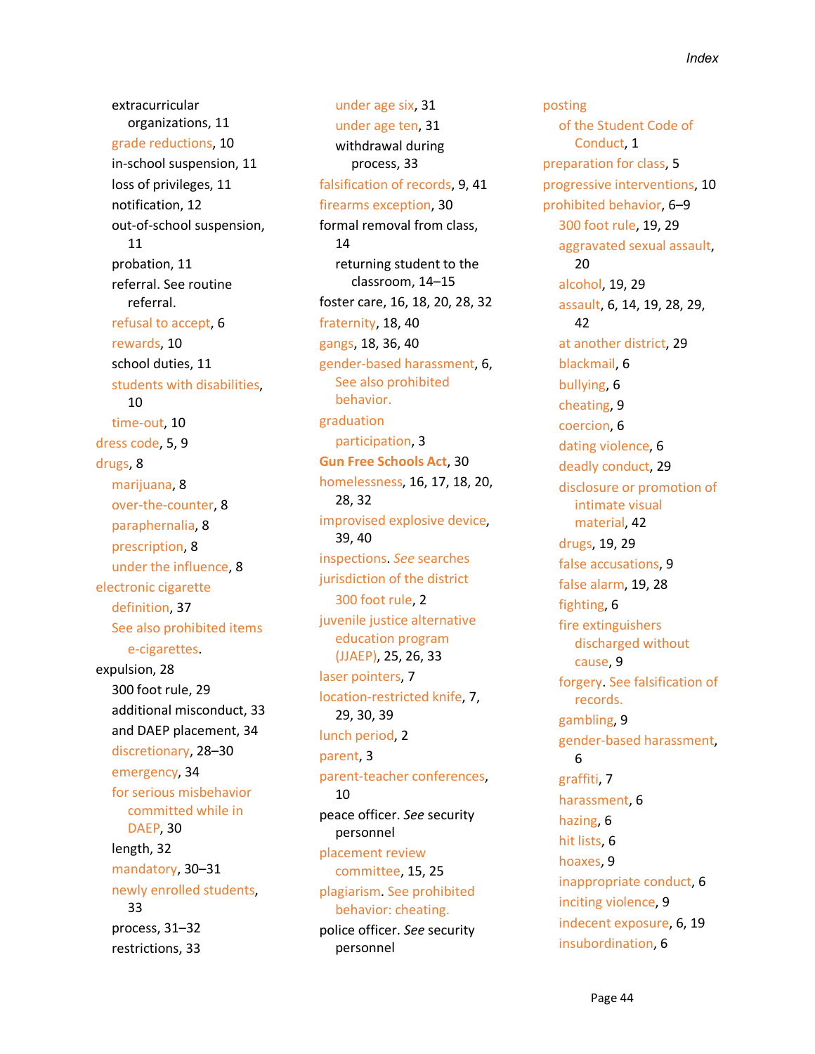- extracurricular organizations, 11
- grade reductions, 10
- in-school suspension, 11
- loss of privileges, 11
- notification, 12
- out-of-school suspension, 11
- probation, 11
- referral. See routine referral.
- refusal to accept, 6
- rewards, 10
- school duties, 11
- students with disabilities, 10
- time-out, 10

dress code, 5, 9

drugs, 8
- marijuana, 8
- over-the-counter, 8
- paraphernalia, 8
- prescription, 8
- under the influence, 8

electronic cigarette
- definition, 37
- See also prohibited items e-cigarettes.

expulsion, 28
- 300 foot rule, 29
- additional misconduct, 33
- and DAEP placement, 34
- discretionary, 28–30
- emergency, 34
- for serious misbehavior committed while in DAEP, 30
- length, 32
- mandatory, 30–31
- newly enrolled students, 33
- process, 31–32
- restrictions, 33
- under age six, 31
- under age ten, 31
- withdrawal during process, 33

falsification of records, 9, 41

firearms exception, 30

formal removal from class, 14
- returning student to the classroom, 14–15

foster care, 16, 18, 20, 28, 32

fraternity, 18, 40

gangs, 18, 36, 40

gender-based harassment, 6, See also prohibited behavior.

graduation
- participation, 3

**Gun Free Schools Act**, 30

homelessness, 16, 17, 18, 20, 28, 32

improvised explosive device, 39, 40

inspections. *See* searches

jurisdiction of the district
- 300 foot rule, 2

juvenile justice alternative education program (JJAEP), 25, 26, 33

laser pointers, 7

location-restricted knife, 7, 29, 30, 39

lunch period, 2

parent, 3

parent-teacher conferences, 10

peace officer. *See* security personnel

placement review committee, 15, 25

plagiarism. See prohibited behavior: cheating.

police officer. *See* security personnel

posting
- of the Student Code of Conduct, 1

preparation for class, 5

progressive interventions, 10

prohibited behavior, 6–9
- 300 foot rule, 19, 29
- aggravated sexual assault, 20
- alcohol, 19, 29
- assault, 6, 14, 19, 28, 29, 42
- at another district, 29
- blackmail, 6
- bullying, 6
- cheating, 9
- coercion, 6
- dating violence, 6
- deadly conduct, 29
- disclosure or promotion of intimate visual material, 42
- drugs, 19, 29
- false accusations, 9
- false alarm, 19, 28
- fighting, 6
- fire extinguishers discharged without cause, 9
- forgery. See falsification of records.
- gambling, 9
- gender-based harassment, 6
- graffiti, 7
- harassment, 6
- hazing, 6
- hit lists, 6
- hoaxes, 9
- inappropriate conduct, 6
- inciting violence, 9
- indecent exposure, 6, 19
- insubordination, 6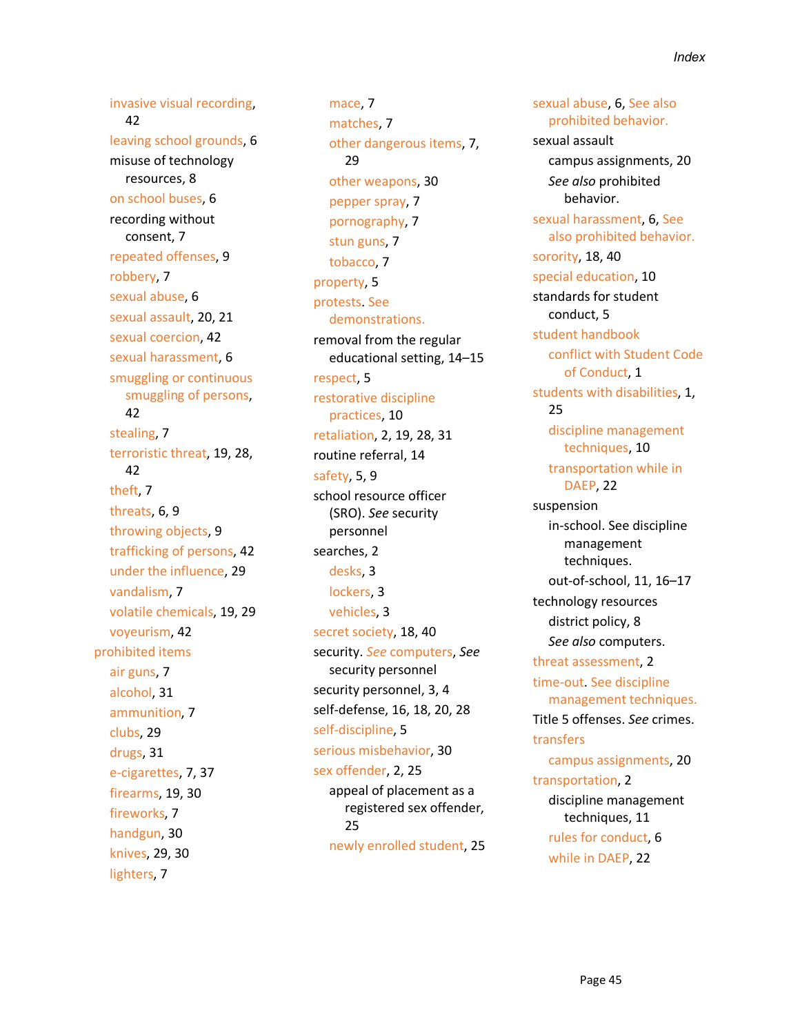invasive visual recording, 42
leaving school grounds, 6
misuse of technology resources, 8
on school buses, 6
recording without consent, 7
repeated offenses, 9
robbery, 7
sexual abuse, 6
sexual assault, 20, 21
sexual coercion, 42
sexual harassment, 6
smuggling or continuous smuggling of persons, 42
stealing, 7
terroristic threat, 19, 28, 42
theft, 7
threats, 6, 9
throwing objects, 9
trafficking of persons, 42
under the influence, 29
vandalism, 7
volatile chemicals, 19, 29
voyeurism, 42

prohibited items
- air guns, 7
- alcohol, 31
- ammunition, 7
- clubs, 29
- drugs, 31
- e-cigarettes, 7, 37
- firearms, 19, 30
- fireworks, 7
- handgun, 30
- knives, 29, 30
- lighters, 7
- mace, 7
- matches, 7
- other dangerous items, 7, 29
- other weapons, 30
- pepper spray, 7
- pornography, 7
- stun guns, 7
- tobacco, 7

property, 5

protests. See demonstrations.

removal from the regular educational setting, 14–15

respect, 5

restorative discipline practices, 10

retaliation, 2, 19, 28, 31

routine referral, 14

safety, 5, 9

school resource officer (SRO). *See* security personnel

searches, 2
- desks, 3
- lockers, 3
- vehicles, 3

secret society, 18, 40

security. *See* computers, *See* security personnel

security personnel, 3, 4

self-defense, 16, 18, 20, 28

self-discipline, 5

serious misbehavior, 30

sex offender, 2, 25
- appeal of placement as a registered sex offender, 25
- newly enrolled student, 25

sexual abuse, 6, See also prohibited behavior.

sexual assault
- campus assignments, 20
- *See also* prohibited behavior.

sexual harassment, 6, See also prohibited behavior.

sorority, 18, 40

special education, 10

standards for student conduct, 5

student handbook
- conflict with Student Code of Conduct, 1

students with disabilities, 1, 25
- discipline management techniques, 10
- transportation while in DAEP, 22

suspension
- in-school. See discipline management techniques.
- out-of-school, 11, 16–17

technology resources
- district policy, 8
- *See also* computers.

threat assessment, 2

time-out. See discipline management techniques.

Title 5 offenses. *See* crimes.

transfers
- campus assignments, 20

transportation, 2
- discipline management techniques, 11
- rules for conduct, 6
- while in DAEP, 22